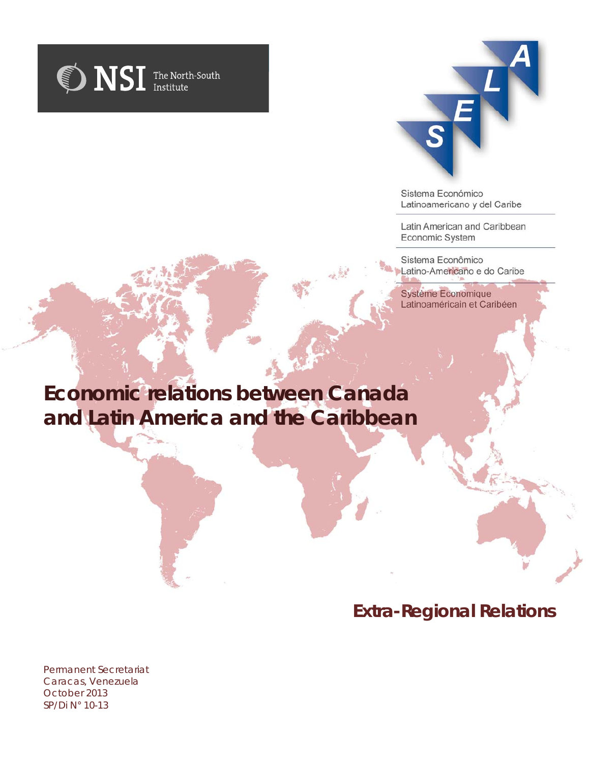NSI The North-South Institute

SELA

Sistema Económico Latinoamericano y del Caribe

Latin American and Caribbean Economic System

Sistema Econômico Latino-Americano e do Caribe

Système Economique Latinoaméricain et Caribéen

# Economic relations between Canada and Latin America and the Caribbean

## Extra-Regional Relations

Permanent Secretariat
Caracas, Venezuela
October 2013
SP/Di N° 10-13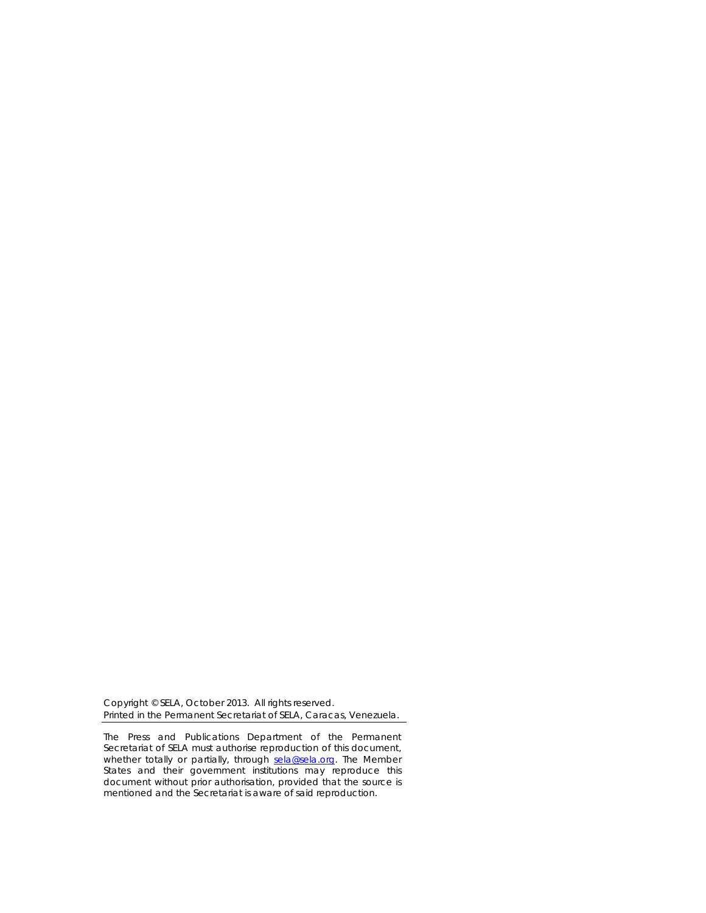Copyright © SELA, October 2013. All rights reserved.
Printed in the Permanent Secretariat of SELA, Caracas, Venezuela.

---

The Press and Publications Department of the Permanent Secretariat of SELA must authorise reproduction of this document, whether totally or partially, through sela@sela.org. The Member States and their government institutions may reproduce this document without prior authorisation, provided that the source is mentioned and the Secretariat is aware of said reproduction.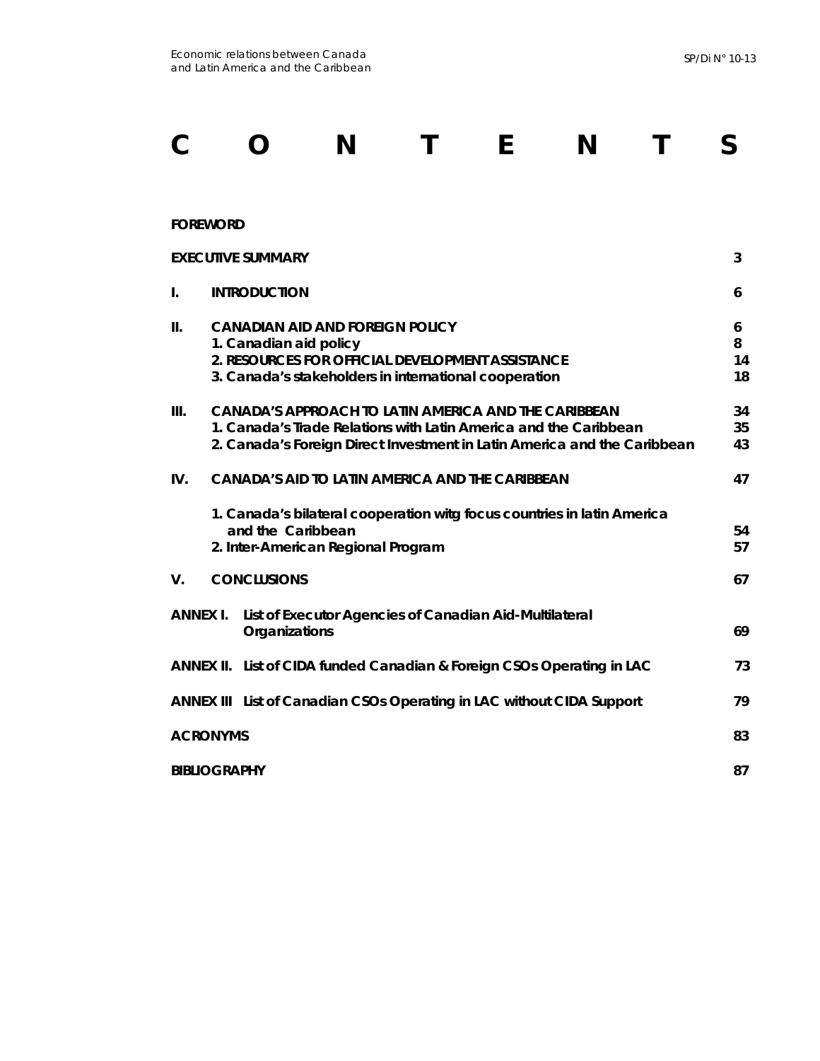# C O N T E N T S

**FOREWORD**

| | | |
|---|---|---|
| **EXECUTIVE SUMMARY** | | **3** |
| **I.** | **INTRODUCTION** | **6** |
| **II.** | **CANADIAN AID AND FOREIGN POLICY** | **6** |
| | **1. Canadian aid policy** | **8** |
| | **2. RESOURCES FOR OFFICIAL DEVELOPMENT ASSISTANCE** | **14** |
| | **3. Canada's stakeholders in international cooperation** | **18** |
| **III.** | **CANADA'S APPROACH TO LATIN AMERICA AND THE CARIBBEAN** | **34** |
| | **1. Canada's Trade Relations with Latin America and the Caribbean** | **35** |
| | **2. Canada's Foreign Direct Investment in Latin America and the Caribbean** | **43** |
| **IV.** | **CANADA'S AID TO LATIN AMERICA AND THE CARIBBEAN** | **47** |
| | **1. Canada's bilateral cooperation witg focus countries in latin America and the Caribbean** | **54** |
| | **2. Inter-American Regional Program** | **57** |
| **V.** | **CONCLUSIONS** | **67** |
| **ANNEX I.** | **List of Executor Agencies of Canadian Aid-Multilateral Organizations** | **69** |
| **ANNEX II.** | **List of CIDA funded Canadian & Foreign CSOs Operating in LAC** | **73** |
| **ANNEX III** | **List of Canadian CSOs Operating in LAC without CIDA Support** | **79** |
| **ACRONYMS** | | **83** |
| **BIBLIOGRAPHY** | | **87** |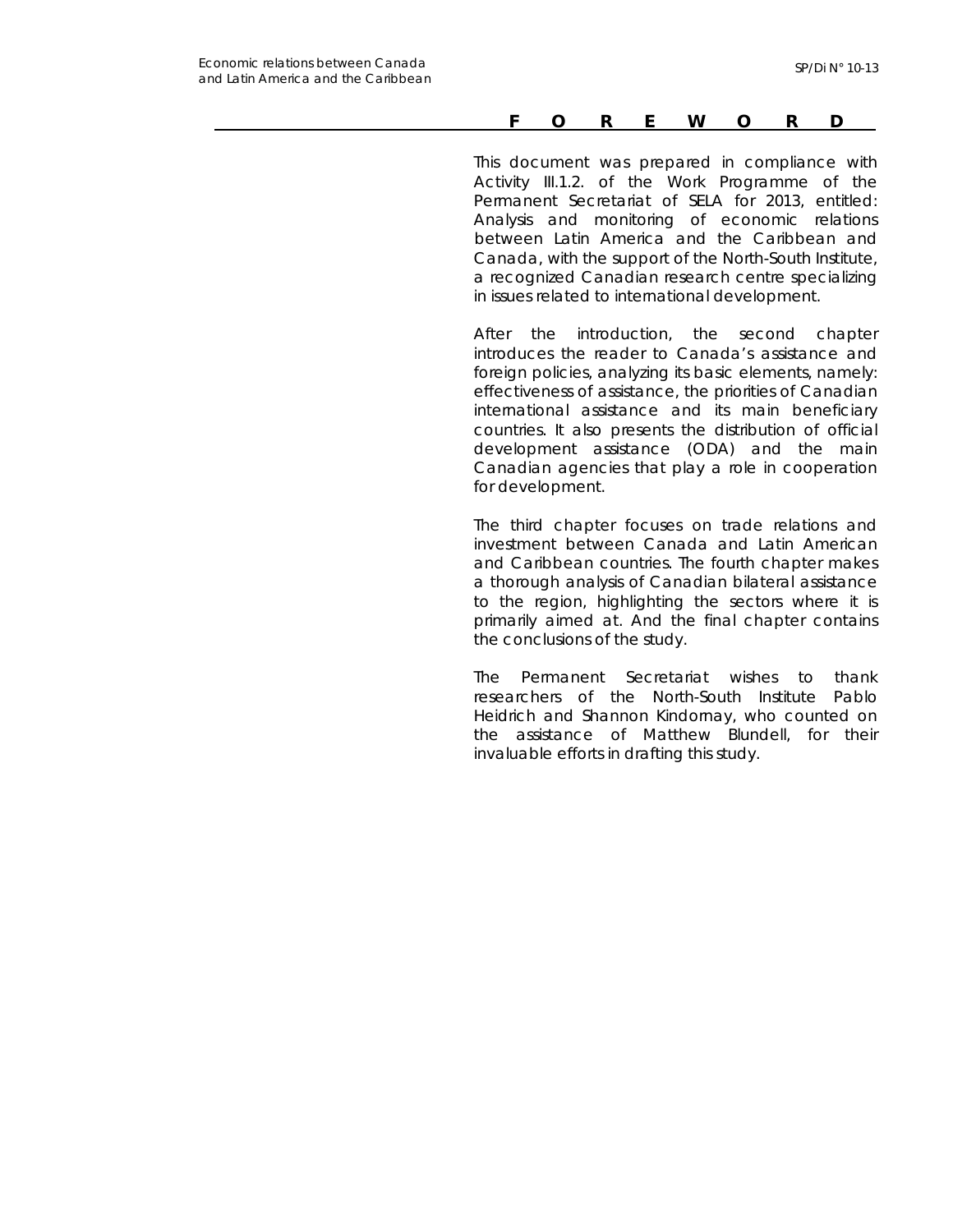# FOREWORD

This document was prepared in compliance with Activity III.1.2. of the Work Programme of the Permanent Secretariat of SELA for 2013, entitled: Analysis and monitoring of economic relations between Latin America and the Caribbean and Canada, with the support of the North-South Institute, a recognized Canadian research centre specializing in issues related to international development.

After the introduction, the second chapter introduces the reader to Canada's assistance and foreign policies, analyzing its basic elements, namely: effectiveness of assistance, the priorities of Canadian international assistance and its main beneficiary countries. It also presents the distribution of official development assistance (ODA) and the main Canadian agencies that play a role in cooperation for development.

The third chapter focuses on trade relations and investment between Canada and Latin American and Caribbean countries. The fourth chapter makes a thorough analysis of Canadian bilateral assistance to the region, highlighting the sectors where it is primarily aimed at. And the final chapter contains the conclusions of the study.

The Permanent Secretariat wishes to thank researchers of the North-South Institute Pablo Heidrich and Shannon Kindornay, who counted on the assistance of Matthew Blundell, for their invaluable efforts in drafting this study.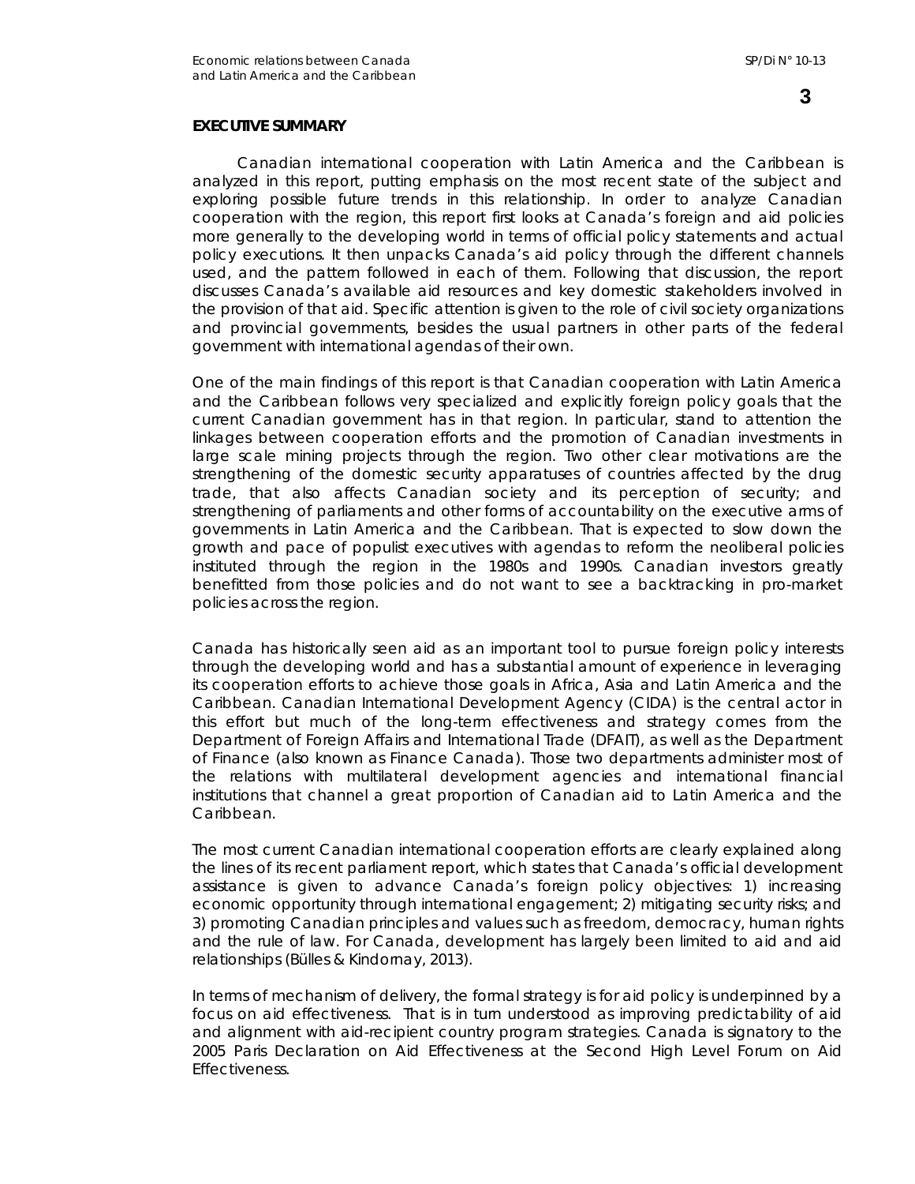## EXECUTIVE SUMMARY

Canadian international cooperation with Latin America and the Caribbean is analyzed in this report, putting emphasis on the most recent state of the subject and exploring possible future trends in this relationship. In order to analyze Canadian cooperation with the region, this report first looks at Canada's foreign and aid policies more generally to the developing world in terms of official policy statements and actual policy executions. It then unpacks Canada's aid policy through the different channels used, and the pattern followed in each of them. Following that discussion, the report discusses Canada's available aid resources and key domestic stakeholders involved in the provision of that aid. Specific attention is given to the role of civil society organizations and provincial governments, besides the usual partners in other parts of the federal government with international agendas of their own.

One of the main findings of this report is that Canadian cooperation with Latin America and the Caribbean follows very specialized and explicitly foreign policy goals that the current Canadian government has in that region. In particular, stand to attention the linkages between cooperation efforts and the promotion of Canadian investments in large scale mining projects through the region. Two other clear motivations are the strengthening of the domestic security apparatuses of countries affected by the drug trade, that also affects Canadian society and its perception of security; and strengthening of parliaments and other forms of accountability on the executive arms of governments in Latin America and the Caribbean. That is expected to slow down the growth and pace of populist executives with agendas to reform the neoliberal policies instituted through the region in the 1980s and 1990s. Canadian investors greatly benefitted from those policies and do not want to see a backtracking in pro-market policies across the region.

Canada has historically seen aid as an important tool to pursue foreign policy interests through the developing world and has a substantial amount of experience in leveraging its cooperation efforts to achieve those goals in Africa, Asia and Latin America and the Caribbean. Canadian International Development Agency (CIDA) is the central actor in this effort but much of the long-term effectiveness and strategy comes from the Department of Foreign Affairs and International Trade (DFAIT), as well as the Department of Finance (also known as Finance Canada). Those two departments administer most of the relations with multilateral development agencies and international financial institutions that channel a great proportion of Canadian aid to Latin America and the Caribbean.

The most current Canadian international cooperation efforts are clearly explained along the lines of its recent parliament report, which states that Canada's official development assistance is given to advance Canada's foreign policy objectives: 1) increasing economic opportunity through international engagement; 2) mitigating security risks; and 3) promoting Canadian principles and values such as freedom, democracy, human rights and the rule of law. For Canada, development has largely been limited to aid and aid relationships (Bülles & Kindornay, 2013).

In terms of mechanism of delivery, the formal strategy is for aid policy is underpinned by a focus on aid effectiveness. That is in turn understood as improving predictability of aid and alignment with aid-recipient country program strategies. Canada is signatory to the 2005 Paris Declaration on Aid Effectiveness at the Second High Level Forum on Aid Effectiveness.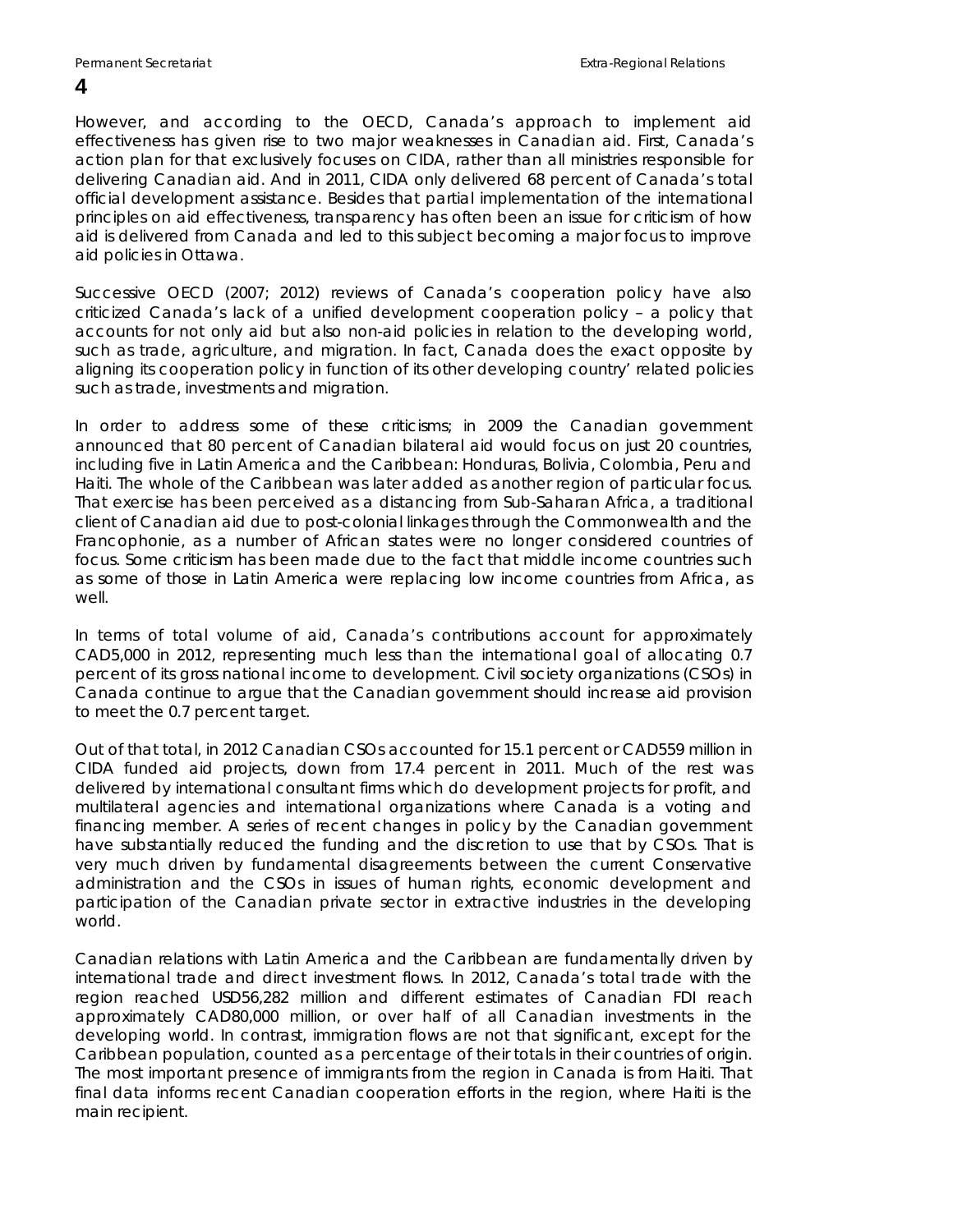However, and according to the OECD, Canada's approach to implement aid effectiveness has given rise to two major weaknesses in Canadian aid. First, Canada's action plan for that exclusively focuses on CIDA, rather than all ministries responsible for delivering Canadian aid. And in 2011, CIDA only delivered 68 percent of Canada's total official development assistance. Besides that partial implementation of the international principles on aid effectiveness, transparency has often been an issue for criticism of how aid is delivered from Canada and led to this subject becoming a major focus to improve aid policies in Ottawa.

Successive OECD (2007; 2012) reviews of Canada's cooperation policy have also criticized Canada's lack of a unified development cooperation policy – a policy that accounts for not only aid but also non-aid policies in relation to the developing world, such as trade, agriculture, and migration. In fact, Canada does the exact opposite by aligning its cooperation policy in function of its other developing country' related policies such as trade, investments and migration.

In order to address some of these criticisms; in 2009 the Canadian government announced that 80 percent of Canadian bilateral aid would focus on just 20 countries, including five in Latin America and the Caribbean: Honduras, Bolivia, Colombia, Peru and Haiti. The whole of the Caribbean was later added as another region of particular focus. That exercise has been perceived as a distancing from Sub-Saharan Africa, a traditional client of Canadian aid due to post-colonial linkages through the Commonwealth and the Francophonie, as a number of African states were no longer considered countries of focus. Some criticism has been made due to the fact that middle income countries such as some of those in Latin America were replacing low income countries from Africa, as well.

In terms of total volume of aid, Canada's contributions account for approximately CAD5,000 in 2012, representing much less than the international goal of allocating 0.7 percent of its gross national income to development. Civil society organizations (CSOs) in Canada continue to argue that the Canadian government should increase aid provision to meet the 0.7 percent target.

Out of that total, in 2012 Canadian CSOs accounted for 15.1 percent or CAD559 million in CIDA funded aid projects, down from 17.4 percent in 2011. Much of the rest was delivered by international consultant firms which do development projects for profit, and multilateral agencies and international organizations where Canada is a voting and financing member. A series of recent changes in policy by the Canadian government have substantially reduced the funding and the discretion to use that by CSOs. That is very much driven by fundamental disagreements between the current Conservative administration and the CSOs in issues of human rights, economic development and participation of the Canadian private sector in extractive industries in the developing world.

Canadian relations with Latin America and the Caribbean are fundamentally driven by international trade and direct investment flows. In 2012, Canada's total trade with the region reached USD56,282 million and different estimates of Canadian FDI reach approximately CAD80,000 million, or over half of all Canadian investments in the developing world. In contrast, immigration flows are not that significant, except for the Caribbean population, counted as a percentage of their totals in their countries of origin. The most important presence of immigrants from the region in Canada is from Haiti. That final data informs recent Canadian cooperation efforts in the region, where Haiti is the main recipient.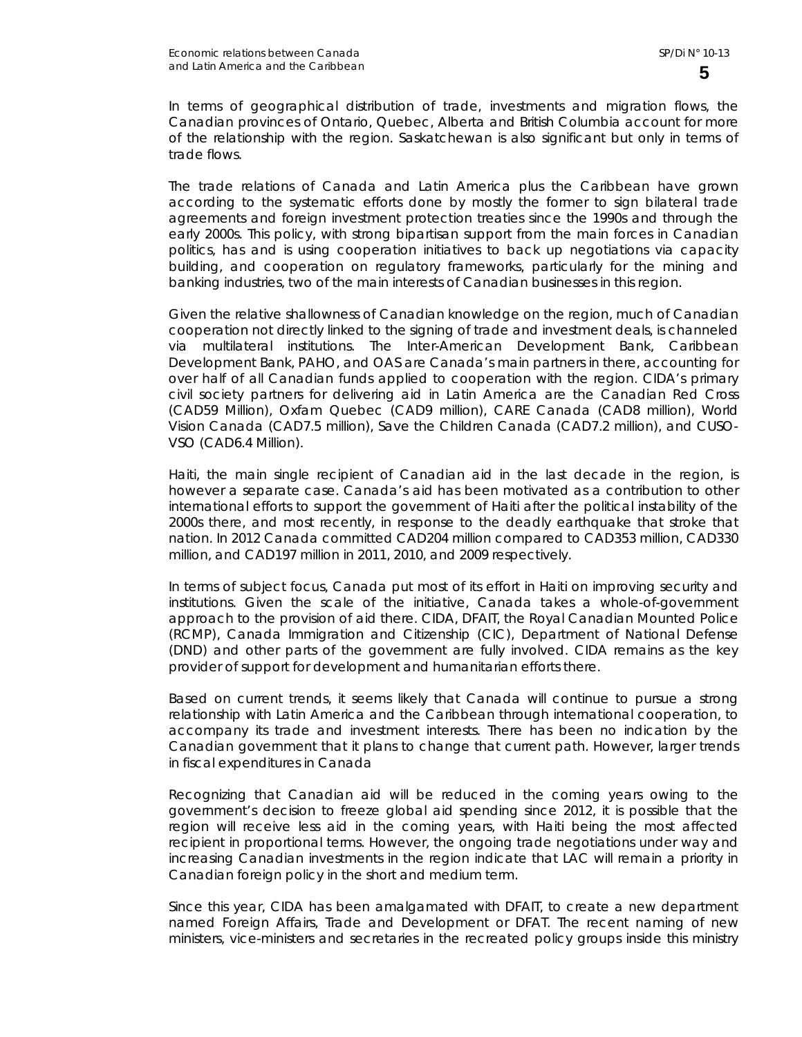In terms of geographical distribution of trade, investments and migration flows, the Canadian provinces of Ontario, Quebec, Alberta and British Columbia account for more of the relationship with the region. Saskatchewan is also significant but only in terms of trade flows.

The trade relations of Canada and Latin America plus the Caribbean have grown according to the systematic efforts done by mostly the former to sign bilateral trade agreements and foreign investment protection treaties since the 1990s and through the early 2000s. This policy, with strong bipartisan support from the main forces in Canadian politics, has and is using cooperation initiatives to back up negotiations via capacity building, and cooperation on regulatory frameworks, particularly for the mining and banking industries, two of the main interests of Canadian businesses in this region.

Given the relative shallowness of Canadian knowledge on the region, much of Canadian cooperation not directly linked to the signing of trade and investment deals, is channeled via multilateral institutions. The Inter-American Development Bank, Caribbean Development Bank, PAHO, and OAS are Canada's main partners in there, accounting for over half of all Canadian funds applied to cooperation with the region. CIDA's primary civil society partners for delivering aid in Latin America are the Canadian Red Cross (CAD59 Million), Oxfam Quebec (CAD9 million), CARE Canada (CAD8 million), World Vision Canada (CAD7.5 million), Save the Children Canada (CAD7.2 million), and CUSO-VSO (CAD6.4 Million).

Haiti, the main single recipient of Canadian aid in the last decade in the region, is however a separate case. Canada's aid has been motivated as a contribution to other international efforts to support the government of Haiti after the political instability of the 2000s there, and most recently, in response to the deadly earthquake that stroke that nation. In 2012 Canada committed CAD204 million compared to CAD353 million, CAD330 million, and CAD197 million in 2011, 2010, and 2009 respectively.

In terms of subject focus, Canada put most of its effort in Haiti on improving security and institutions. Given the scale of the initiative, Canada takes a whole-of-government approach to the provision of aid there. CIDA, DFAIT, the Royal Canadian Mounted Police (RCMP), Canada Immigration and Citizenship (CIC), Department of National Defense (DND) and other parts of the government are fully involved. CIDA remains as the key provider of support for development and humanitarian efforts there.

Based on current trends, it seems likely that Canada will continue to pursue a strong relationship with Latin America and the Caribbean through international cooperation, to accompany its trade and investment interests. There has been no indication by the Canadian government that it plans to change that current path. However, larger trends in fiscal expenditures in Canada

Recognizing that Canadian aid will be reduced in the coming years owing to the government's decision to freeze global aid spending since 2012, it is possible that the region will receive less aid in the coming years, with Haiti being the most affected recipient in proportional terms. However, the ongoing trade negotiations under way and increasing Canadian investments in the region indicate that LAC will remain a priority in Canadian foreign policy in the short and medium term.

Since this year, CIDA has been amalgamated with DFAIT, to create a new department named Foreign Affairs, Trade and Development or DFAT. The recent naming of new ministers, vice-ministers and secretaries in the recreated policy groups inside this ministry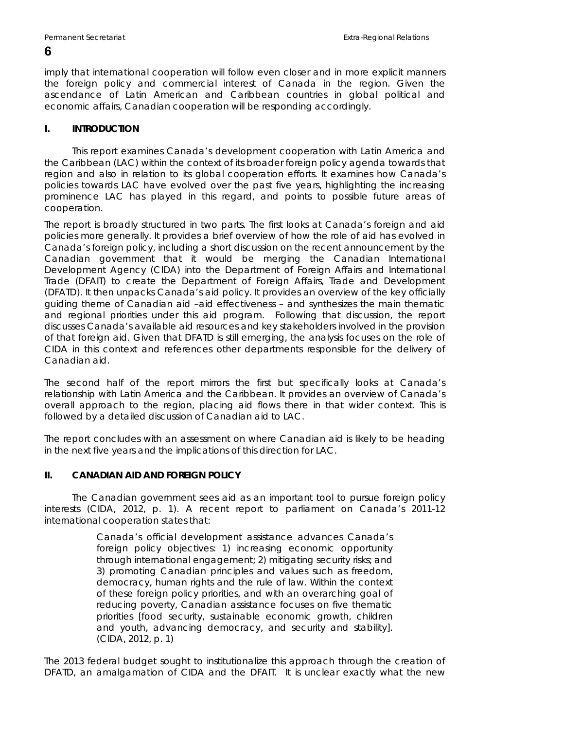imply that international cooperation will follow even closer and in more explicit manners the foreign policy and commercial interest of Canada in the region. Given the ascendance of Latin American and Caribbean countries in global political and economic affairs, Canadian cooperation will be responding accordingly.

## I. INTRODUCTION

This report examines Canada's development cooperation with Latin America and the Caribbean (LAC) within the context of its broader foreign policy agenda towards that region and also in relation to its global cooperation efforts. It examines how Canada's policies towards LAC have evolved over the past five years, highlighting the increasing prominence LAC has played in this regard, and points to possible future areas of cooperation.

The report is broadly structured in two parts. The first looks at Canada's foreign and aid policies more generally. It provides a brief overview of how the role of aid has evolved in Canada's foreign policy, including a short discussion on the recent announcement by the Canadian government that it would be merging the Canadian International Development Agency (CIDA) into the Department of Foreign Affairs and International Trade (DFAIT) to create the Department of Foreign Affairs, Trade and Development (DFATD). It then unpacks Canada's aid policy. It provides an overview of the key officially guiding theme of Canadian aid –aid effectiveness – and synthesizes the main thematic and regional priorities under this aid program. Following that discussion, the report discusses Canada's available aid resources and key stakeholders involved in the provision of that foreign aid. Given that DFATD is still emerging, the analysis focuses on the role of CIDA in this context and references other departments responsible for the delivery of Canadian aid.

The second half of the report mirrors the first but specifically looks at Canada's relationship with Latin America and the Caribbean. It provides an overview of Canada's overall approach to the region, placing aid flows there in that wider context. This is followed by a detailed discussion of Canadian aid to LAC.

The report concludes with an assessment on where Canadian aid is likely to be heading in the next five years and the implications of this direction for LAC.

## II. CANADIAN AID AND FOREIGN POLICY

The Canadian government sees aid as an important tool to pursue foreign policy interests (CIDA, 2012, p. 1). A recent report to parliament on Canada's 2011-12 international cooperation states that:

> Canada's official development assistance advances Canada's foreign policy objectives: 1) increasing economic opportunity through international engagement; 2) mitigating security risks; and 3) promoting Canadian principles and values such as freedom, democracy, human rights and the rule of law. Within the context of these foreign policy priorities, and with an overarching goal of reducing poverty, Canadian assistance focuses on five thematic priorities [food security, sustainable economic growth, children and youth, advancing democracy, and security and stability]. (CIDA, 2012, p. 1)

The 2013 federal budget sought to institutionalize this approach through the creation of DFATD, an amalgamation of CIDA and the DFAIT. It is unclear exactly what the new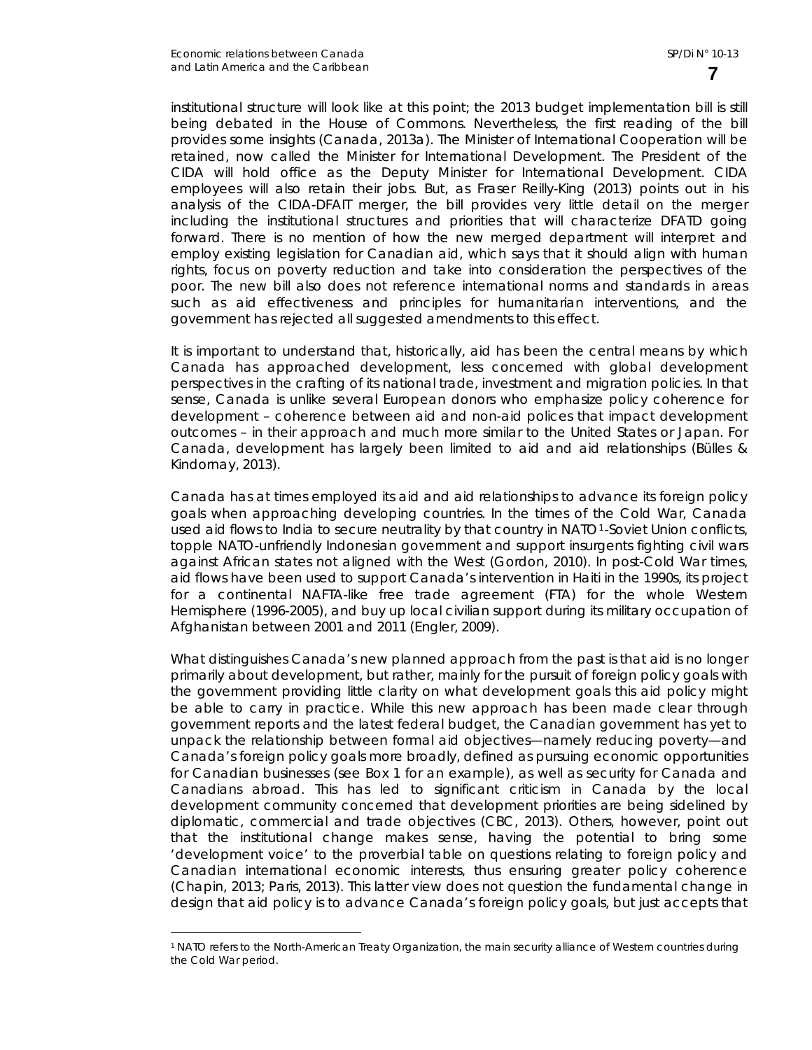institutional structure will look like at this point; the 2013 budget implementation bill is still being debated in the House of Commons. Nevertheless, the first reading of the bill provides some insights (Canada, 2013a). The Minister of International Cooperation will be retained, now called the Minister for International Development. The President of the CIDA will hold office as the Deputy Minister for International Development. CIDA employees will also retain their jobs. But, as Fraser Reilly-King (2013) points out in his analysis of the CIDA-DFAIT merger, the bill provides very little detail on the merger including the institutional structures and priorities that will characterize DFATD going forward. There is no mention of how the new merged department will interpret and employ existing legislation for Canadian aid, which says that it should align with human rights, focus on poverty reduction and take into consideration the perspectives of the poor. The new bill also does not reference international norms and standards in areas such as aid effectiveness and principles for humanitarian interventions, and the government has rejected all suggested amendments to this effect.

It is important to understand that, historically, aid has been the central means by which Canada has approached development, less concerned with global development perspectives in the crafting of its national trade, investment and migration policies. In that sense, Canada is unlike several European donors who emphasize policy coherence for development – coherence between aid and non-aid polices that impact development outcomes – in their approach and much more similar to the United States or Japan. For Canada, development has largely been limited to aid and aid relationships (Bülles & Kindornay, 2013).

Canada has at times employed its aid and aid relationships to advance its foreign policy goals when approaching developing countries. In the times of the Cold War, Canada used aid flows to India to secure neutrality by that country in NATO[1]-Soviet Union conflicts, topple NATO-unfriendly Indonesian government and support insurgents fighting civil wars against African states not aligned with the West (Gordon, 2010). In post-Cold War times, aid flows have been used to support Canada's intervention in Haiti in the 1990s, its project for a continental NAFTA-like free trade agreement (FTA) for the whole Western Hemisphere (1996-2005), and buy up local civilian support during its military occupation of Afghanistan between 2001 and 2011 (Engler, 2009).

What distinguishes Canada's new planned approach from the past is that aid is no longer primarily about development, but rather, mainly for the pursuit of foreign policy goals with the government providing little clarity on what development goals this aid policy might be able to carry in practice. While this new approach has been made clear through government reports and the latest federal budget, the Canadian government has yet to unpack the relationship between formal aid objectives—namely reducing poverty—and Canada's foreign policy goals more broadly, defined as pursuing economic opportunities for Canadian businesses (see Box 1 for an example), as well as security for Canada and Canadians abroad. This has led to significant criticism in Canada by the local development community concerned that development priorities are being sidelined by diplomatic, commercial and trade objectives (CBC, 2013). Others, however, point out that the institutional change makes sense, having the potential to bring some 'development voice' to the proverbial table on questions relating to foreign policy and Canadian international economic interests, thus ensuring greater policy coherence (Chapin, 2013; Paris, 2013). This latter view does not question the fundamental change in design that aid policy is to advance Canada's foreign policy goals, but just accepts that

[1] NATO refers to the North-American Treaty Organization, the main security alliance of Western countries during the Cold War period.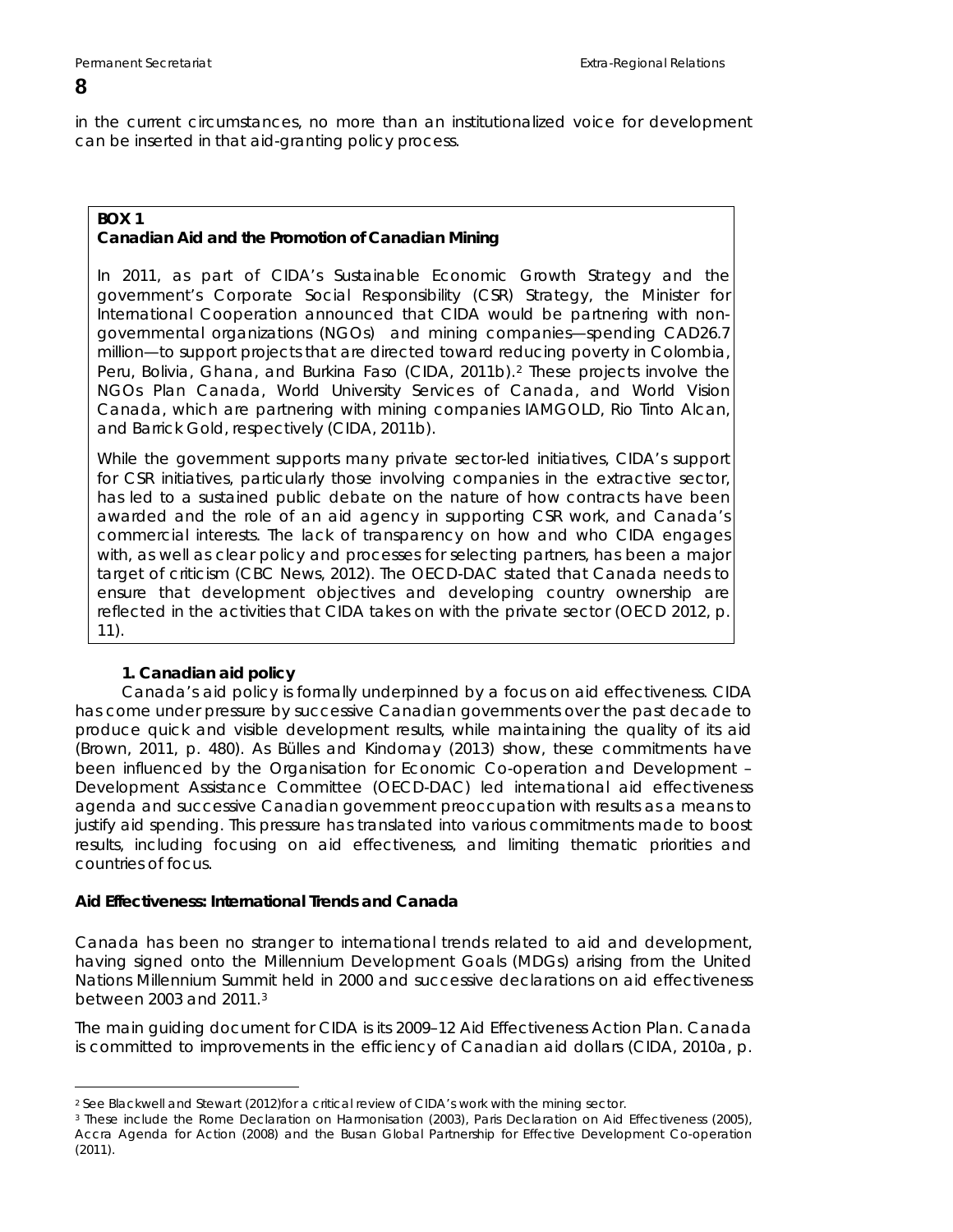in the current circumstances, no more than an institutionalized voice for development can be inserted in that aid-granting policy process.

> **BOX 1**
> **Canadian Aid and the Promotion of Canadian Mining**
>
> In 2011, as part of CIDA's Sustainable Economic Growth Strategy and the government's Corporate Social Responsibility (CSR) Strategy, the Minister for International Cooperation announced that CIDA would be partnering with non-governmental organizations (NGOs) and mining companies—spending CAD26.7 million—to support projects that are directed toward reducing poverty in Colombia, Peru, Bolivia, Ghana, and Burkina Faso (CIDA, 2011b).[2] These projects involve the NGOs Plan Canada, World University Services of Canada, and World Vision Canada, which are partnering with mining companies IAMGOLD, Rio Tinto Alcan, and Barrick Gold, respectively (CIDA, 2011b).
>
> While the government supports many private sector-led initiatives, CIDA's support for CSR initiatives, particularly those involving companies in the extractive sector, has led to a sustained public debate on the nature of how contracts have been awarded and the role of an aid agency in supporting CSR work, and Canada's commercial interests. The lack of transparency on how and who CIDA engages with, as well as clear policy and processes for selecting partners, has been a major target of criticism (CBC News, 2012). The OECD-DAC stated that Canada needs to ensure that development objectives and developing country ownership are reflected in the activities that CIDA takes on with the private sector (OECD 2012, p. 11).

### 1. Canadian aid policy

Canada's aid policy is formally underpinned by a focus on aid effectiveness. CIDA has come under pressure by successive Canadian governments over the past decade to produce quick and visible development results, while maintaining the quality of its aid (Brown, 2011, p. 480). As Bülles and Kindornay (2013) show, these commitments have been influenced by the Organisation for Economic Co-operation and Development – Development Assistance Committee (OECD-DAC) led international aid effectiveness agenda and successive Canadian government preoccupation with results as a means to justify aid spending. This pressure has translated into various commitments made to boost results, including focusing on aid effectiveness, and limiting thematic priorities and countries of focus.

#### Aid Effectiveness: International Trends and Canada

Canada has been no stranger to international trends related to aid and development, having signed onto the Millennium Development Goals (MDGs) arising from the United Nations Millennium Summit held in 2000 and successive declarations on aid effectiveness between 2003 and 2011.[3]

The main guiding document for CIDA is its 2009–12 Aid Effectiveness Action Plan. Canada is committed to improvements in the efficiency of Canadian aid dollars (CIDA, 2010a, p.

---

[2] See Blackwell and Stewart (2012)for a critical review of CIDA's work with the mining sector.

[3] These include the Rome Declaration on Harmonisation (2003), Paris Declaration on Aid Effectiveness (2005), Accra Agenda for Action (2008) and the Busan Global Partnership for Effective Development Co-operation (2011).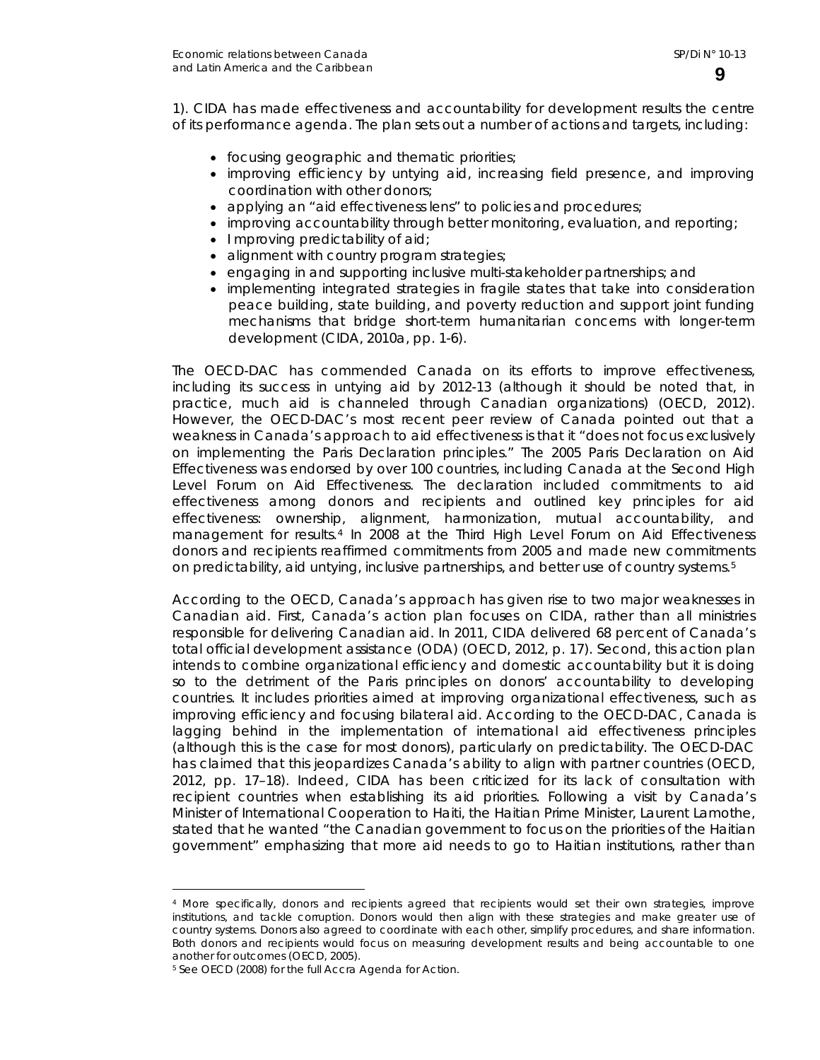1). CIDA has made effectiveness and accountability for development results the centre of its performance agenda. The plan sets out a number of actions and targets, including:

- focusing geographic and thematic priorities;
- improving efficiency by untying aid, increasing field presence, and improving coordination with other donors;
- applying an "aid effectiveness lens" to policies and procedures;
- improving accountability through better monitoring, evaluation, and reporting;
- I mproving predictability of aid;
- alignment with country program strategies;
- engaging in and supporting inclusive multi-stakeholder partnerships; and
- implementing integrated strategies in fragile states that take into consideration peace building, state building, and poverty reduction and support joint funding mechanisms that bridge short-term humanitarian concerns with longer-term development (CIDA, 2010a, pp. 1-6).

The OECD-DAC has commended Canada on its efforts to improve effectiveness, including its success in untying aid by 2012-13 (although it should be noted that, in practice, much aid is channeled through Canadian organizations) (OECD, 2012). However, the OECD-DAC's most recent peer review of Canada pointed out that a weakness in Canada's approach to aid effectiveness is that it "does not focus exclusively on implementing the Paris Declaration principles." The 2005 Paris Declaration on Aid Effectiveness was endorsed by over 100 countries, including Canada at the Second High Level Forum on Aid Effectiveness. The declaration included commitments to aid effectiveness among donors and recipients and outlined key principles for aid effectiveness: ownership, alignment, harmonization, mutual accountability, and management for results.[4] In 2008 at the Third High Level Forum on Aid Effectiveness donors and recipients reaffirmed commitments from 2005 and made new commitments on predictability, aid untying, inclusive partnerships, and better use of country systems.[5]

According to the OECD, Canada's approach has given rise to two major weaknesses in Canadian aid. First, Canada's action plan focuses on CIDA, rather than all ministries responsible for delivering Canadian aid. In 2011, CIDA delivered 68 percent of Canada's total official development assistance (ODA) (OECD, 2012, p. 17). Second, this action plan intends to combine organizational efficiency and domestic accountability but it is doing so to the detriment of the Paris principles on donors' accountability to developing countries. It includes priorities aimed at improving organizational effectiveness, such as improving efficiency and focusing bilateral aid. According to the OECD-DAC, Canada is lagging behind in the implementation of international aid effectiveness principles (although this is the case for most donors), particularly on predictability. The OECD-DAC has claimed that this jeopardizes Canada's ability to align with partner countries (OECD, 2012, pp. 17–18). Indeed, CIDA has been criticized for its lack of consultation with recipient countries when establishing its aid priorities. Following a visit by Canada's Minister of International Cooperation to Haiti, the Haitian Prime Minister, Laurent Lamothe, stated that he wanted "the Canadian government to focus on the priorities of the Haitian government" emphasizing that more aid needs to go to Haitian institutions, rather than

---

[4] More specifically, donors and recipients agreed that recipients would set their own strategies, improve institutions, and tackle corruption. Donors would then align with these strategies and make greater use of country systems. Donors also agreed to coordinate with each other, simplify procedures, and share information. Both donors and recipients would focus on measuring development results and being accountable to one another for outcomes (OECD, 2005).

[5] See OECD (2008) for the full Accra Agenda for Action.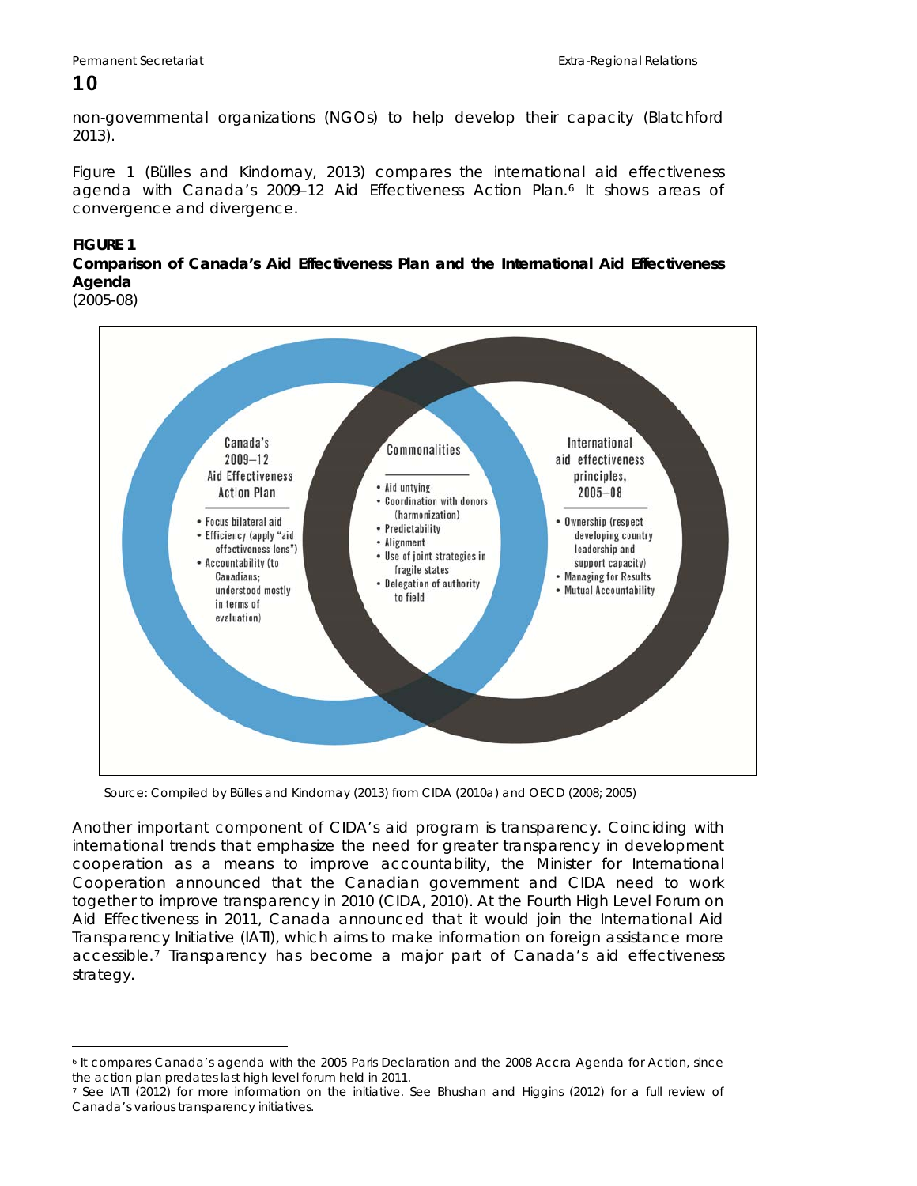non-governmental organizations (NGOs) to help develop their capacity (Blatchford 2013).

Figure 1 (Bülles and Kindornay, 2013) compares the international aid effectiveness agenda with Canada's 2009–12 Aid Effectiveness Action Plan.[6] It shows areas of convergence and divergence.

**FIGURE 1**
**Comparison of Canada's Aid Effectiveness Plan and the International Aid Effectiveness Agenda**
(2005-08)

**Canada's 2009–12 Aid Effectiveness Action Plan**

- Focus bilateral aid
- Efficiency (apply "aid effectiveness lens")
- Accountability (to Canadians; understood mostly in terms of evaluation)

**Commonalities**

- Aid untying
- Coordination with donors (harmonization)
- Predictability
- Alignment
- Use of joint strategies in fragile states
- Delegation of authority to field

**International aid effectiveness principles, 2005–08**

- Ownership (respect developing country leadership and support capacity)
- Managing for Results
- Mutual Accountability

Source: Compiled by Bülles and Kindornay (2013) from CIDA (2010a) and OECD (2008; 2005)

Another important component of CIDA's aid program is transparency. Coinciding with international trends that emphasize the need for greater transparency in development cooperation as a means to improve accountability, the Minister for International Cooperation announced that the Canadian government and CIDA need to work together to improve transparency in 2010 (CIDA, 2010). At the Fourth High Level Forum on Aid Effectiveness in 2011, Canada announced that it would join the International Aid Transparency Initiative (IATI), which aims to make information on foreign assistance more accessible.[7] Transparency has become a major part of Canada's aid effectiveness strategy.

---

[6] It compares Canada's agenda with the 2005 Paris Declaration and the 2008 Accra Agenda for Action, since the action plan predates last high level forum held in 2011.

[7] See IATI (2012) for more information on the initiative. See Bhushan and Higgins (2012) for a full review of Canada's various transparency initiatives.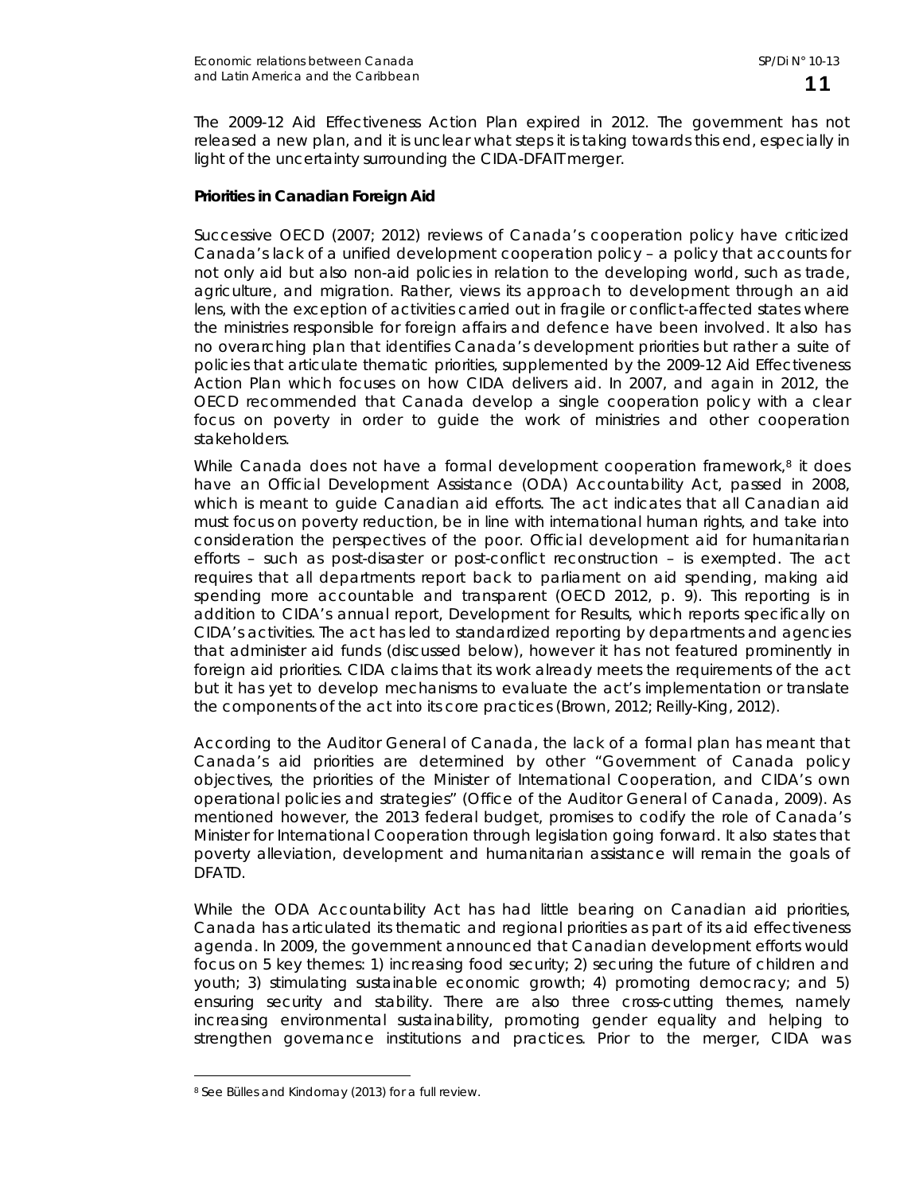The 2009-12 Aid Effectiveness Action Plan expired in 2012. The government has not released a new plan, and it is unclear what steps it is taking towards this end, especially in light of the uncertainty surrounding the CIDA-DFAIT merger.

**Priorities in Canadian Foreign Aid**

Successive OECD (2007; 2012) reviews of Canada's cooperation policy have criticized Canada's lack of a unified development cooperation policy – a policy that accounts for not only aid but also non-aid policies in relation to the developing world, such as trade, agriculture, and migration. Rather, views its approach to development through an aid lens, with the exception of activities carried out in fragile or conflict-affected states where the ministries responsible for foreign affairs and defence have been involved. It also has no overarching plan that identifies Canada's development priorities but rather a suite of policies that articulate thematic priorities, supplemented by the 2009-12 Aid Effectiveness Action Plan which focuses on how CIDA delivers aid. In 2007, and again in 2012, the OECD recommended that Canada develop a single cooperation policy with a clear focus on poverty in order to guide the work of ministries and other cooperation stakeholders.

While Canada does not have a formal development cooperation framework,[8] it does have an Official Development Assistance (ODA) Accountability Act, passed in 2008, which is meant to guide Canadian aid efforts. The act indicates that all Canadian aid must focus on poverty reduction, be in line with international human rights, and take into consideration the perspectives of the poor. Official development aid for humanitarian efforts – such as post-disaster or post-conflict reconstruction – is exempted. The act requires that all departments report back to parliament on aid spending, making aid spending more accountable and transparent (OECD 2012, p. 9). This reporting is in addition to CIDA's annual report, Development for Results, which reports specifically on CIDA's activities. The act has led to standardized reporting by departments and agencies that administer aid funds (discussed below), however it has not featured prominently in foreign aid priorities. CIDA claims that its work already meets the requirements of the act but it has yet to develop mechanisms to evaluate the act's implementation or translate the components of the act into its core practices (Brown, 2012; Reilly-King, 2012).

According to the Auditor General of Canada, the lack of a formal plan has meant that Canada's aid priorities are determined by other "Government of Canada policy objectives, the priorities of the Minister of International Cooperation, and CIDA's own operational policies and strategies" (Office of the Auditor General of Canada, 2009). As mentioned however, the 2013 federal budget, promises to codify the role of Canada's Minister for International Cooperation through legislation going forward. It also states that poverty alleviation, development and humanitarian assistance will remain the goals of DFATD.

While the ODA Accountability Act has had little bearing on Canadian aid priorities, Canada has articulated its thematic and regional priorities as part of its aid effectiveness agenda. In 2009, the government announced that Canadian development efforts would focus on 5 key themes: 1) increasing food security; 2) securing the future of children and youth; 3) stimulating sustainable economic growth; 4) promoting democracy; and 5) ensuring security and stability. There are also three cross-cutting themes, namely increasing environmental sustainability, promoting gender equality and helping to strengthen governance institutions and practices. Prior to the merger, CIDA was

[8] See Bülles and Kindornay (2013) for a full review.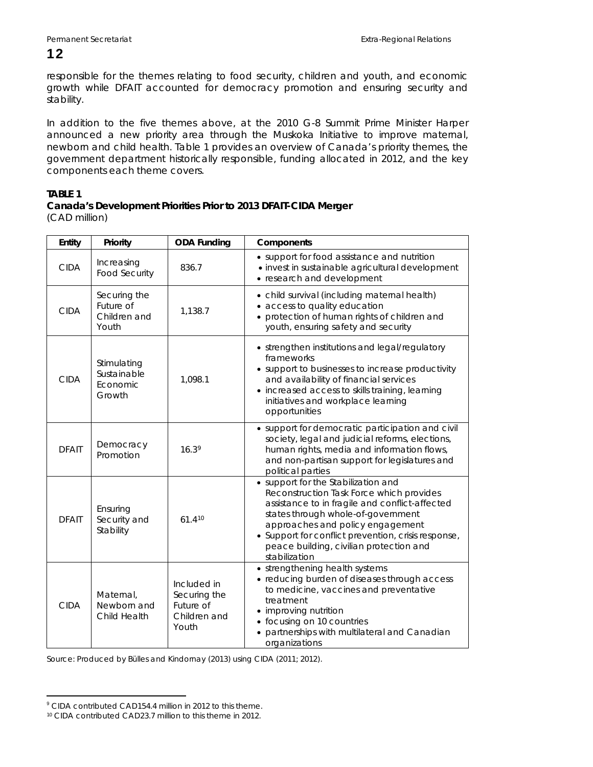responsible for the themes relating to food security, children and youth, and economic growth while DFAIT accounted for democracy promotion and ensuring security and stability.

In addition to the five themes above, at the 2010 G-8 Summit Prime Minister Harper announced a new priority area through the Muskoka Initiative to improve maternal, newborn and child health. Table 1 provides an overview of Canada's priority themes, the government department historically responsible, funding allocated in 2012, and the key components each theme covers.

**TABLE 1**
**Canada's Development Priorities Prior to 2013 DFAIT-CIDA Merger**
(CAD million)

| Entity | Priority | ODA Funding | Components |
|---|---|---|---|
| CIDA | Increasing Food Security | 836.7 | • support for food assistance and nutrition<br>• invest in sustainable agricultural development<br>• research and development |
| CIDA | Securing the Future of Children and Youth | 1,138.7 | • child survival (including maternal health)<br>• access to quality education<br>• protection of human rights of children and youth, ensuring safety and security |
| CIDA | Stimulating Sustainable Economic Growth | 1,098.1 | • strengthen institutions and legal/regulatory frameworks<br>• support to businesses to increase productivity and availability of financial services<br>• increased access to skills training, learning initiatives and workplace learning opportunities |
| DFAIT | Democracy Promotion | 16.3[9] | • support for democratic participation and civil society, legal and judicial reforms, elections, human rights, media and information flows, and non-partisan support for legislatures and political parties |
| DFAIT | Ensuring Security and Stability | 61.4[10] | • support for the Stabilization and Reconstruction Task Force which provides assistance to in fragile and conflict-affected states through whole-of-government approaches and policy engagement<br>• Support for conflict prevention, crisis response, peace building, civilian protection and stabilization |
| CIDA | Maternal, Newborn and Child Health | Included in Securing the Future of Children and Youth | • strengthening health systems<br>• reducing burden of diseases through access to medicine, vaccines and preventative treatment<br>• improving nutrition<br>• focusing on 10 countries<br>• partnerships with multilateral and Canadian organizations |

Source: Produced by Bülles and Kindornay (2013) using CIDA (2011; 2012).

[9] CIDA contributed CAD154.4 million in 2012 to this theme.
[10] CIDA contributed CAD23.7 million to this theme in 2012.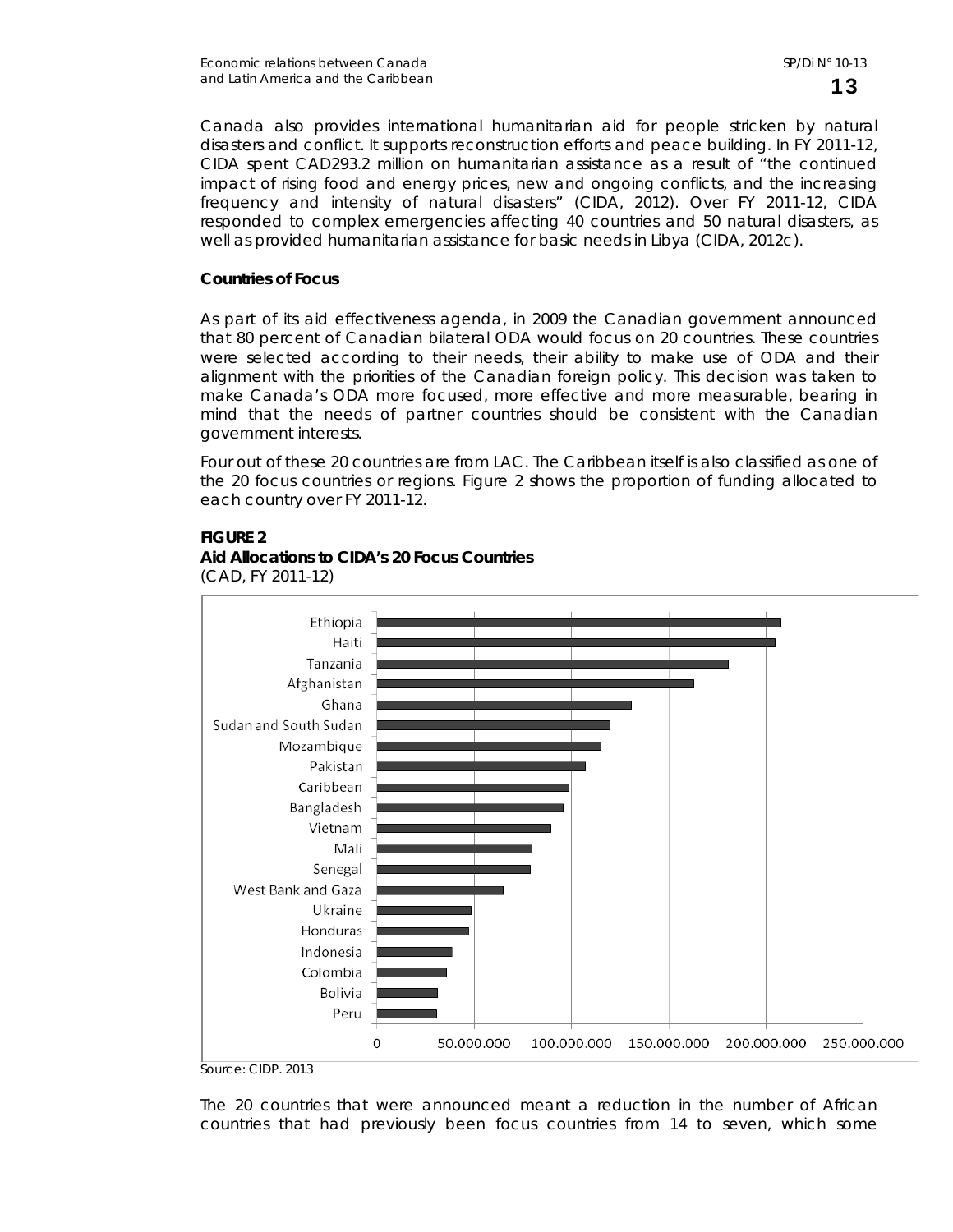Canada also provides international humanitarian aid for people stricken by natural disasters and conflict. It supports reconstruction efforts and peace building. In FY 2011-12, CIDA spent CAD293.2 million on humanitarian assistance as a result of "the continued impact of rising food and energy prices, new and ongoing conflicts, and the increasing frequency and intensity of natural disasters" (CIDA, 2012). Over FY 2011-12, CIDA responded to complex emergencies affecting 40 countries and 50 natural disasters, as well as provided humanitarian assistance for basic needs in Libya (CIDA, 2012c).

**Countries of Focus**

As part of its aid effectiveness agenda, in 2009 the Canadian government announced that 80 percent of Canadian bilateral ODA would focus on 20 countries. These countries were selected according to their needs, their ability to make use of ODA and their alignment with the priorities of the Canadian foreign policy. This decision was taken to make Canada's ODA more focused, more effective and more measurable, bearing in mind that the needs of partner countries should be consistent with the Canadian government interests.

Four out of these 20 countries are from LAC. The Caribbean itself is also classified as one of the 20 focus countries or regions. Figure 2 shows the proportion of funding allocated to each country over FY 2011-12.

**FIGURE 2**
**Aid Allocations to CIDA's 20 Focus Countries**
(CAD, FY 2011-12)

Bar chart (horizontal axis: 0 to 250.000.000 CAD) showing, in descending order: Ethiopia, Haiti, Tanzania, Afghanistan, Ghana, Sudan and South Sudan, Mozambique, Pakistan, Caribbean, Bangladesh, Vietnam, Mali, Senegal, West Bank and Gaza, Ukraine, Honduras, Indonesia, Colombia, Bolivia, Peru.

Source: CIDP. 2013

The 20 countries that were announced meant a reduction in the number of African countries that had previously been focus countries from 14 to seven, which some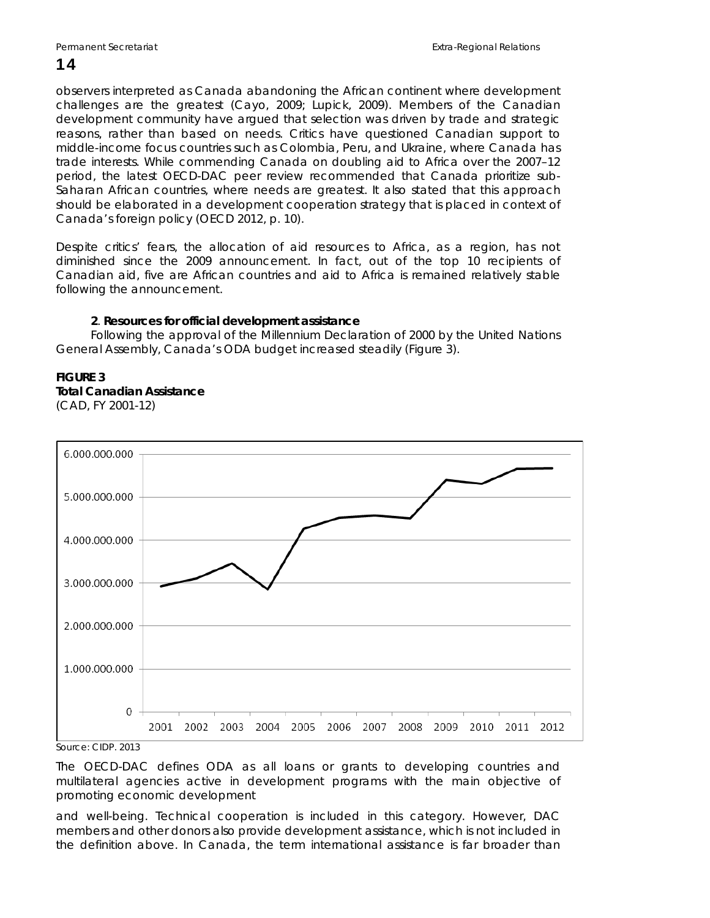observers interpreted as Canada abandoning the African continent where development challenges are the greatest (Cayo, 2009; Lupick, 2009). Members of the Canadian development community have argued that selection was driven by trade and strategic reasons, rather than based on needs. Critics have questioned Canadian support to middle-income focus countries such as Colombia, Peru, and Ukraine, where Canada has trade interests. While commending Canada on doubling aid to Africa over the 2007–12 period, the latest OECD-DAC peer review recommended that Canada prioritize sub-Saharan African countries, where needs are greatest. It also stated that this approach should be elaborated in a development cooperation strategy that is placed in context of Canada's foreign policy (OECD 2012, p. 10).

Despite critics' fears, the allocation of aid resources to Africa, as a region, has not diminished since the 2009 announcement. In fact, out of the top 10 recipients of Canadian aid, five are African countries and aid to Africa is remained relatively stable following the announcement.

**2**. **Resources for official development assistance**

Following the approval of the Millennium Declaration of 2000 by the United Nations General Assembly, Canada's ODA budget increased steadily (Figure 3).

**FIGURE 3**
**Total Canadian Assistance**
(CAD, FY 2001-12)

Source: CIDP. 2013

The OECD-DAC defines ODA as all loans or grants to developing countries and multilateral agencies active in development programs with the main objective of promoting economic development

and well-being. Technical cooperation is included in this category. However, DAC members and other donors also provide development assistance, which is not included in the definition above. In Canada, the term international assistance is far broader than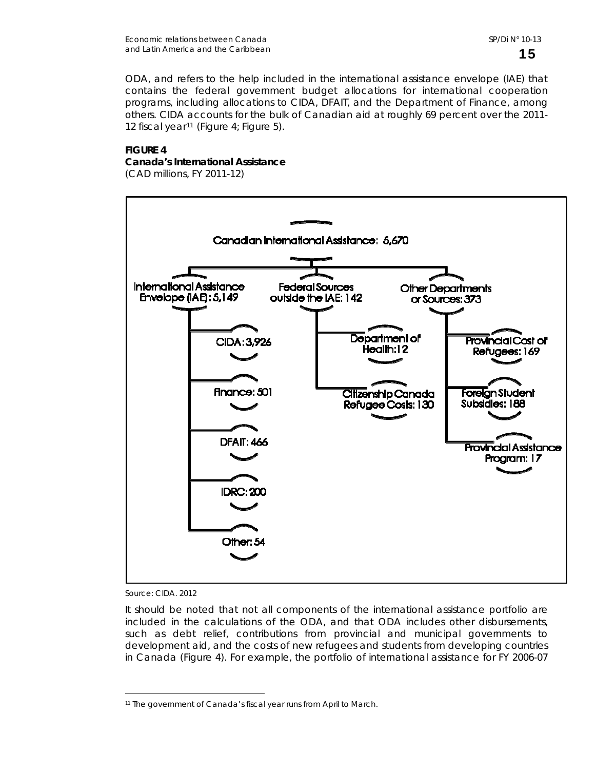ODA, and refers to the help included in the international assistance envelope (IAE) that contains the federal government budget allocations for international cooperation programs, including allocations to CIDA, DFAIT, and the Department of Finance, among others. CIDA accounts for the bulk of Canadian aid at roughly 69 percent over the 2011-12 fiscal year[11] (Figure 4; Figure 5).

**FIGURE 4**
**Canada's International Assistance**
(CAD millions, FY 2011-12)

Canadian International Assistance: 5,670

- International Assistance Envelope (IAE): 5,149
  - CIDA: 3,926
  - Finance: 501
  - DFAIT: 466
  - IDRC: 200
  - Other: 54
- Federal Sources outside the IAE: 142
  - Department of Health: 12
  - Citizenship Canada Refugee Costs: 130
- Other Departments or Sources: 373
  - Provincial Cost of Refugees: 169
  - Foreign Student Subsidies: 188
  - Provincial Assistance Program: 17

Source: CIDA. 2012

It should be noted that not all components of the international assistance portfolio are included in the calculations of the ODA, and that ODA includes other disbursements, such as debt relief, contributions from provincial and municipal governments to development aid, and the costs of new refugees and students from developing countries in Canada (Figure 4). For example, the portfolio of international assistance for FY 2006-07

---

[11] The government of Canada's fiscal year runs from April to March.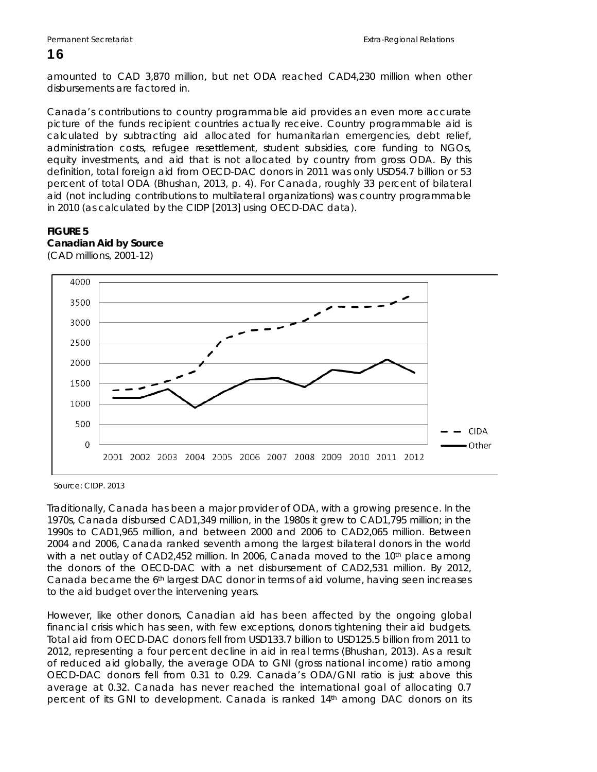amounted to CAD 3,870 million, but net ODA reached CAD4,230 million when other disbursements are factored in.

Canada's contributions to country programmable aid provides an even more accurate picture of the funds recipient countries actually receive. Country programmable aid is calculated by subtracting aid allocated for humanitarian emergencies, debt relief, administration costs, refugee resettlement, student subsidies, core funding to NGOs, equity investments, and aid that is not allocated by country from gross ODA. By this definition, total foreign aid from OECD-DAC donors in 2011 was only USD54.7 billion or 53 percent of total ODA (Bhushan, 2013, p. 4). For Canada, roughly 33 percent of bilateral aid (not including contributions to multilateral organizations) was country programmable in 2010 (as calculated by the CIDP [2013] using OECD-DAC data).

**FIGURE 5**
**Canadian Aid by Source**
(CAD millions, 2001-12)

Source: CIDP. 2013

Traditionally, Canada has been a major provider of ODA, with a growing presence. In the 1970s, Canada disbursed CAD1,349 million, in the 1980s it grew to CAD1,795 million; in the 1990s to CAD1,965 million, and between 2000 and 2006 to CAD2,065 million. Between 2004 and 2006, Canada ranked seventh among the largest bilateral donors in the world with a net outlay of CAD2,452 million. In 2006, Canada moved to the 10th place among the donors of the OECD-DAC with a net disbursement of CAD2,531 million. By 2012, Canada became the 6th largest DAC donor in terms of aid volume, having seen increases to the aid budget over the intervening years.

However, like other donors, Canadian aid has been affected by the ongoing global financial crisis which has seen, with few exceptions, donors tightening their aid budgets. Total aid from OECD-DAC donors fell from USD133.7 billion to USD125.5 billion from 2011 to 2012, representing a four percent decline in aid in real terms (Bhushan, 2013). As a result of reduced aid globally, the average ODA to GNI (gross national income) ratio among OECD-DAC donors fell from 0.31 to 0.29. Canada's ODA/GNI ratio is just above this average at 0.32. Canada has never reached the international goal of allocating 0.7 percent of its GNI to development. Canada is ranked 14th among DAC donors on its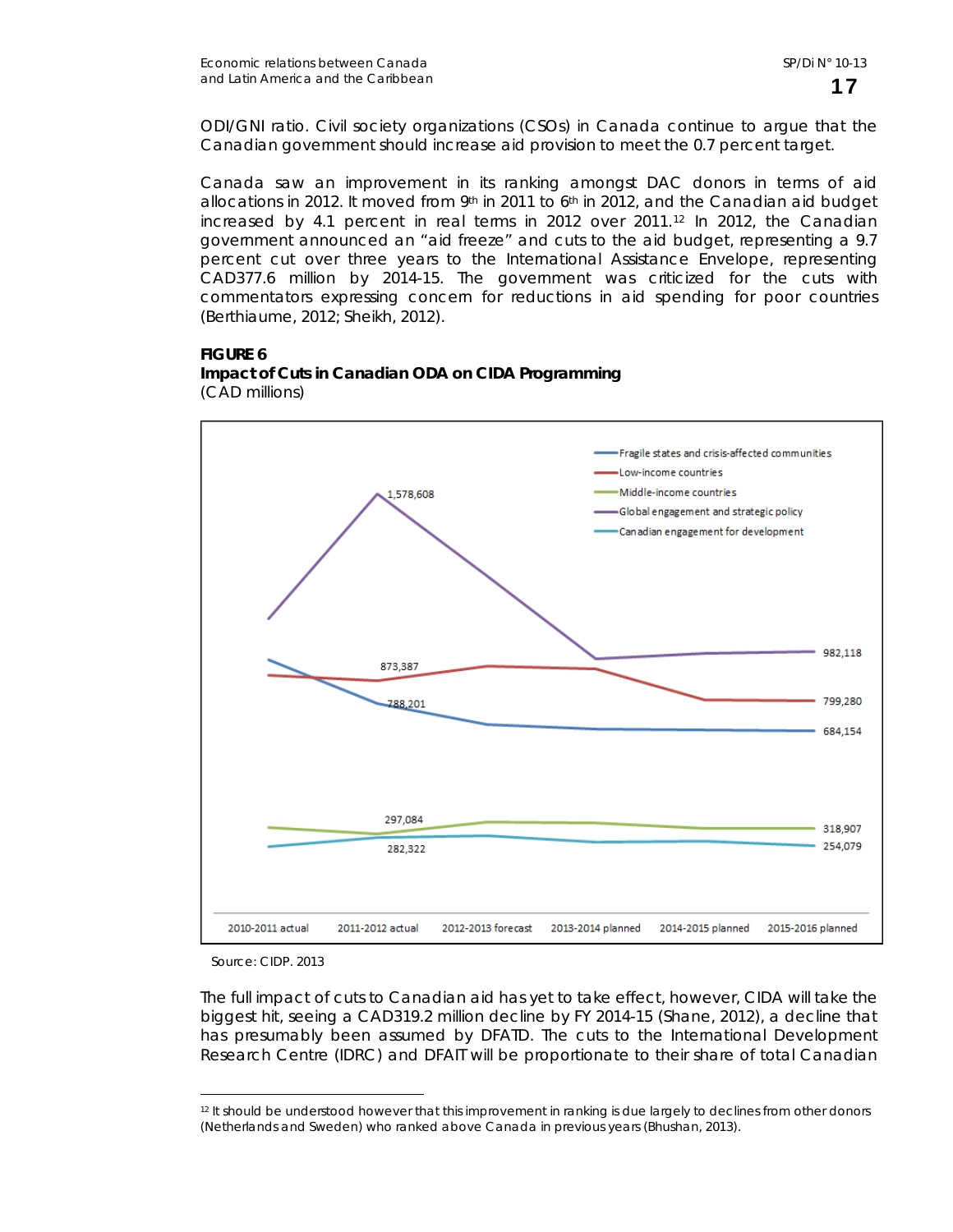ODI/GNI ratio. Civil society organizations (CSOs) in Canada continue to argue that the Canadian government should increase aid provision to meet the 0.7 percent target.

Canada saw an improvement in its ranking amongst DAC donors in terms of aid allocations in 2012. It moved from 9th in 2011 to 6th in 2012, and the Canadian aid budget increased by 4.1 percent in real terms in 2012 over 2011.[12] In 2012, the Canadian government announced an "aid freeze" and cuts to the aid budget, representing a 9.7 percent cut over three years to the International Assistance Envelope, representing CAD377.6 million by 2014-15. The government was criticized for the cuts with commentators expressing concern for reductions in aid spending for poor countries (Berthiaume, 2012; Sheikh, 2012).

**FIGURE 6**
**Impact of Cuts in Canadian ODA on CIDA Programming**
(CAD millions)

Source: CIDP. 2013

The full impact of cuts to Canadian aid has yet to take effect, however, CIDA will take the biggest hit, seeing a CAD319.2 million decline by FY 2014-15 (Shane, 2012), a decline that has presumably been assumed by DFATD. The cuts to the International Development Research Centre (IDRC) and DFAIT will be proportionate to their share of total Canadian

[12] It should be understood however that this improvement in ranking is due largely to declines from other donors (Netherlands and Sweden) who ranked above Canada in previous years (Bhushan, 2013).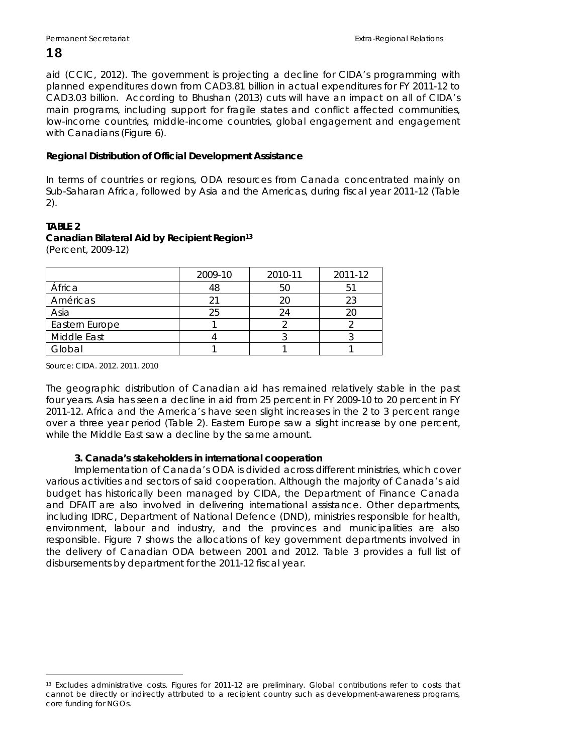aid (CCIC, 2012). The government is projecting a decline for CIDA's programming with planned expenditures down from CAD3.81 billion in actual expenditures for FY 2011-12 to CAD3.03 billion. According to Bhushan (2013) cuts will have an impact on all of CIDA's main programs, including support for fragile states and conflict affected communities, low-income countries, middle-income countries, global engagement and engagement with Canadians (Figure 6).

**Regional Distribution of Official Development Assistance**

In terms of countries or regions, ODA resources from Canada concentrated mainly on Sub-Saharan Africa, followed by Asia and the Americas, during fiscal year 2011-12 (Table 2).

**TABLE 2**
**Canadian Bilateral Aid by Recipient Region**[13]
(Percent, 2009-12)

| | 2009-10 | 2010-11 | 2011-12 |
|---|---|---|---|
| África | 48 | 50 | 51 |
| Américas | 21 | 20 | 23 |
| Asia | 25 | 24 | 20 |
| Eastern Europe | 1 | 2 | 2 |
| Middle East | 4 | 3 | 3 |
| Global | 1 | 1 | 1 |

Source: CIDA. 2012. 2011. 2010

The geographic distribution of Canadian aid has remained relatively stable in the past four years. Asia has seen a decline in aid from 25 percent in FY 2009-10 to 20 percent in FY 2011-12. Africa and the America's have seen slight increases in the 2 to 3 percent range over a three year period (Table 2). Eastern Europe saw a slight increase by one percent, while the Middle East saw a decline by the same amount.

### 3. Canada's stakeholders in international cooperation

Implementation of Canada's ODA is divided across different ministries, which cover various activities and sectors of said cooperation. Although the majority of Canada's aid budget has historically been managed by CIDA, the Department of Finance Canada and DFAIT are also involved in delivering international assistance. Other departments, including IDRC, Department of National Defence (DND), ministries responsible for health, environment, labour and industry, and the provinces and municipalities are also responsible. Figure 7 shows the allocations of key government departments involved in the delivery of Canadian ODA between 2001 and 2012. Table 3 provides a full list of disbursements by department for the 2011-12 fiscal year.

[13] Excludes administrative costs. Figures for 2011-12 are preliminary. Global contributions refer to costs that cannot be directly or indirectly attributed to a recipient country such as development-awareness programs, core funding for NGOs.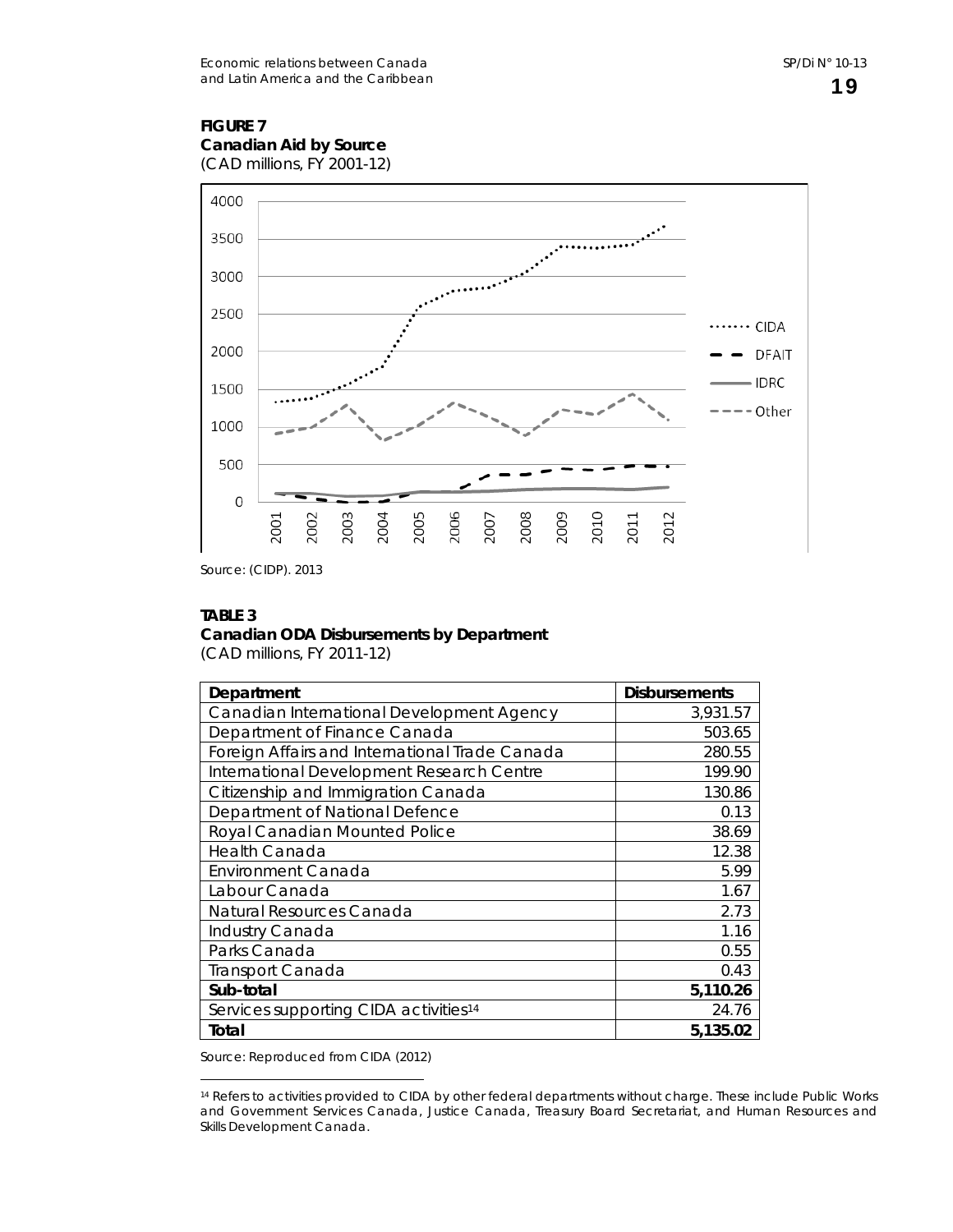**FIGURE 7**
**Canadian Aid by Source**
(CAD millions, FY 2001-12)

Source: (CIDP). 2013

**TABLE 3**
**Canadian ODA Disbursements by Department**
(CAD millions, FY 2011-12)

| Department | Disbursements |
|---|---|
| Canadian International Development Agency | 3,931.57 |
| Department of Finance Canada | 503.65 |
| Foreign Affairs and International Trade Canada | 280.55 |
| International Development Research Centre | 199.90 |
| Citizenship and Immigration Canada | 130.86 |
| Department of National Defence | 0.13 |
| Royal Canadian Mounted Police | 38.69 |
| Health Canada | 12.38 |
| Environment Canada | 5.99 |
| Labour Canada | 1.67 |
| Natural Resources Canada | 2.73 |
| Industry Canada | 1.16 |
| Parks Canada | 0.55 |
| Transport Canada | 0.43 |
| **Sub-total** | **5,110.26** |
| Services supporting CIDA activities[14] | 24.76 |
| **Total** | **5,135.02** |

Source: Reproduced from CIDA (2012)

[14] Refers to activities provided to CIDA by other federal departments without charge. These include Public Works and Government Services Canada, Justice Canada, Treasury Board Secretariat, and Human Resources and Skills Development Canada.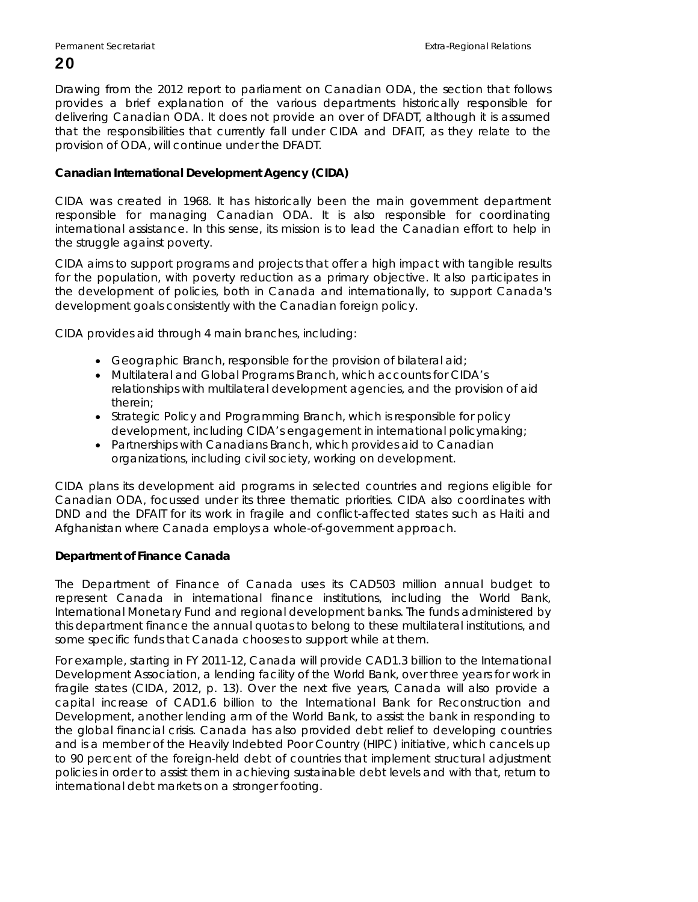Drawing from the 2012 report to parliament on Canadian ODA, the section that follows provides a brief explanation of the various departments historically responsible for delivering Canadian ODA. It does not provide an over of DFADT, although it is assumed that the responsibilities that currently fall under CIDA and DFAIT, as they relate to the provision of ODA, will continue under the DFADT.

**Canadian International Development Agency (CIDA)**

CIDA was created in 1968. It has historically been the main government department responsible for managing Canadian ODA. It is also responsible for coordinating international assistance. In this sense, its mission is to lead the Canadian effort to help in the struggle against poverty.

CIDA aims to support programs and projects that offer a high impact with tangible results for the population, with poverty reduction as a primary objective. It also participates in the development of policies, both in Canada and internationally, to support Canada's development goals consistently with the Canadian foreign policy.

CIDA provides aid through 4 main branches, including:

- Geographic Branch, responsible for the provision of bilateral aid;
- Multilateral and Global Programs Branch, which accounts for CIDA's relationships with multilateral development agencies, and the provision of aid therein;
- Strategic Policy and Programming Branch, which is responsible for policy development, including CIDA's engagement in international policymaking;
- Partnerships with Canadians Branch, which provides aid to Canadian organizations, including civil society, working on development.

CIDA plans its development aid programs in selected countries and regions eligible for Canadian ODA, focussed under its three thematic priorities. CIDA also coordinates with DND and the DFAIT for its work in fragile and conflict-affected states such as Haiti and Afghanistan where Canada employs a whole-of-government approach.

**Department of Finance Canada**

The Department of Finance of Canada uses its CAD503 million annual budget to represent Canada in international finance institutions, including the World Bank, International Monetary Fund and regional development banks. The funds administered by this department finance the annual quotas to belong to these multilateral institutions, and some specific funds that Canada chooses to support while at them.

For example, starting in FY 2011-12, Canada will provide CAD1.3 billion to the International Development Association, a lending facility of the World Bank, over three years for work in fragile states (CIDA, 2012, p. 13). Over the next five years, Canada will also provide a capital increase of CAD1.6 billion to the International Bank for Reconstruction and Development, another lending arm of the World Bank, to assist the bank in responding to the global financial crisis. Canada has also provided debt relief to developing countries and is a member of the Heavily Indebted Poor Country (HIPC) initiative, which cancels up to 90 percent of the foreign-held debt of countries that implement structural adjustment policies in order to assist them in achieving sustainable debt levels and with that, return to international debt markets on a stronger footing.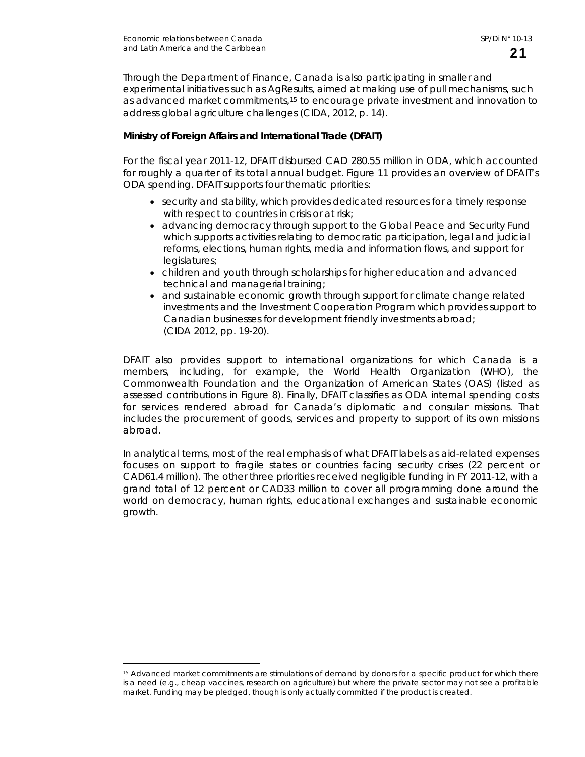Through the Department of Finance, Canada is also participating in smaller and experimental initiatives such as AgResults, aimed at making use of pull mechanisms, such as advanced market commitments,[15] to encourage private investment and innovation to address global agriculture challenges (CIDA, 2012, p. 14).

**Ministry of Foreign Affairs and International Trade (DFAIT)**

For the fiscal year 2011-12, DFAIT disbursed CAD 280.55 million in ODA, which accounted for roughly a quarter of its total annual budget. Figure 11 provides an overview of DFAIT's ODA spending. DFAIT supports four thematic priorities:

- security and stability, which provides dedicated resources for a timely response with respect to countries in crisis or at risk;
- advancing democracy through support to the Global Peace and Security Fund which supports activities relating to democratic participation, legal and judicial reforms, elections, human rights, media and information flows, and support for legislatures;
- children and youth through scholarships for higher education and advanced technical and managerial training;
- and sustainable economic growth through support for climate change related investments and the Investment Cooperation Program which provides support to Canadian businesses for development friendly investments abroad; (CIDA 2012, pp. 19-20).

DFAIT also provides support to international organizations for which Canada is a members, including, for example, the World Health Organization (WHO), the Commonwealth Foundation and the Organization of American States (OAS) (listed as assessed contributions in Figure 8). Finally, DFAIT classifies as ODA internal spending costs for services rendered abroad for Canada's diplomatic and consular missions. That includes the procurement of goods, services and property to support of its own missions abroad.

In analytical terms, most of the real emphasis of what DFAIT labels as aid-related expenses focuses on support to fragile states or countries facing security crises (22 percent or CAD61.4 million). The other three priorities received negligible funding in FY 2011-12, with a grand total of 12 percent or CAD33 million to cover all programming done around the world on democracy, human rights, educational exchanges and sustainable economic growth.

[15] Advanced market commitments are stimulations of demand by donors for a specific product for which there is a need (e.g., cheap vaccines, research on agriculture) but where the private sector may not see a profitable market. Funding may be pledged, though is only actually committed if the product is created.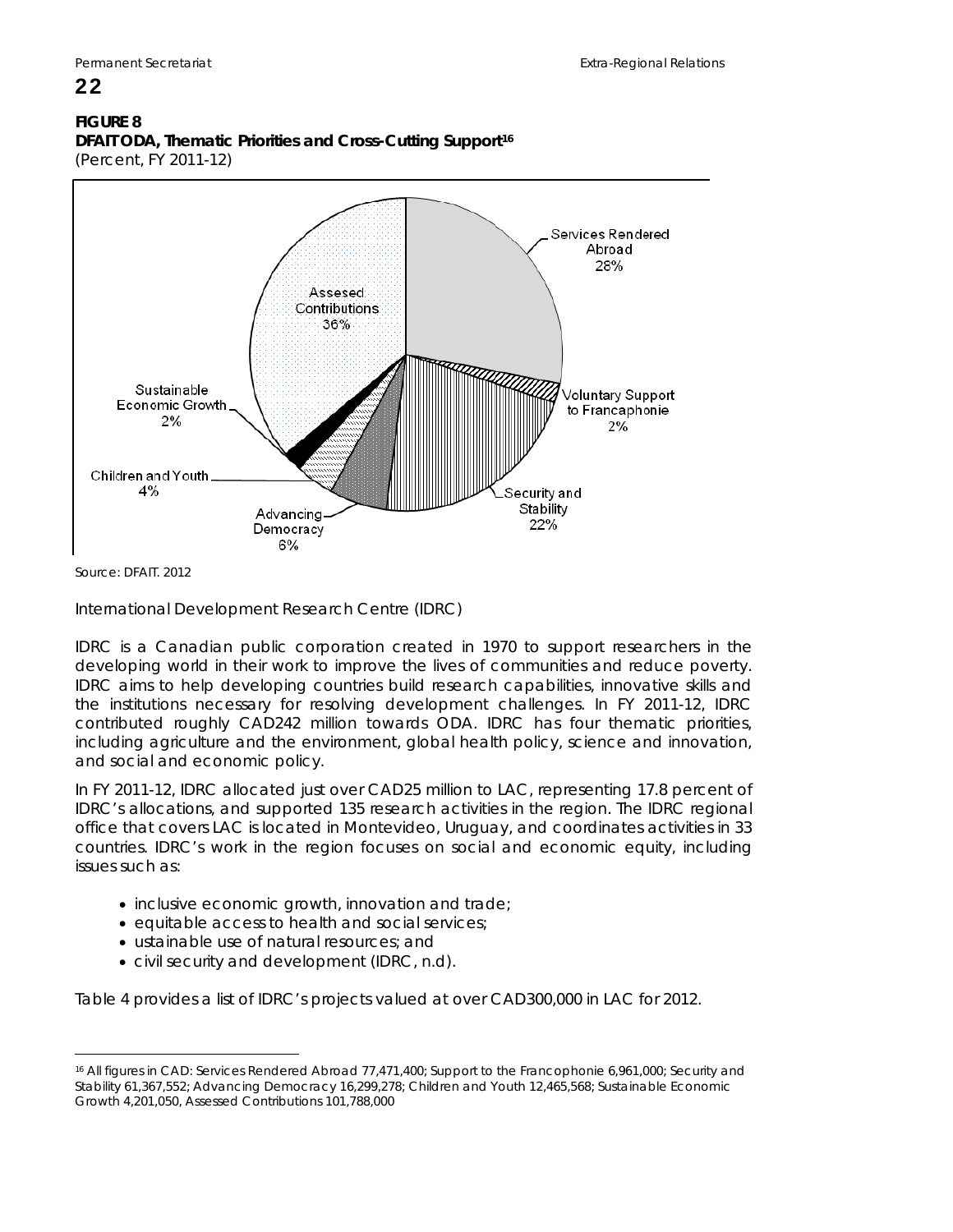**FIGURE 8**
**DFAIT ODA, Thematic Priorities and Cross-Cutting Support**[16]
(Percent, FY 2011-12)

Services Rendered Abroad 28%

Voluntary Support to Francaphonie 2%

Security and Stability 22%

Advancing Democracy 6%

Children and Youth 4%

Sustainable Economic Growth 2%

Assesed Contributions 36%

Source: DFAIT. 2012

International Development Research Centre (IDRC)

IDRC is a Canadian public corporation created in 1970 to support researchers in the developing world in their work to improve the lives of communities and reduce poverty. IDRC aims to help developing countries build research capabilities, innovative skills and the institutions necessary for resolving development challenges. In FY 2011-12, IDRC contributed roughly CAD242 million towards ODA. IDRC has four thematic priorities, including agriculture and the environment, global health policy, science and innovation, and social and economic policy.

In FY 2011-12, IDRC allocated just over CAD25 million to LAC, representing 17.8 percent of IDRC's allocations, and supported 135 research activities in the region. The IDRC regional office that covers LAC is located in Montevideo, Uruguay, and coordinates activities in 33 countries. IDRC's work in the region focuses on social and economic equity, including issues such as:

- inclusive economic growth, innovation and trade;
- equitable access to health and social services;
- ustainable use of natural resources; and
- civil security and development (IDRC, n.d).

Table 4 provides a list of IDRC's projects valued at over CAD300,000 in LAC for 2012.

---

[16] All figures in CAD: Services Rendered Abroad 77,471,400; Support to the Francophonie 6,961,000; Security and Stability 61,367,552; Advancing Democracy 16,299,278; Children and Youth 12,465,568; Sustainable Economic Growth 4,201,050, Assessed Contributions 101,788,000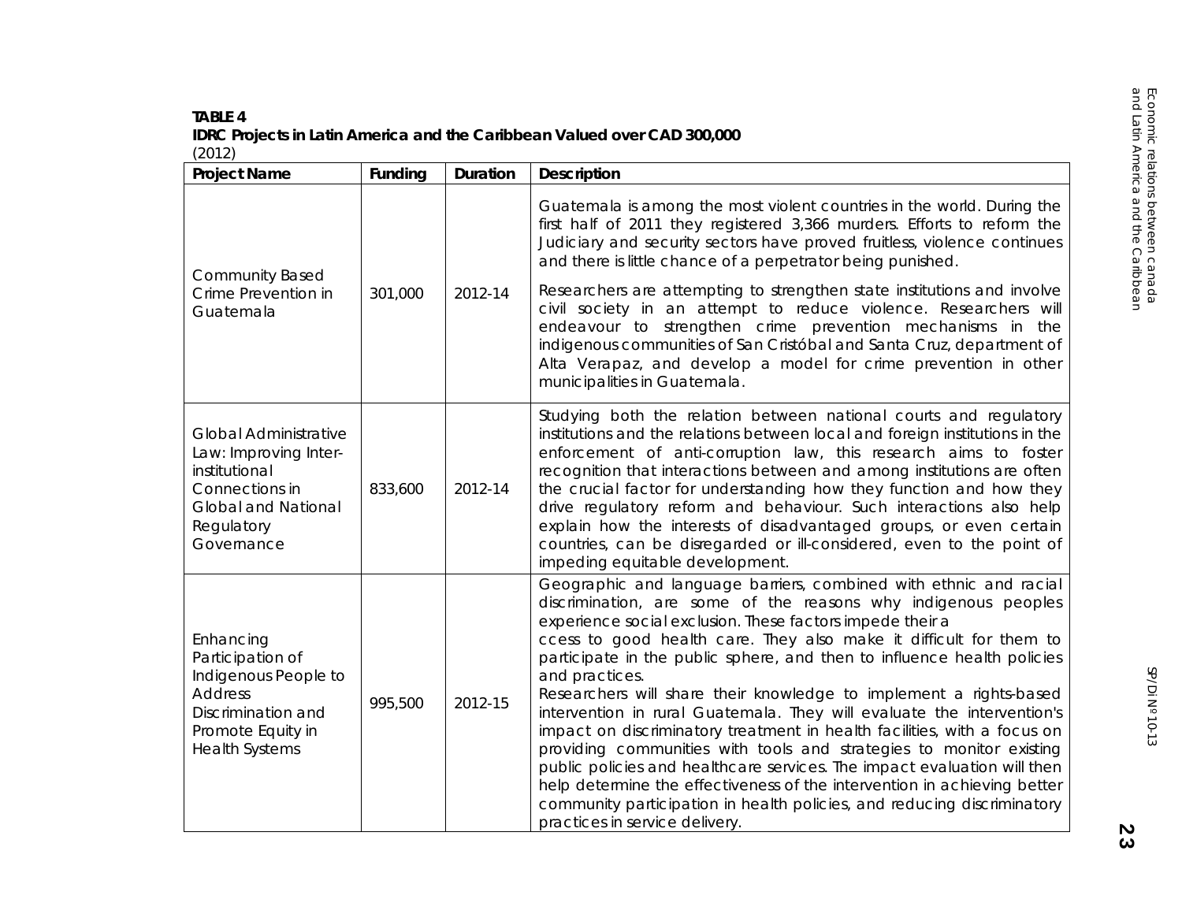**TABLE 4**
**IDRC Projects in Latin America and the Caribbean Valued over CAD 300,000**
(2012)

| Project Name | Funding | Duration | Description |
|---|---|---|---|
| Community Based Crime Prevention in Guatemala | 301,000 | 2012-14 | Guatemala is among the most violent countries in the world. During the first half of 2011 they registered 3,366 murders. Efforts to reform the Judiciary and security sectors have proved fruitless, violence continues and there is little chance of a perpetrator being punished. Researchers are attempting to strengthen state institutions and involve civil society in an attempt to reduce violence. Researchers will endeavour to strengthen crime prevention mechanisms in the indigenous communities of San Cristóbal and Santa Cruz, department of Alta Verapaz, and develop a model for crime prevention in other municipalities in Guatemala. |
| Global Administrative Law: Improving Inter-institutional Connections in Global and National Regulatory Governance | 833,600 | 2012-14 | Studying both the relation between national courts and regulatory institutions and the relations between local and foreign institutions in the enforcement of anti-corruption law, this research aims to foster recognition that interactions between and among institutions are often the crucial factor for understanding how they function and how they drive regulatory reform and behaviour. Such interactions also help explain how the interests of disadvantaged groups, or even certain countries, can be disregarded or ill-considered, even to the point of impeding equitable development. |
| Enhancing Participation of Indigenous People to Address Discrimination and Promote Equity in Health Systems | 995,500 | 2012-15 | Geographic and language barriers, combined with ethnic and racial discrimination, are some of the reasons why indigenous peoples experience social exclusion. These factors impede their a ccess to good health care. They also make it difficult for them to participate in the public sphere, and then to influence health policies and practices. Researchers will share their knowledge to implement a rights-based intervention in rural Guatemala. They will evaluate the intervention's impact on discriminatory treatment in health facilities, with a focus on providing communities with tools and strategies to monitor existing public policies and healthcare services. The impact evaluation will then help determine the effectiveness of the intervention in achieving better community participation in health policies, and reducing discriminatory practices in service delivery. |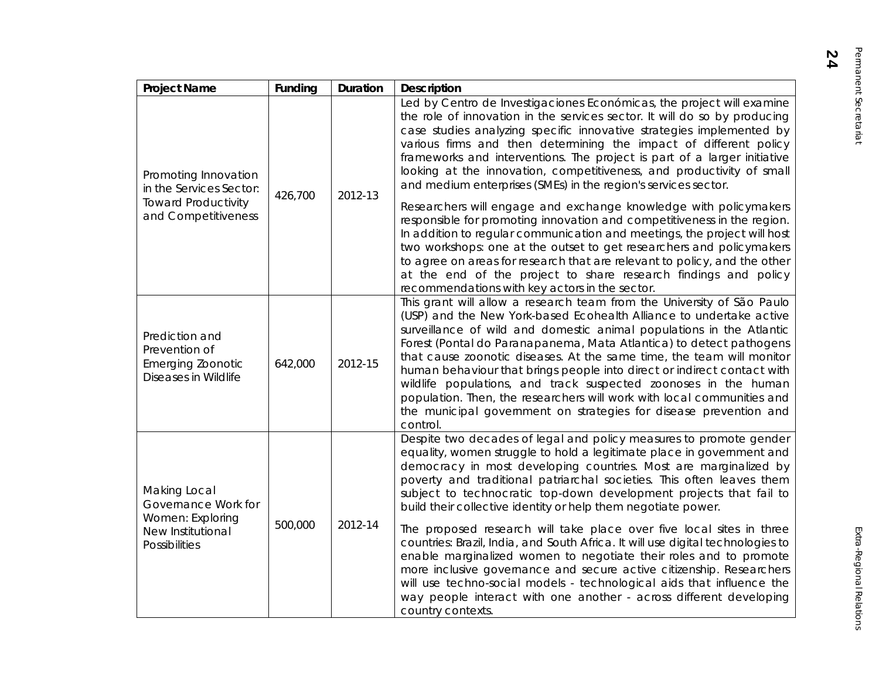| Project Name | Funding | Duration | Description |
|---|---|---|---|
| Promoting Innovation in the Services Sector: Toward Productivity and Competitiveness | 426,700 | 2012-13 | Led by Centro de Investigaciones Económicas, the project will examine the role of innovation in the services sector. It will do so by producing case studies analyzing specific innovative strategies implemented by various firms and then determining the impact of different policy frameworks and interventions. The project is part of a larger initiative looking at the innovation, competitiveness, and productivity of small and medium enterprises (SMEs) in the region's services sector.<br><br>Researchers will engage and exchange knowledge with policymakers responsible for promoting innovation and competitiveness in the region. In addition to regular communication and meetings, the project will host two workshops: one at the outset to get researchers and policymakers to agree on areas for research that are relevant to policy, and the other at the end of the project to share research findings and policy recommendations with key actors in the sector. |
| Prediction and Prevention of Emerging Zoonotic Diseases in Wildlife | 642,000 | 2012-15 | This grant will allow a research team from the University of São Paulo (USP) and the New York-based Ecohealth Alliance to undertake active surveillance of wild and domestic animal populations in the Atlantic Forest (Pontal do Paranapanema, Mata Atlantica) to detect pathogens that cause zoonotic diseases. At the same time, the team will monitor human behaviour that brings people into direct or indirect contact with wildlife populations, and track suspected zoonoses in the human population. Then, the researchers will work with local communities and the municipal government on strategies for disease prevention and control. |
| Making Local Governance Work for Women: Exploring New Institutional Possibilities | 500,000 | 2012-14 | Despite two decades of legal and policy measures to promote gender equality, women struggle to hold a legitimate place in government and democracy in most developing countries. Most are marginalized by poverty and traditional patriarchal societies. This often leaves them subject to technocratic top-down development projects that fail to build their collective identity or help them negotiate power.<br><br>The proposed research will take place over five local sites in three countries: Brazil, India, and South Africa. It will use digital technologies to enable marginalized women to negotiate their roles and to promote more inclusive governance and secure active citizenship. Researchers will use techno-social models - technological aids that influence the way people interact with one another - across different developing country contexts. |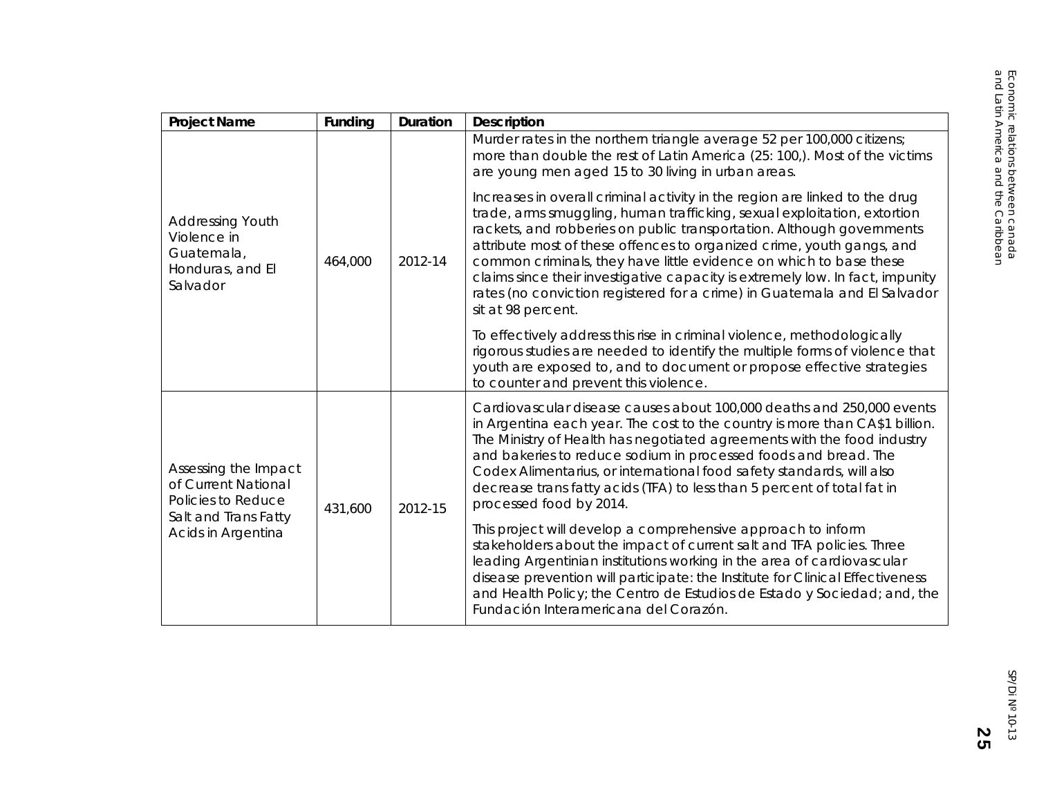| Project Name | Funding | Duration | Description |
|---|---|---|---|
| Addressing Youth Violence in Guatemala, Honduras, and El Salvador | 464,000 | 2012-14 | Murder rates in the northern triangle average 52 per 100,000 citizens; more than double the rest of Latin America (25: 100,). Most of the victims are young men aged 15 to 30 living in urban areas.<br><br>Increases in overall criminal activity in the region are linked to the drug trade, arms smuggling, human trafficking, sexual exploitation, extortion rackets, and robberies on public transportation. Although governments attribute most of these offences to organized crime, youth gangs, and common criminals, they have little evidence on which to base these claims since their investigative capacity is extremely low. In fact, impunity rates (no conviction registered for a crime) in Guatemala and El Salvador sit at 98 percent.<br><br>To effectively address this rise in criminal violence, methodologically rigorous studies are needed to identify the multiple forms of violence that youth are exposed to, and to document or propose effective strategies to counter and prevent this violence. |
| Assessing the Impact of Current National Policies to Reduce Salt and Trans Fatty Acids in Argentina | 431,600 | 2012-15 | Cardiovascular disease causes about 100,000 deaths and 250,000 events in Argentina each year. The cost to the country is more than CA$1 billion. The Ministry of Health has negotiated agreements with the food industry and bakeries to reduce sodium in processed foods and bread. The Codex Alimentarius, or international food safety standards, will also decrease trans fatty acids (TFA) to less than 5 percent of total fat in processed food by 2014.<br><br>This project will develop a comprehensive approach to inform stakeholders about the impact of current salt and TFA policies. Three leading Argentinian institutions working in the area of cardiovascular disease prevention will participate: the Institute for Clinical Effectiveness and Health Policy; the Centro de Estudios de Estado y Sociedad; and, the Fundación Interamericana del Corazón. |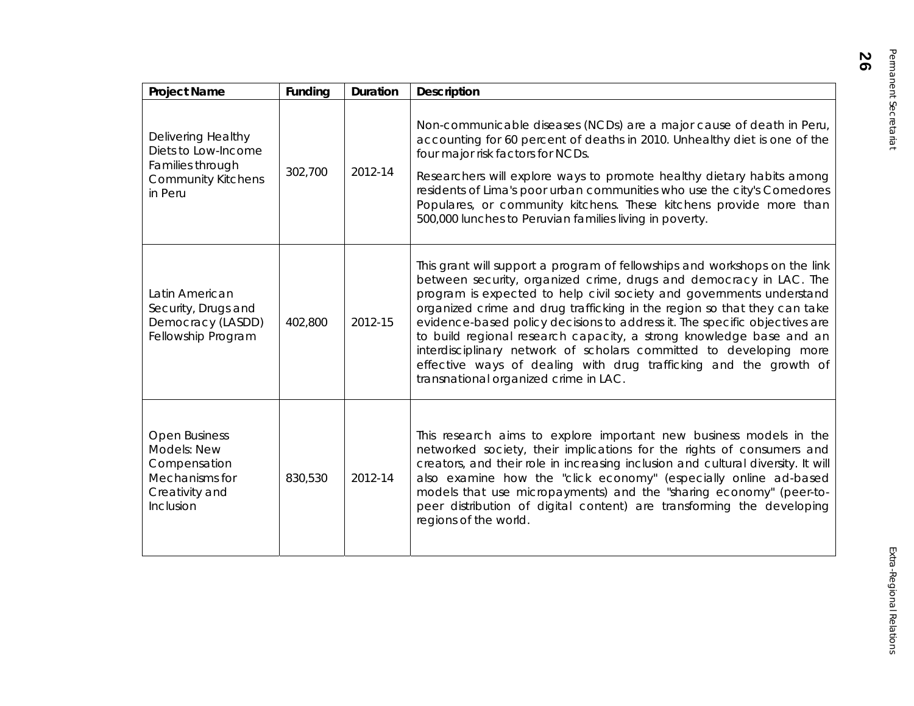| Project Name | Funding | Duration | Description |
|---|---|---|---|
| Delivering Healthy Diets to Low-Income Families through Community Kitchens in Peru | 302,700 | 2012-14 | Non-communicable diseases (NCDs) are a major cause of death in Peru, accounting for 60 percent of deaths in 2010. Unhealthy diet is one of the four major risk factors for NCDs. Researchers will explore ways to promote healthy dietary habits among residents of Lima's poor urban communities who use the city's Comedores Populares, or community kitchens. These kitchens provide more than 500,000 lunches to Peruvian families living in poverty. |
| Latin American Security, Drugs and Democracy (LASDD) Fellowship Program | 402,800 | 2012-15 | This grant will support a program of fellowships and workshops on the link between security, organized crime, drugs and democracy in LAC. The program is expected to help civil society and governments understand organized crime and drug trafficking in the region so that they can take evidence-based policy decisions to address it. The specific objectives are to build regional research capacity, a strong knowledge base and an interdisciplinary network of scholars committed to developing more effective ways of dealing with drug trafficking and the growth of transnational organized crime in LAC. |
| Open Business Models: New Compensation Mechanisms for Creativity and Inclusion | 830,530 | 2012-14 | This research aims to explore important new business models in the networked society, their implications for the rights of consumers and creators, and their role in increasing inclusion and cultural diversity. It will also examine how the "click economy" (especially online ad-based models that use micropayments) and the "sharing economy" (peer-to-peer distribution of digital content) are transforming the developing regions of the world. |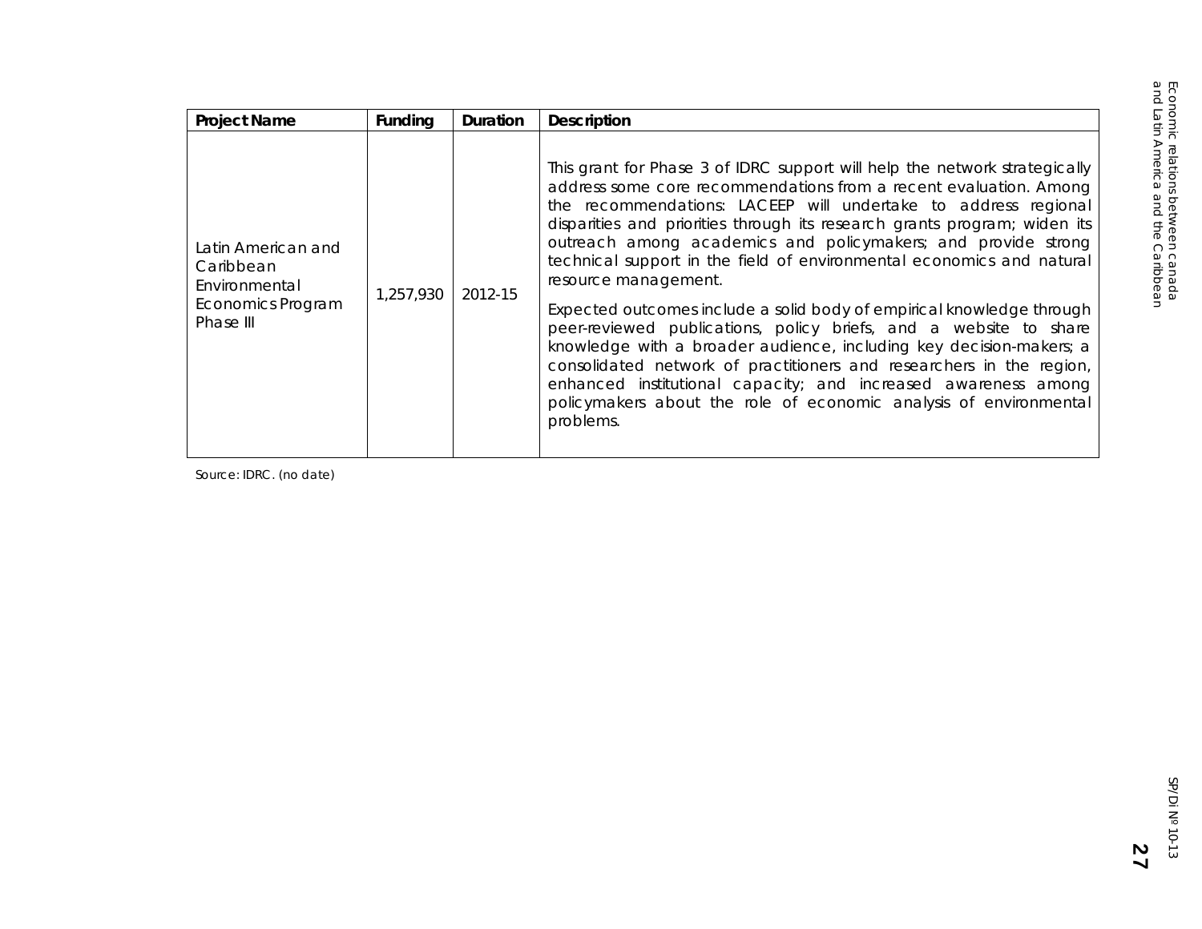| Project Name | Funding | Duration | Description |
| --- | --- | --- | --- |
| Latin American and Caribbean Environmental Economics Program Phase III | 1,257,930 | 2012-15 | This grant for Phase 3 of IDRC support will help the network strategically address some core recommendations from a recent evaluation. Among the recommendations: LACEEP will undertake to address regional disparities and priorities through its research grants program; widen its outreach among academics and policymakers; and provide strong technical support in the field of environmental economics and natural resource management. Expected outcomes include a solid body of empirical knowledge through peer-reviewed publications, policy briefs, and a website to share knowledge with a broader audience, including key decision-makers; a consolidated network of practitioners and researchers in the region, enhanced institutional capacity; and increased awareness among policymakers about the role of economic analysis of environmental problems. |

Source: IDRC. (no date)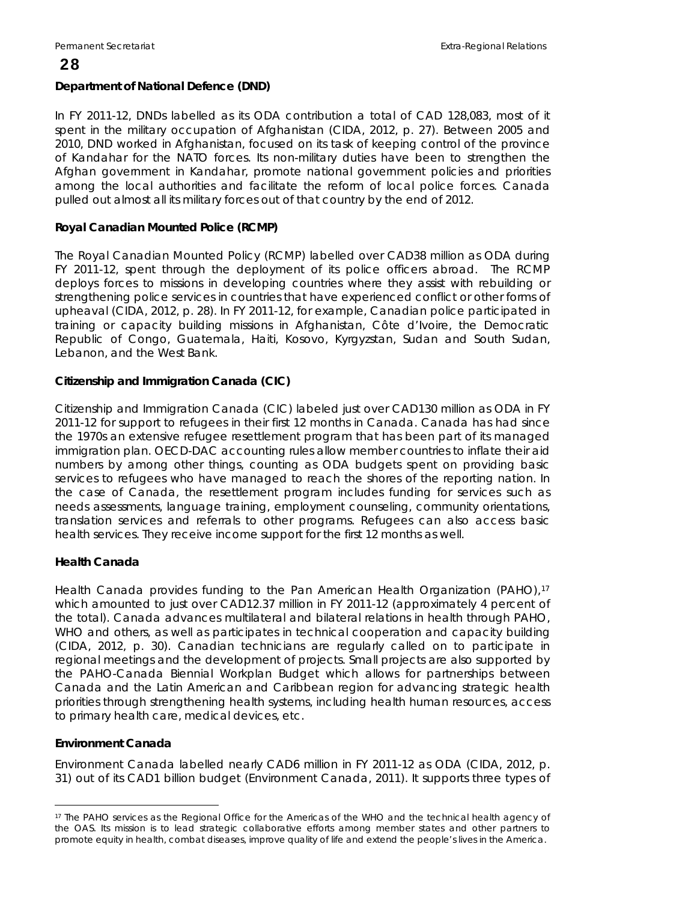**Department of National Defence (DND)**

In FY 2011-12, DNDs labelled as its ODA contribution a total of CAD 128,083, most of it spent in the military occupation of Afghanistan (CIDA, 2012, p. 27). Between 2005 and 2010, DND worked in Afghanistan, focused on its task of keeping control of the province of Kandahar for the NATO forces. Its non-military duties have been to strengthen the Afghan government in Kandahar, promote national government policies and priorities among the local authorities and facilitate the reform of local police forces. Canada pulled out almost all its military forces out of that country by the end of 2012.

**Royal Canadian Mounted Police (RCMP)**

The Royal Canadian Mounted Policy (RCMP) labelled over CAD38 million as ODA during FY 2011-12, spent through the deployment of its police officers abroad. The RCMP deploys forces to missions in developing countries where they assist with rebuilding or strengthening police services in countries that have experienced conflict or other forms of upheaval (CIDA, 2012, p. 28). In FY 2011-12, for example, Canadian police participated in training or capacity building missions in Afghanistan, Côte d'Ivoire, the Democratic Republic of Congo, Guatemala, Haiti, Kosovo, Kyrgyzstan, Sudan and South Sudan, Lebanon, and the West Bank.

**Citizenship and Immigration Canada (CIC)**

Citizenship and Immigration Canada (CIC) labeled just over CAD130 million as ODA in FY 2011-12 for support to refugees in their first 12 months in Canada. Canada has had since the 1970s an extensive refugee resettlement program that has been part of its managed immigration plan. OECD-DAC accounting rules allow member countries to inflate their aid numbers by among other things, counting as ODA budgets spent on providing basic services to refugees who have managed to reach the shores of the reporting nation. In the case of Canada, the resettlement program includes funding for services such as needs assessments, language training, employment counseling, community orientations, translation services and referrals to other programs. Refugees can also access basic health services. They receive income support for the first 12 months as well.

**Health Canada**

Health Canada provides funding to the Pan American Health Organization (PAHO),[17] which amounted to just over CAD12.37 million in FY 2011-12 (approximately 4 percent of the total). Canada advances multilateral and bilateral relations in health through PAHO, WHO and others, as well as participates in technical cooperation and capacity building (CIDA, 2012, p. 30). Canadian technicians are regularly called on to participate in regional meetings and the development of projects. Small projects are also supported by the PAHO-Canada Biennial Workplan Budget which allows for partnerships between Canada and the Latin American and Caribbean region for advancing strategic health priorities through strengthening health systems, including health human resources, access to primary health care, medical devices, etc.

**Environment Canada**

Environment Canada labelled nearly CAD6 million in FY 2011-12 as ODA (CIDA, 2012, p. 31) out of its CAD1 billion budget (Environment Canada, 2011). It supports three types of

---

[17] The PAHO services as the Regional Office for the Americas of the WHO and the technical health agency of the OAS. Its mission is to lead strategic collaborative efforts among member states and other partners to promote equity in health, combat diseases, improve quality of life and extend the people's lives in the America.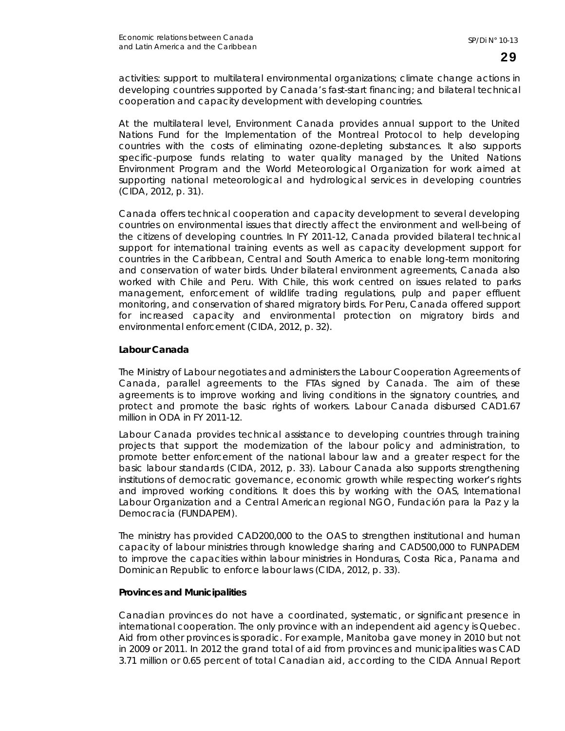activities: support to multilateral environmental organizations; climate change actions in developing countries supported by Canada's fast-start financing; and bilateral technical cooperation and capacity development with developing countries.

At the multilateral level, Environment Canada provides annual support to the United Nations Fund for the Implementation of the Montreal Protocol to help developing countries with the costs of eliminating ozone-depleting substances. It also supports specific-purpose funds relating to water quality managed by the United Nations Environment Program and the World Meteorological Organization for work aimed at supporting national meteorological and hydrological services in developing countries (CIDA, 2012, p. 31).

Canada offers technical cooperation and capacity development to several developing countries on environmental issues that directly affect the environment and well-being of the citizens of developing countries. In FY 2011-12, Canada provided bilateral technical support for international training events as well as capacity development support for countries in the Caribbean, Central and South America to enable long-term monitoring and conservation of water birds. Under bilateral environment agreements, Canada also worked with Chile and Peru. With Chile, this work centred on issues related to parks management, enforcement of wildlife trading regulations, pulp and paper effluent monitoring, and conservation of shared migratory birds. For Peru, Canada offered support for increased capacity and environmental protection on migratory birds and environmental enforcement (CIDA, 2012, p. 32).

**Labour Canada**

The Ministry of Labour negotiates and administers the Labour Cooperation Agreements of Canada, parallel agreements to the FTAs signed by Canada. The aim of these agreements is to improve working and living conditions in the signatory countries, and protect and promote the basic rights of workers. Labour Canada disbursed CAD1.67 million in ODA in FY 2011-12.

Labour Canada provides technical assistance to developing countries through training projects that support the modernization of the labour policy and administration, to promote better enforcement of the national labour law and a greater respect for the basic labour standards (CIDA, 2012, p. 33). Labour Canada also supports strengthening institutions of democratic governance, economic growth while respecting worker's rights and improved working conditions. It does this by working with the OAS, International Labour Organization and a Central American regional NGO, Fundación para la Paz y la Democracia (FUNDAPEM).

The ministry has provided CAD200,000 to the OAS to strengthen institutional and human capacity of labour ministries through knowledge sharing and CAD500,000 to FUNPADEM to improve the capacities within labour ministries in Honduras, Costa Rica, Panama and Dominican Republic to enforce labour laws (CIDA, 2012, p. 33).

**Provinces and Municipalities**

Canadian provinces do not have a coordinated, systematic, or significant presence in international cooperation. The only province with an independent aid agency is Quebec. Aid from other provinces is sporadic. For example, Manitoba gave money in 2010 but not in 2009 or 2011. In 2012 the grand total of aid from provinces and municipalities was CAD 3.71 million or 0.65 percent of total Canadian aid, according to the CIDA Annual Report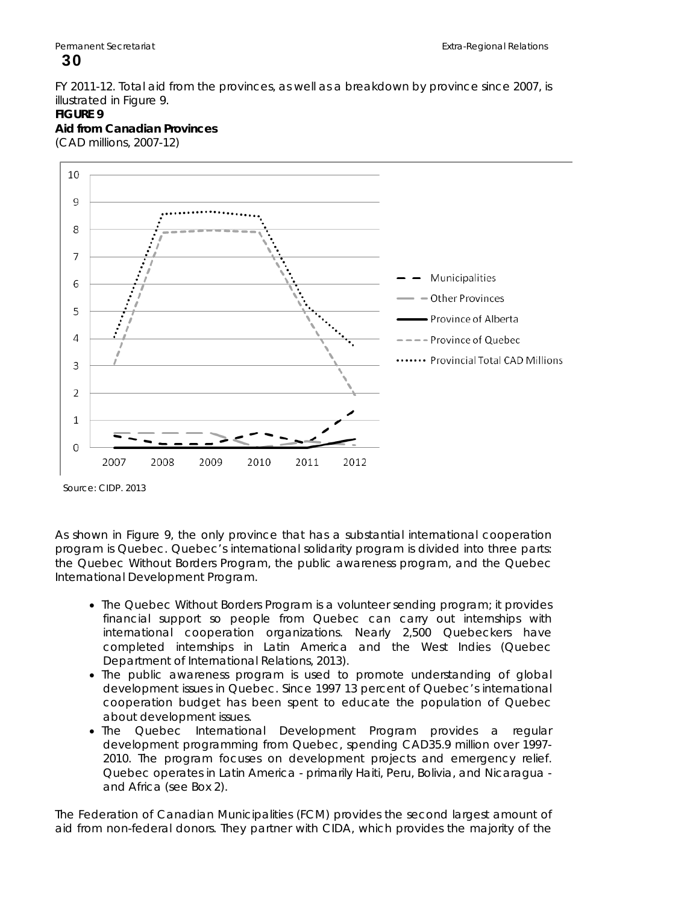FY 2011-12. Total aid from the provinces, as well as a breakdown by province since 2007, is illustrated in Figure 9.

**FIGURE 9**

**Aid from Canadian Provinces**

(CAD millions, 2007-12)

Source: CIDP. 2013

As shown in Figure 9, the only province that has a substantial international cooperation program is Quebec. Quebec's international solidarity program is divided into three parts: the Quebec Without Borders Program, the public awareness program, and the Quebec International Development Program.

- The Quebec Without Borders Program is a volunteer sending program; it provides financial support so people from Quebec can carry out internships with international cooperation organizations. Nearly 2,500 Quebeckers have completed internships in Latin America and the West Indies (Quebec Department of International Relations, 2013).
- The public awareness program is used to promote understanding of global development issues in Quebec. Since 1997 13 percent of Quebec's international cooperation budget has been spent to educate the population of Quebec about development issues.
- The Quebec International Development Program provides a regular development programming from Quebec, spending CAD35.9 million over 1997-2010. The program focuses on development projects and emergency relief. Quebec operates in Latin America - primarily Haiti, Peru, Bolivia, and Nicaragua - and Africa (see Box 2).

The Federation of Canadian Municipalities (FCM) provides the second largest amount of aid from non-federal donors. They partner with CIDA, which provides the majority of the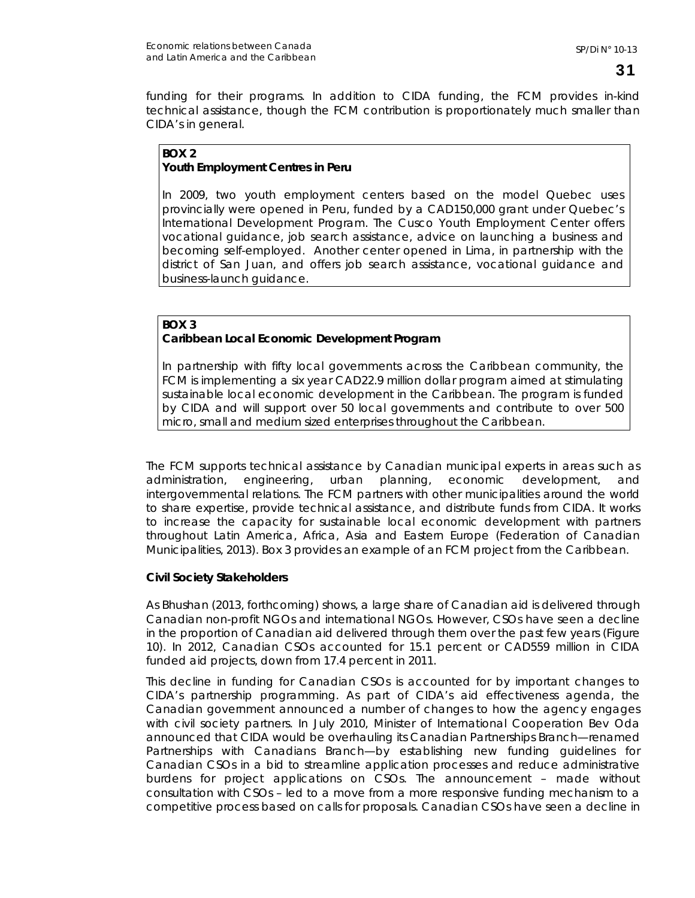funding for their programs. In addition to CIDA funding, the FCM provides in-kind technical assistance, though the FCM contribution is proportionately much smaller than CIDA's in general.

> **BOX 2**
> **Youth Employment Centres in Peru**
>
> In 2009, two youth employment centers based on the model Quebec uses provincially were opened in Peru, funded by a CAD150,000 grant under Quebec's International Development Program. The Cusco Youth Employment Center offers vocational guidance, job search assistance, advice on launching a business and becoming self-employed. Another center opened in Lima, in partnership with the district of San Juan, and offers job search assistance, vocational guidance and business-launch guidance.

> **BOX 3**
> **Caribbean Local Economic Development Program**
>
> In partnership with fifty local governments across the Caribbean community, the FCM is implementing a six year CAD22.9 million dollar program aimed at stimulating sustainable local economic development in the Caribbean. The program is funded by CIDA and will support over 50 local governments and contribute to over 500 micro, small and medium sized enterprises throughout the Caribbean.

The FCM supports technical assistance by Canadian municipal experts in areas such as administration, engineering, urban planning, economic development, and intergovernmental relations. The FCM partners with other municipalities around the world to share expertise, provide technical assistance, and distribute funds from CIDA. It works to increase the capacity for sustainable local economic development with partners throughout Latin America, Africa, Asia and Eastern Europe (Federation of Canadian Municipalities, 2013). Box 3 provides an example of an FCM project from the Caribbean.

**Civil Society Stakeholders**

As Bhushan (2013, forthcoming) shows, a large share of Canadian aid is delivered through Canadian non-profit NGOs and international NGOs. However, CSOs have seen a decline in the proportion of Canadian aid delivered through them over the past few years (Figure 10). In 2012, Canadian CSOs accounted for 15.1 percent or CAD559 million in CIDA funded aid projects, down from 17.4 percent in 2011.

This decline in funding for Canadian CSOs is accounted for by important changes to CIDA's partnership programming. As part of CIDA's aid effectiveness agenda, the Canadian government announced a number of changes to how the agency engages with civil society partners. In July 2010, Minister of International Cooperation Bev Oda announced that CIDA would be overhauling its Canadian Partnerships Branch—renamed Partnerships with Canadians Branch—by establishing new funding guidelines for Canadian CSOs in a bid to streamline application processes and reduce administrative burdens for project applications on CSOs. The announcement – made without consultation with CSOs – led to a move from a more responsive funding mechanism to a competitive process based on calls for proposals. Canadian CSOs have seen a decline in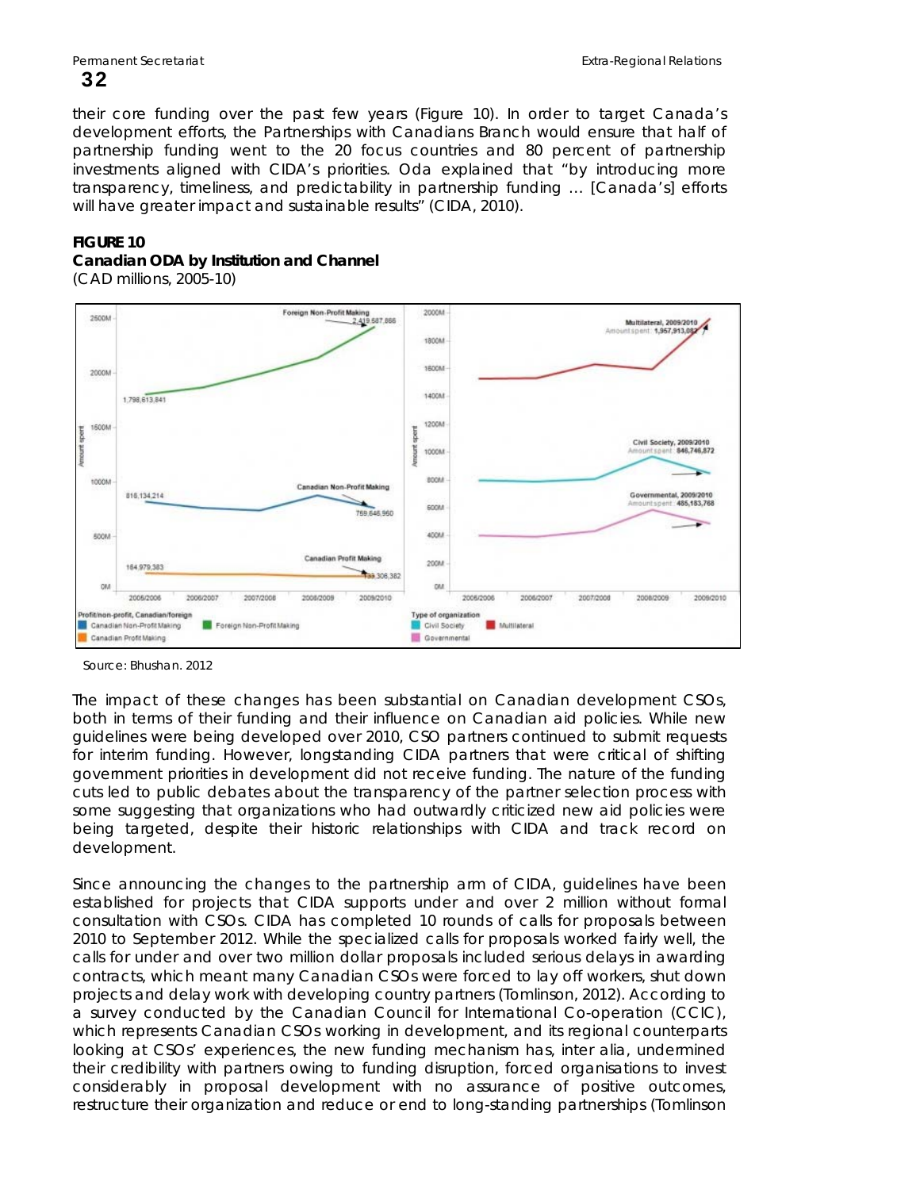their core funding over the past few years (Figure 10). In order to target Canada's development efforts, the Partnerships with Canadians Branch would ensure that half of partnership funding went to the 20 focus countries and 80 percent of partnership investments aligned with CIDA's priorities. Oda explained that "by introducing more transparency, timeliness, and predictability in partnership funding … [Canada's] efforts will have greater impact and sustainable results" (CIDA, 2010).

**FIGURE 10**
**Canadian ODA by Institution and Channel**
(CAD millions, 2005-10)

Source: Bhushan. 2012

The impact of these changes has been substantial on Canadian development CSOs, both in terms of their funding and their influence on Canadian aid policies. While new guidelines were being developed over 2010, CSO partners continued to submit requests for interim funding. However, longstanding CIDA partners that were critical of shifting government priorities in development did not receive funding. The nature of the funding cuts led to public debates about the transparency of the partner selection process with some suggesting that organizations who had outwardly criticized new aid policies were being targeted, despite their historic relationships with CIDA and track record on development.

Since announcing the changes to the partnership arm of CIDA, guidelines have been established for projects that CIDA supports under and over 2 million without formal consultation with CSOs. CIDA has completed 10 rounds of calls for proposals between 2010 to September 2012. While the specialized calls for proposals worked fairly well, the calls for under and over two million dollar proposals included serious delays in awarding contracts, which meant many Canadian CSOs were forced to lay off workers, shut down projects and delay work with developing country partners (Tomlinson, 2012). According to a survey conducted by the Canadian Council for International Co-operation (CCIC), which represents Canadian CSOs working in development, and its regional counterparts looking at CSOs' experiences, the new funding mechanism has, inter alia, undermined their credibility with partners owing to funding disruption, forced organisations to invest considerably in proposal development with no assurance of positive outcomes, restructure their organization and reduce or end to long-standing partnerships (Tomlinson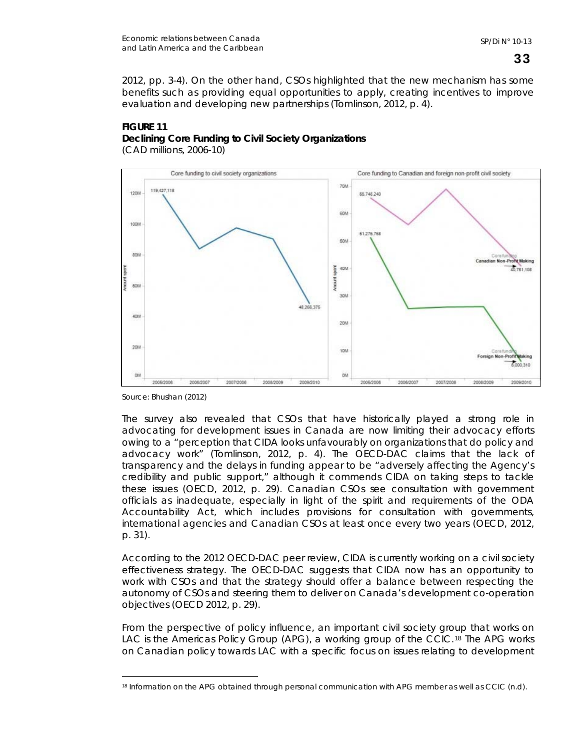2012, pp. 3-4). On the other hand, CSOs highlighted that the new mechanism has some benefits such as providing equal opportunities to apply, creating incentives to improve evaluation and developing new partnerships (Tomlinson, 2012, p. 4).

**FIGURE 11**
**Declining Core Funding to Civil Society Organizations**
(CAD millions, 2006-10)

Source: Bhushan (2012)

The survey also revealed that CSOs that have historically played a strong role in advocating for development issues in Canada are now limiting their advocacy efforts owing to a "perception that CIDA looks unfavourably on organizations that do policy and advocacy work" (Tomlinson, 2012, p. 4). The OECD-DAC claims that the lack of transparency and the delays in funding appear to be "adversely affecting the Agency's credibility and public support," although it commends CIDA on taking steps to tackle these issues (OECD, 2012, p. 29). Canadian CSOs see consultation with government officials as inadequate, especially in light of the spirit and requirements of the ODA Accountability Act, which includes provisions for consultation with governments, international agencies and Canadian CSOs at least once every two years (OECD, 2012, p. 31).

According to the 2012 OECD-DAC peer review, CIDA is currently working on a civil society effectiveness strategy. The OECD-DAC suggests that CIDA now has an opportunity to work with CSOs and that the strategy should offer a balance between respecting the autonomy of CSOs and steering them to deliver on Canada's development co-operation objectives (OECD 2012, p. 29).

From the perspective of policy influence, an important civil society group that works on LAC is the Americas Policy Group (APG), a working group of the CCIC.[18] The APG works on Canadian policy towards LAC with a specific focus on issues relating to development

[18] Information on the APG obtained through personal communication with APG member as well as CCIC (n.d).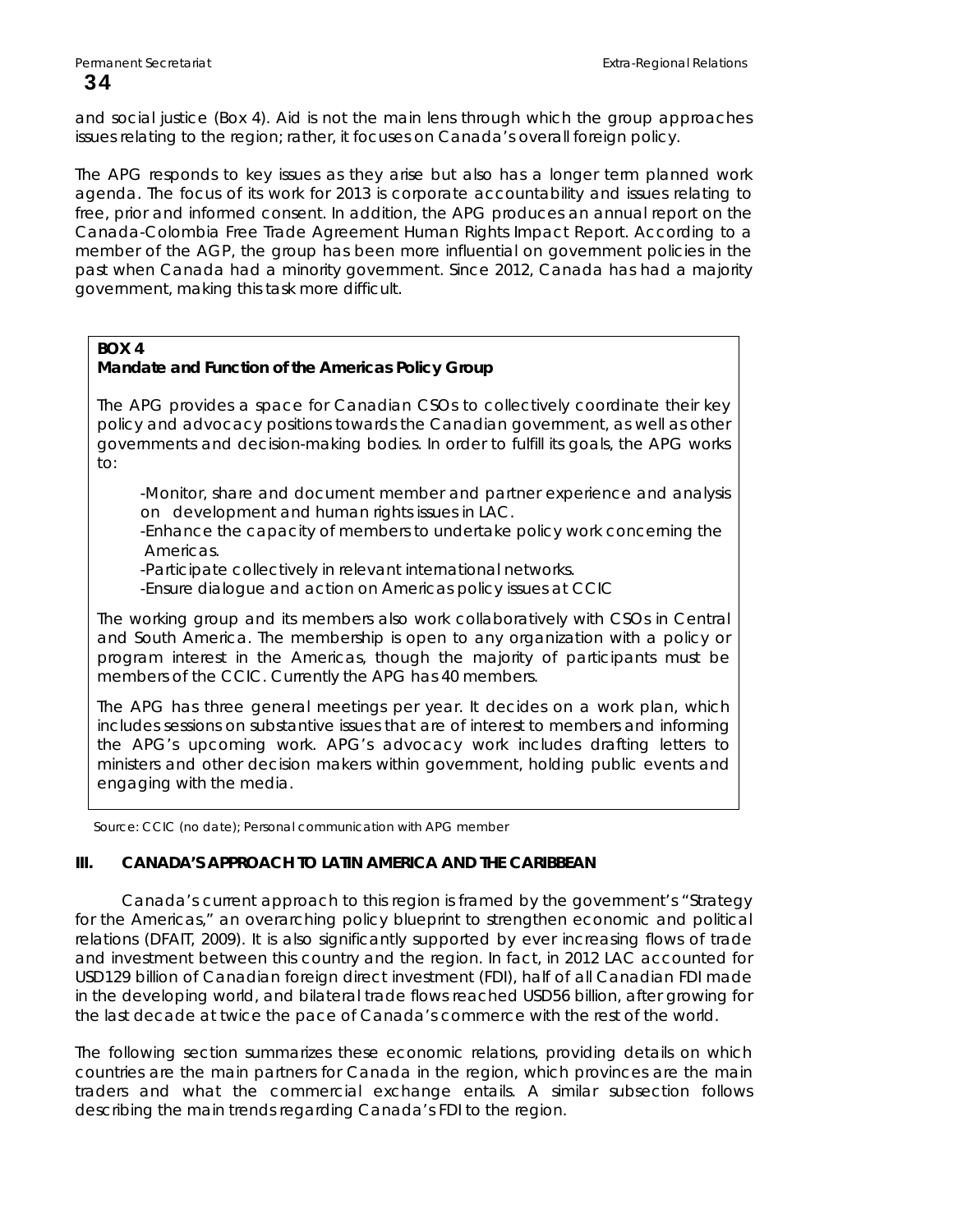and social justice (Box 4). Aid is not the main lens through which the group approaches issues relating to the region; rather, it focuses on Canada's overall foreign policy.

The APG responds to key issues as they arise but also has a longer term planned work agenda. The focus of its work for 2013 is corporate accountability and issues relating to free, prior and informed consent. In addition, the APG produces an annual report on the Canada-Colombia Free Trade Agreement Human Rights Impact Report. According to a member of the AGP, the group has been more influential on government policies in the past when Canada had a minority government. Since 2012, Canada has had a majority government, making this task more difficult.

> **BOX 4**
> **Mandate and Function of the Americas Policy Group**
>
> The APG provides a space for Canadian CSOs to collectively coordinate their key policy and advocacy positions towards the Canadian government, as well as other governments and decision-making bodies. In order to fulfill its goals, the APG works to:
>
> - Monitor, share and document member and partner experience and analysis on development and human rights issues in LAC.
> - Enhance the capacity of members to undertake policy work concerning the Americas.
> - Participate collectively in relevant international networks.
> - Ensure dialogue and action on Americas policy issues at CCIC
>
> The working group and its members also work collaboratively with CSOs in Central and South America. The membership is open to any organization with a policy or program interest in the Americas, though the majority of participants must be members of the CCIC. Currently the APG has 40 members.
>
> The APG has three general meetings per year. It decides on a work plan, which includes sessions on substantive issues that are of interest to members and informing the APG's upcoming work. APG's advocacy work includes drafting letters to ministers and other decision makers within government, holding public events and engaging with the media.

Source: CCIC (no date); Personal communication with APG member

## III. CANADA'S APPROACH TO LATIN AMERICA AND THE CARIBBEAN

Canada's current approach to this region is framed by the government's "Strategy for the Americas," an overarching policy blueprint to strengthen economic and political relations (DFAIT, 2009). It is also significantly supported by ever increasing flows of trade and investment between this country and the region. In fact, in 2012 LAC accounted for USD129 billion of Canadian foreign direct investment (FDI), half of all Canadian FDI made in the developing world, and bilateral trade flows reached USD56 billion, after growing for the last decade at twice the pace of Canada's commerce with the rest of the world.

The following section summarizes these economic relations, providing details on which countries are the main partners for Canada in the region, which provinces are the main traders and what the commercial exchange entails. A similar subsection follows describing the main trends regarding Canada's FDI to the region.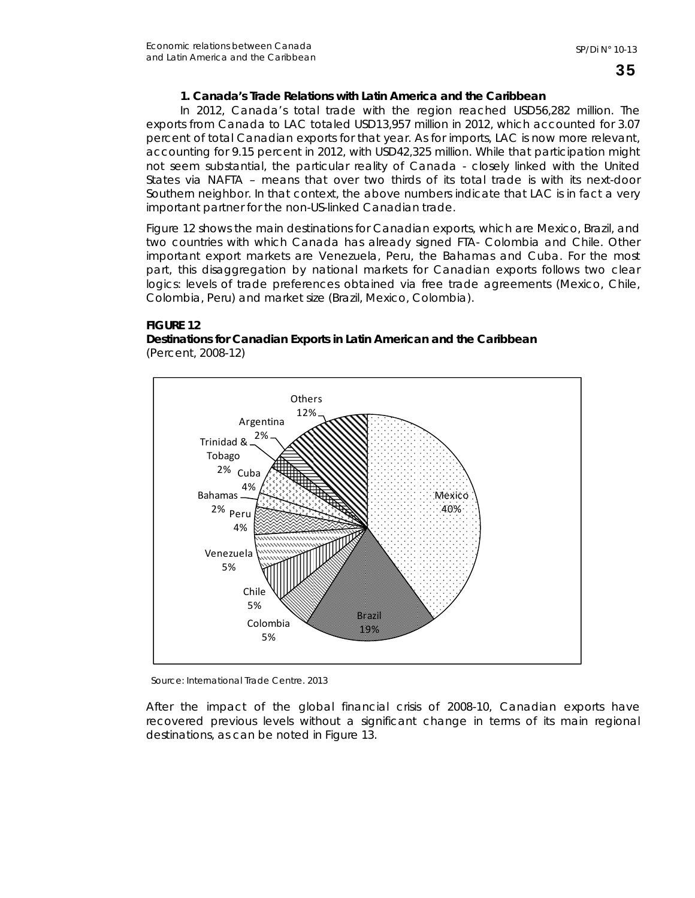### 1. Canada's Trade Relations with Latin America and the Caribbean

In 2012, Canada's total trade with the region reached USD56,282 million. The exports from Canada to LAC totaled USD13,957 million in 2012, which accounted for 3.07 percent of total Canadian exports for that year. As for imports, LAC is now more relevant, accounting for 9.15 percent in 2012, with USD42,325 million. While that participation might not seem substantial, the particular reality of Canada - closely linked with the United States via NAFTA – means that over two thirds of its total trade is with its next-door Southern neighbor. In that context, the above numbers indicate that LAC is in fact a very important partner for the non-US-linked Canadian trade.

Figure 12 shows the main destinations for Canadian exports, which are Mexico, Brazil, and two countries with which Canada has already signed FTA- Colombia and Chile. Other important export markets are Venezuela, Peru, the Bahamas and Cuba. For the most part, this disaggregation by national markets for Canadian exports follows two clear logics: levels of trade preferences obtained via free trade agreements (Mexico, Chile, Colombia, Peru) and market size (Brazil, Mexico, Colombia).

**FIGURE 12**
**Destinations for Canadian Exports in Latin American and the Caribbean**
(Percent, 2008-12)

| Country | Percent |
|---|---|
| Mexico | 40% |
| Brazil | 19% |
| Colombia | 5% |
| Chile | 5% |
| Venezuela | 5% |
| Peru | 4% |
| Bahamas | 2% |
| Cuba | 4% |
| Trinidad & Tobago | 2% |
| Argentina | 2% |
| Others | 12% |

Source: International Trade Centre. 2013

After the impact of the global financial crisis of 2008-10, Canadian exports have recovered previous levels without a significant change in terms of its main regional destinations, as can be noted in Figure 13.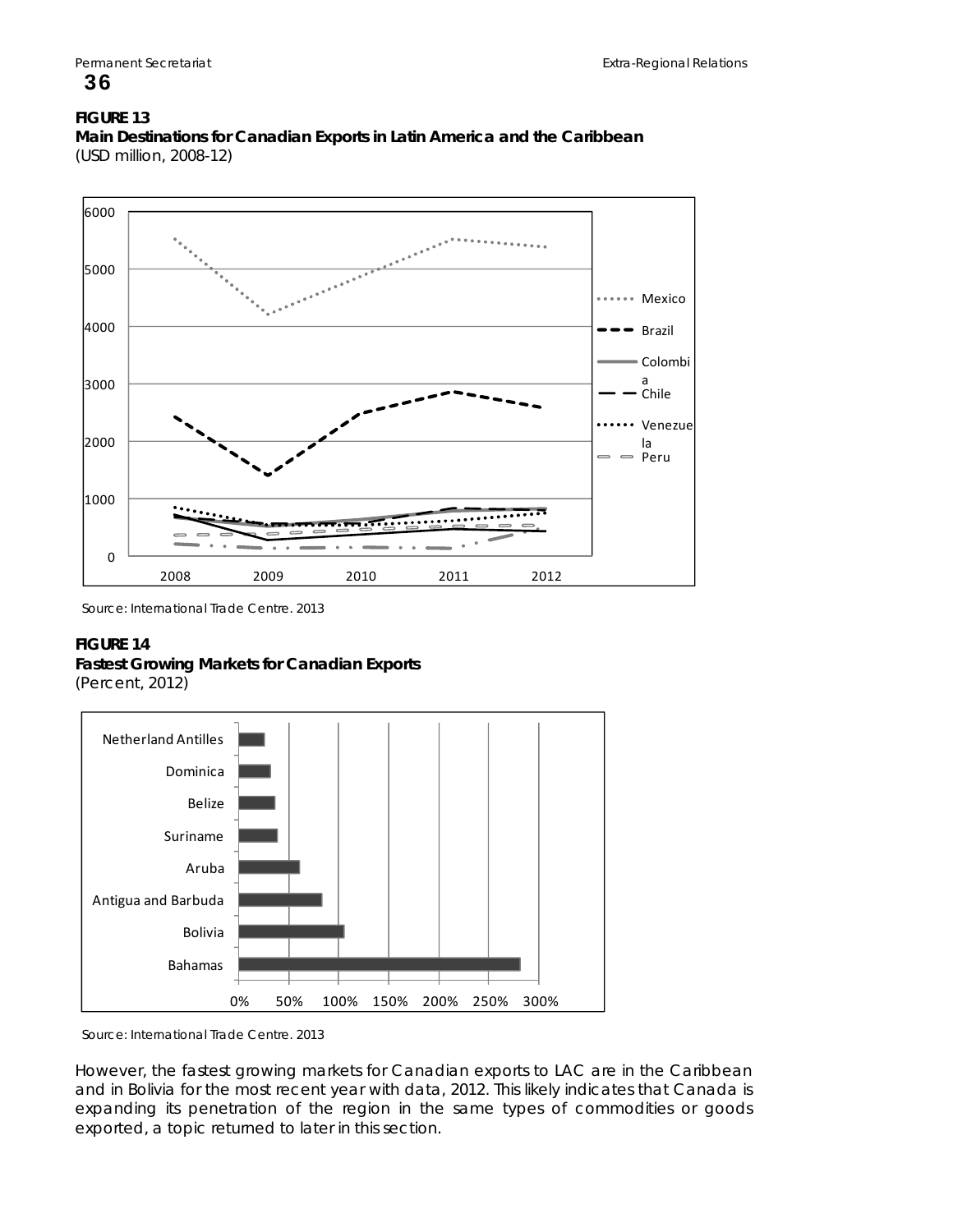**FIGURE 13**
**Main Destinations for Canadian Exports in Latin America and the Caribbean**
(USD million, 2008-12)

Source: International Trade Centre. 2013

**FIGURE 14**
**Fastest Growing Markets for Canadian Exports**
(Percent, 2012)

Source: International Trade Centre. 2013

However, the fastest growing markets for Canadian exports to LAC are in the Caribbean and in Bolivia for the most recent year with data, 2012. This likely indicates that Canada is expanding its penetration of the region in the same types of commodities or goods exported, a topic returned to later in this section.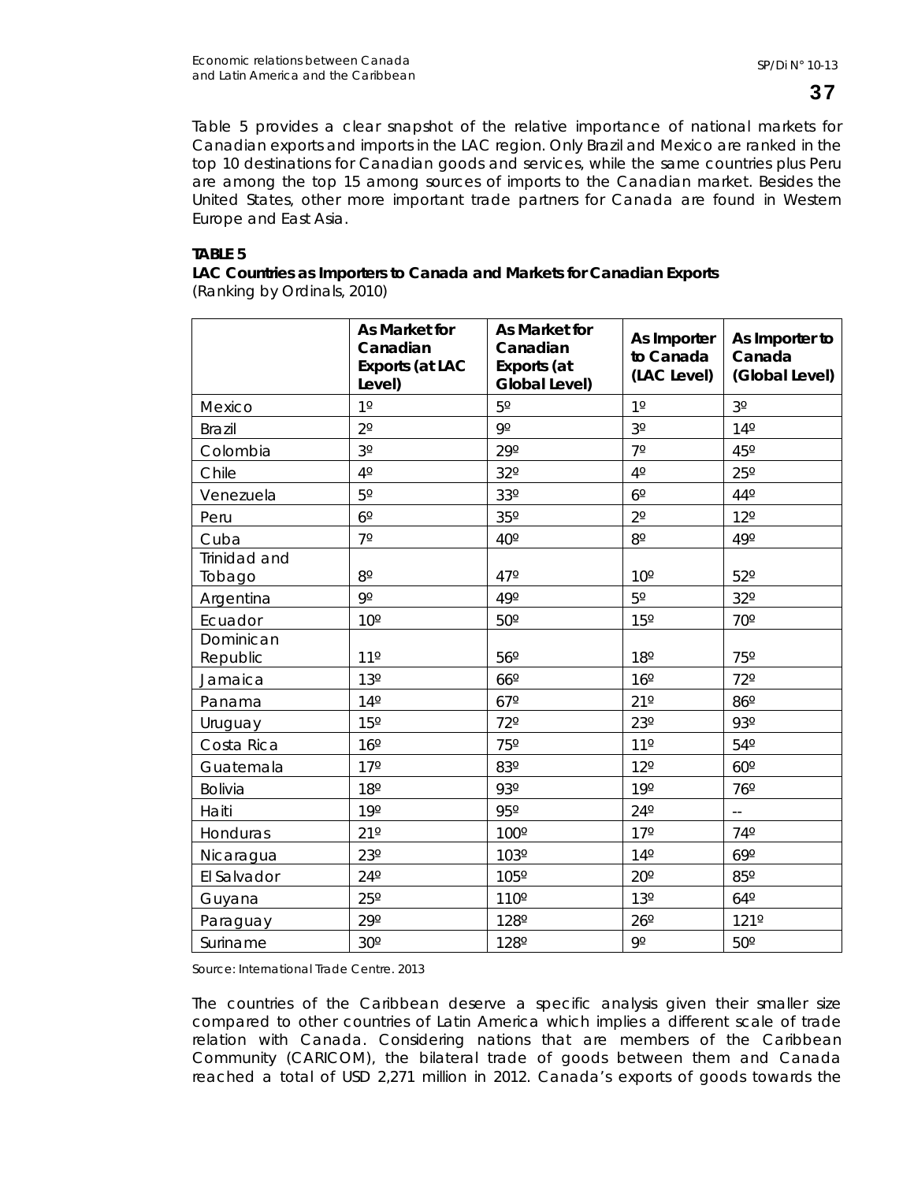Table 5 provides a clear snapshot of the relative importance of national markets for Canadian exports and imports in the LAC region. Only Brazil and Mexico are ranked in the top 10 destinations for Canadian goods and services, while the same countries plus Peru are among the top 15 among sources of imports to the Canadian market. Besides the United States, other more important trade partners for Canada are found in Western Europe and East Asia.

**TABLE 5**

**LAC Countries as Importers to Canada and Markets for Canadian Exports**
(Ranking by Ordinals, 2010)

| | As Market for Canadian Exports (at LAC Level) | As Market for Canadian Exports (at Global Level) | As Importer to Canada (LAC Level) | As Importer to Canada (Global Level) |
|---|---|---|---|---|
| Mexico | 1º | 5º | 1º | 3º |
| Brazil | 2º | 9º | 3º | 14º |
| Colombia | 3º | 29º | 7º | 45º |
| Chile | 4º | 32º | 4º | 25º |
| Venezuela | 5º | 33º | 6º | 44º |
| Peru | 6º | 35º | 2º | 12º |
| Cuba | 7º | 40º | 8º | 49º |
| Trinidad and Tobago | 8º | 47º | 10º | 52º |
| Argentina | 9º | 49º | 5º | 32º |
| Ecuador | 10º | 50º | 15º | 70º |
| Dominican Republic | 11º | 56º | 18º | 75º |
| Jamaica | 13º | 66º | 16º | 72º |
| Panama | 14º | 67º | 21º | 86º |
| Uruguay | 15º | 72º | 23º | 93º |
| Costa Rica | 16º | 75º | 11º | 54º |
| Guatemala | 17º | 83º | 12º | 60º |
| Bolivia | 18º | 93º | 19º | 76º |
| Haiti | 19º | 95º | 24º | -- |
| Honduras | 21º | 100º | 17º | 74º |
| Nicaragua | 23º | 103º | 14º | 69º |
| El Salvador | 24º | 105º | 20º | 85º |
| Guyana | 25º | 110º | 13º | 64º |
| Paraguay | 29º | 128º | 26º | 121º |
| Suriname | 30º | 128º | 9º | 50º |

Source: International Trade Centre. 2013

The countries of the Caribbean deserve a specific analysis given their smaller size compared to other countries of Latin America which implies a different scale of trade relation with Canada. Considering nations that are members of the Caribbean Community (CARICOM), the bilateral trade of goods between them and Canada reached a total of USD 2,271 million in 2012. Canada's exports of goods towards the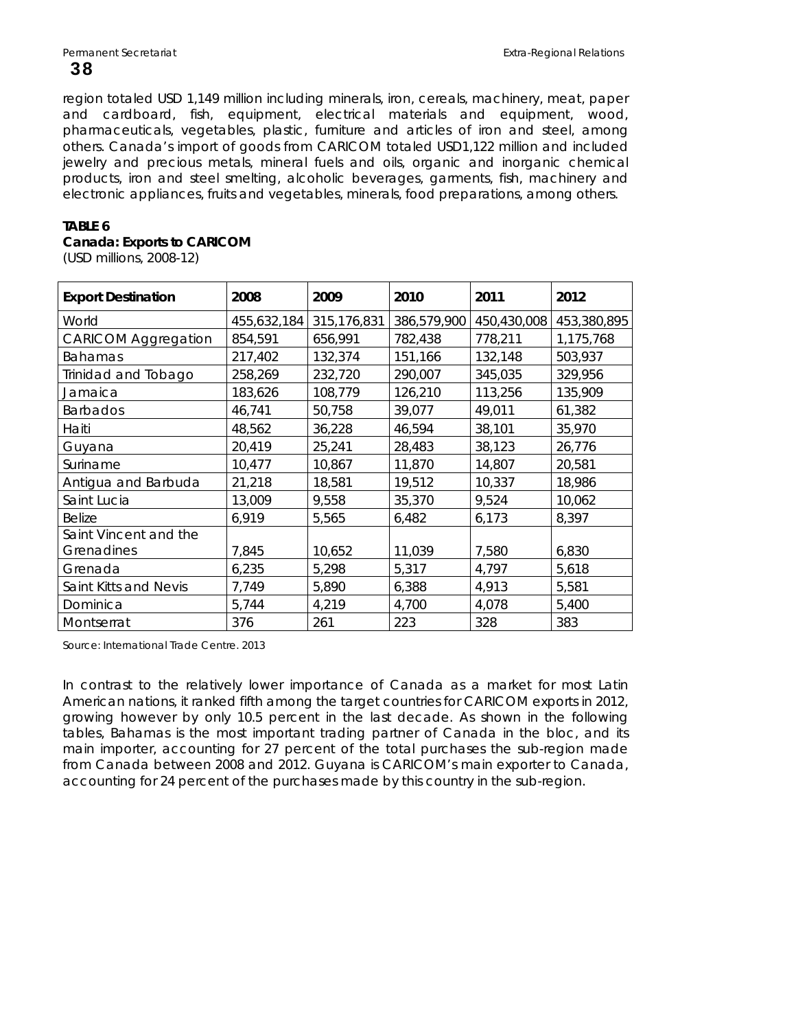region totaled USD 1,149 million including minerals, iron, cereals, machinery, meat, paper and cardboard, fish, equipment, electrical materials and equipment, wood, pharmaceuticals, vegetables, plastic, furniture and articles of iron and steel, among others. Canada's import of goods from CARICOM totaled USD1,122 million and included jewelry and precious metals, mineral fuels and oils, organic and inorganic chemical products, iron and steel smelting, alcoholic beverages, garments, fish, machinery and electronic appliances, fruits and vegetables, minerals, food preparations, among others.

**TABLE 6**
**Canada: Exports to CARICOM**
(USD millions, 2008-12)

| Export Destination | 2008 | 2009 | 2010 | 2011 | 2012 |
|---|---|---|---|---|---|
| World | 455,632,184 | 315,176,831 | 386,579,900 | 450,430,008 | 453,380,895 |
| CARICOM Aggregation | 854,591 | 656,991 | 782,438 | 778,211 | 1,175,768 |
| Bahamas | 217,402 | 132,374 | 151,166 | 132,148 | 503,937 |
| Trinidad and Tobago | 258,269 | 232,720 | 290,007 | 345,035 | 329,956 |
| Jamaica | 183,626 | 108,779 | 126,210 | 113,256 | 135,909 |
| Barbados | 46,741 | 50,758 | 39,077 | 49,011 | 61,382 |
| Haiti | 48,562 | 36,228 | 46,594 | 38,101 | 35,970 |
| Guyana | 20,419 | 25,241 | 28,483 | 38,123 | 26,776 |
| Suriname | 10,477 | 10,867 | 11,870 | 14,807 | 20,581 |
| Antigua and Barbuda | 21,218 | 18,581 | 19,512 | 10,337 | 18,986 |
| Saint Lucia | 13,009 | 9,558 | 35,370 | 9,524 | 10,062 |
| Belize | 6,919 | 5,565 | 6,482 | 6,173 | 8,397 |
| Saint Vincent and the Grenadines | 7,845 | 10,652 | 11,039 | 7,580 | 6,830 |
| Grenada | 6,235 | 5,298 | 5,317 | 4,797 | 5,618 |
| Saint Kitts and Nevis | 7,749 | 5,890 | 6,388 | 4,913 | 5,581 |
| Dominica | 5,744 | 4,219 | 4,700 | 4,078 | 5,400 |
| Montserrat | 376 | 261 | 223 | 328 | 383 |

Source: International Trade Centre. 2013

In contrast to the relatively lower importance of Canada as a market for most Latin American nations, it ranked fifth among the target countries for CARICOM exports in 2012, growing however by only 10.5 percent in the last decade. As shown in the following tables, Bahamas is the most important trading partner of Canada in the bloc, and its main importer, accounting for 27 percent of the total purchases the sub-region made from Canada between 2008 and 2012. Guyana is CARICOM's main exporter to Canada, accounting for 24 percent of the purchases made by this country in the sub-region.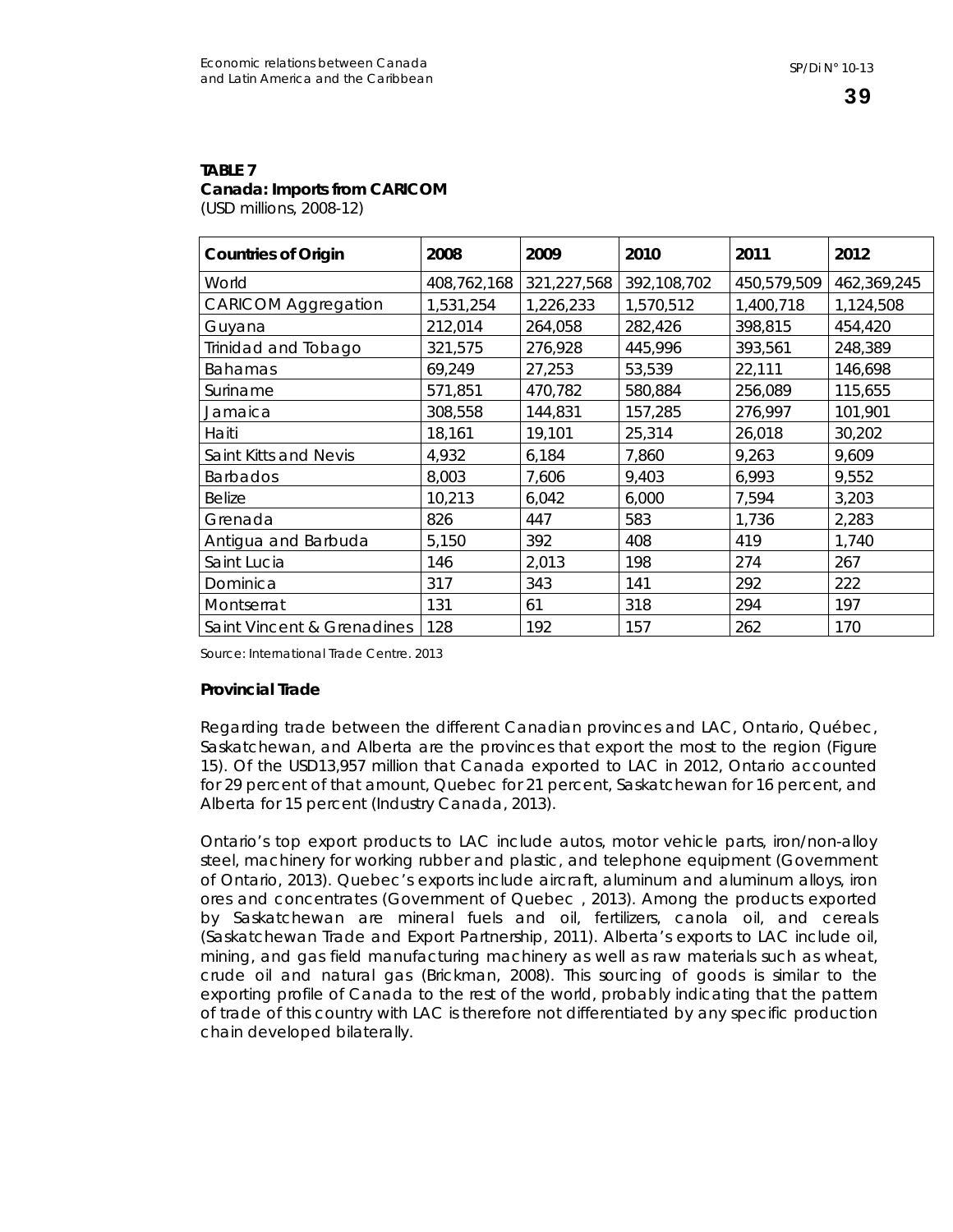**TABLE 7**
**Canada: Imports from CARICOM**
(USD millions, 2008-12)

| Countries of Origin | 2008 | 2009 | 2010 | 2011 | 2012 |
|---|---|---|---|---|---|
| World | 408,762,168 | 321,227,568 | 392,108,702 | 450,579,509 | 462,369,245 |
| CARICOM Aggregation | 1,531,254 | 1,226,233 | 1,570,512 | 1,400,718 | 1,124,508 |
| Guyana | 212,014 | 264,058 | 282,426 | 398,815 | 454,420 |
| Trinidad and Tobago | 321,575 | 276,928 | 445,996 | 393,561 | 248,389 |
| Bahamas | 69,249 | 27,253 | 53,539 | 22,111 | 146,698 |
| Suriname | 571,851 | 470,782 | 580,884 | 256,089 | 115,655 |
| Jamaica | 308,558 | 144,831 | 157,285 | 276,997 | 101,901 |
| Haiti | 18,161 | 19,101 | 25,314 | 26,018 | 30,202 |
| Saint Kitts and Nevis | 4,932 | 6,184 | 7,860 | 9,263 | 9,609 |
| Barbados | 8,003 | 7,606 | 9,403 | 6,993 | 9,552 |
| Belize | 10,213 | 6,042 | 6,000 | 7,594 | 3,203 |
| Grenada | 826 | 447 | 583 | 1,736 | 2,283 |
| Antigua and Barbuda | 5,150 | 392 | 408 | 419 | 1,740 |
| Saint Lucia | 146 | 2,013 | 198 | 274 | 267 |
| Dominica | 317 | 343 | 141 | 292 | 222 |
| Montserrat | 131 | 61 | 318 | 294 | 197 |
| Saint Vincent & Grenadines | 128 | 192 | 157 | 262 | 170 |

Source: International Trade Centre. 2013

**Provincial Trade**

Regarding trade between the different Canadian provinces and LAC, Ontario, Québec, Saskatchewan, and Alberta are the provinces that export the most to the region (Figure 15). Of the USD13,957 million that Canada exported to LAC in 2012, Ontario accounted for 29 percent of that amount, Quebec for 21 percent, Saskatchewan for 16 percent, and Alberta for 15 percent (Industry Canada, 2013).

Ontario's top export products to LAC include autos, motor vehicle parts, iron/non-alloy steel, machinery for working rubber and plastic, and telephone equipment (Government of Ontario, 2013). Quebec's exports include aircraft, aluminum and aluminum alloys, iron ores and concentrates (Government of Quebec , 2013). Among the products exported by Saskatchewan are mineral fuels and oil, fertilizers, canola oil, and cereals (Saskatchewan Trade and Export Partnership, 2011). Alberta's exports to LAC include oil, mining, and gas field manufacturing machinery as well as raw materials such as wheat, crude oil and natural gas (Brickman, 2008). This sourcing of goods is similar to the exporting profile of Canada to the rest of the world, probably indicating that the pattern of trade of this country with LAC is therefore not differentiated by any specific production chain developed bilaterally.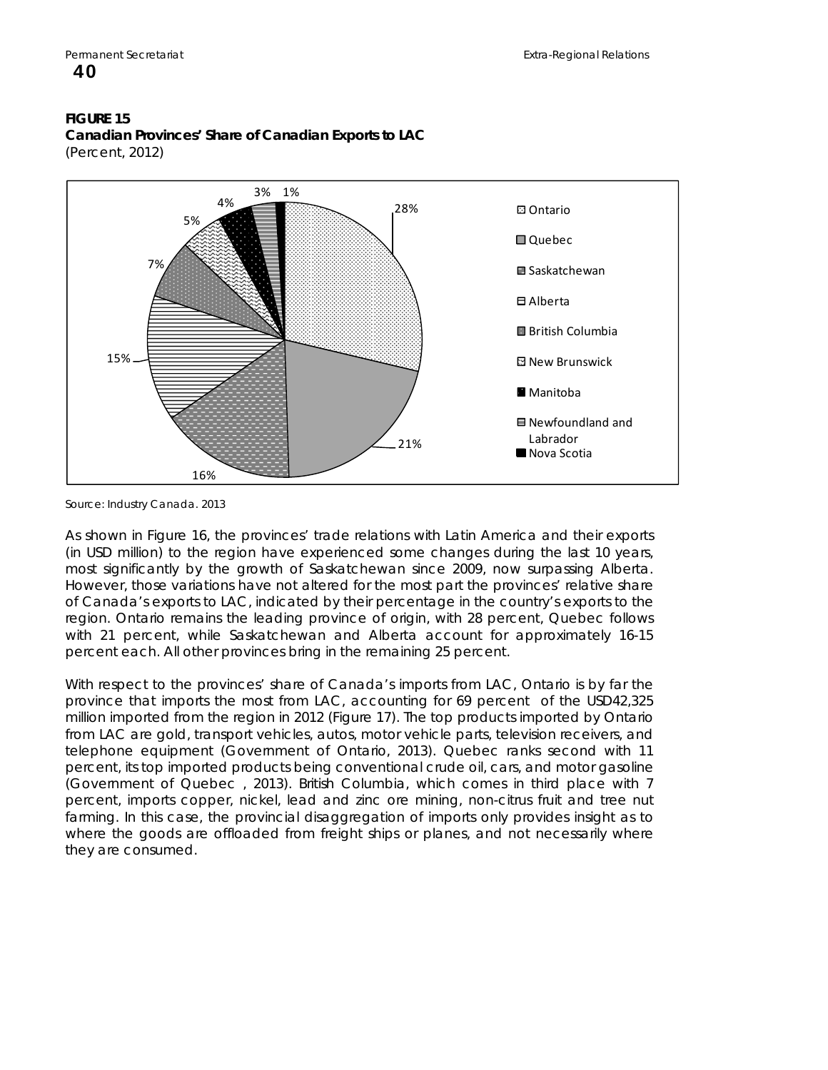**FIGURE 15**
**Canadian Provinces' Share of Canadian Exports to LAC**
(Percent, 2012)

Source: Industry Canada. 2013

As shown in Figure 16, the provinces' trade relations with Latin America and their exports (in USD million) to the region have experienced some changes during the last 10 years, most significantly by the growth of Saskatchewan since 2009, now surpassing Alberta. However, those variations have not altered for the most part the provinces' relative share of Canada's exports to LAC, indicated by their percentage in the country's exports to the region. Ontario remains the leading province of origin, with 28 percent, Quebec follows with 21 percent, while Saskatchewan and Alberta account for approximately 16-15 percent each. All other provinces bring in the remaining 25 percent.

With respect to the provinces' share of Canada's imports from LAC, Ontario is by far the province that imports the most from LAC, accounting for 69 percent of the USD42,325 million imported from the region in 2012 (Figure 17). The top products imported by Ontario from LAC are gold, transport vehicles, autos, motor vehicle parts, television receivers, and telephone equipment (Government of Ontario, 2013). Quebec ranks second with 11 percent, its top imported products being conventional crude oil, cars, and motor gasoline (Government of Quebec , 2013). British Columbia, which comes in third place with 7 percent, imports copper, nickel, lead and zinc ore mining, non-citrus fruit and tree nut farming. In this case, the provincial disaggregation of imports only provides insight as to where the goods are offloaded from freight ships or planes, and not necessarily where they are consumed.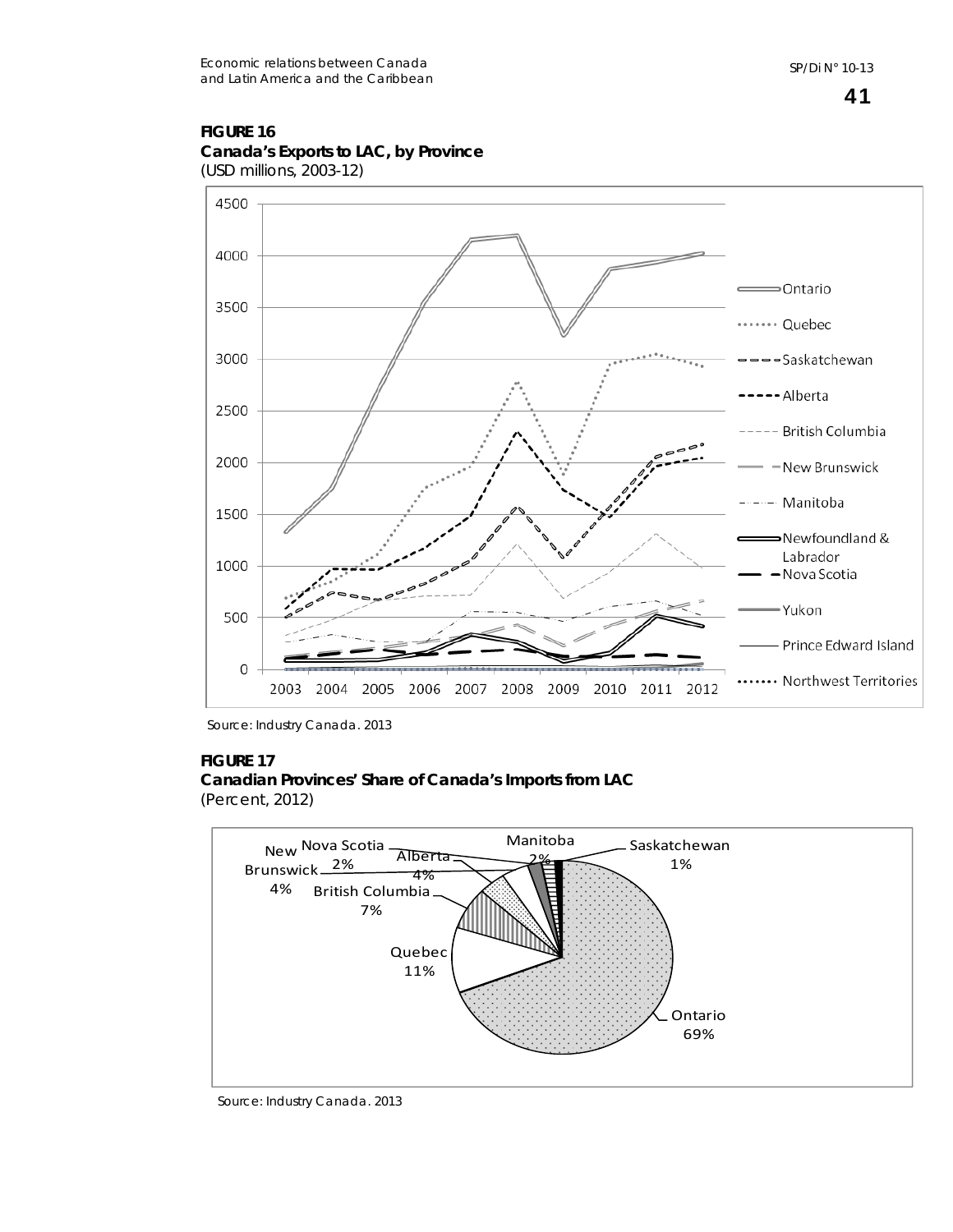**FIGURE 16**
**Canada's Exports to LAC, by Province**
(USD millions, 2003-12)

Source: Industry Canada. 2013

**FIGURE 17**
**Canadian Provinces' Share of Canada's Imports from LAC**
(Percent, 2012)

Source: Industry Canada. 2013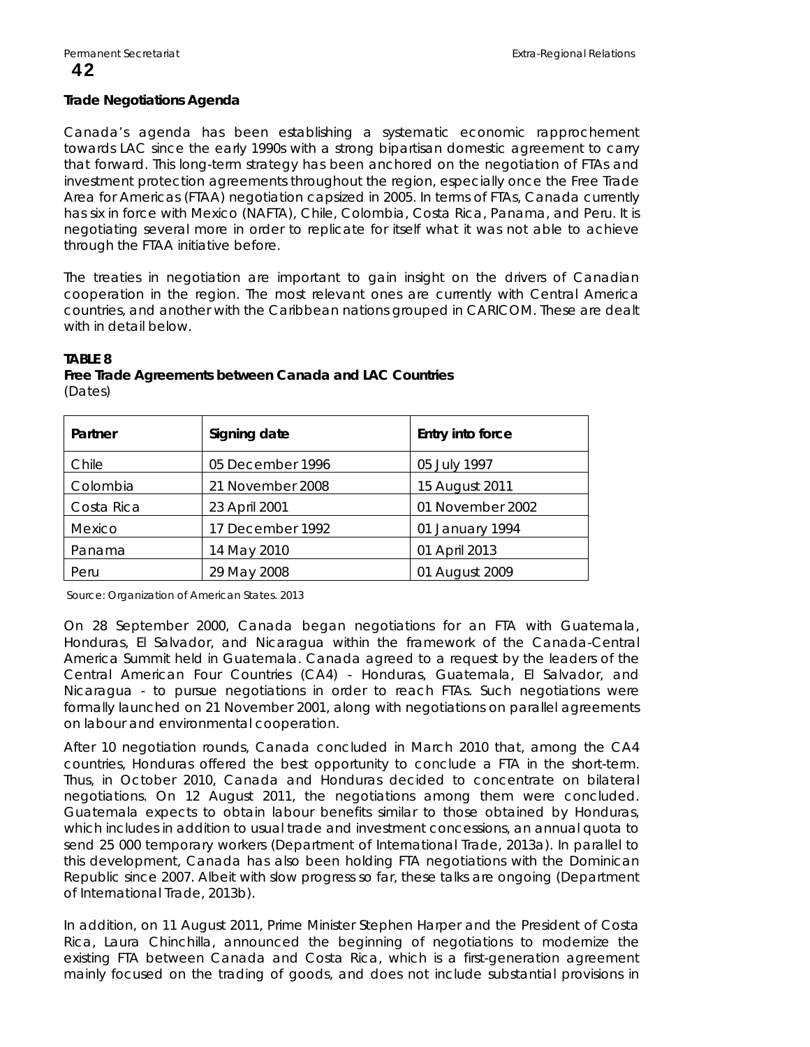**Trade Negotiations Agenda**

Canada's agenda has been establishing a systematic economic rapprochement towards LAC since the early 1990s with a strong bipartisan domestic agreement to carry that forward. This long-term strategy has been anchored on the negotiation of FTAs and investment protection agreements throughout the region, especially once the Free Trade Area for Americas (FTAA) negotiation capsized in 2005. In terms of FTAs, Canada currently has six in force with Mexico (NAFTA), Chile, Colombia, Costa Rica, Panama, and Peru. It is negotiating several more in order to replicate for itself what it was not able to achieve through the FTAA initiative before.

The treaties in negotiation are important to gain insight on the drivers of Canadian cooperation in the region. The most relevant ones are currently with Central America countries, and another with the Caribbean nations grouped in CARICOM. These are dealt with in detail below.

**TABLE 8**
**Free Trade Agreements between Canada and LAC Countries**
(Dates)

| Partner | Signing date | Entry into force |
|---|---|---|
| Chile | 05 December 1996 | 05 July 1997 |
| Colombia | 21 November 2008 | 15 August 2011 |
| Costa Rica | 23 April 2001 | 01 November 2002 |
| Mexico | 17 December 1992 | 01 January 1994 |
| Panama | 14 May 2010 | 01 April 2013 |
| Peru | 29 May 2008 | 01 August 2009 |

Source: Organization of American States. 2013

On 28 September 2000, Canada began negotiations for an FTA with Guatemala, Honduras, El Salvador, and Nicaragua within the framework of the Canada-Central America Summit held in Guatemala. Canada agreed to a request by the leaders of the Central American Four Countries (CA4) - Honduras, Guatemala, El Salvador, and Nicaragua - to pursue negotiations in order to reach FTAs. Such negotiations were formally launched on 21 November 2001, along with negotiations on parallel agreements on labour and environmental cooperation.

After 10 negotiation rounds, Canada concluded in March 2010 that, among the CA4 countries, Honduras offered the best opportunity to conclude a FTA in the short-term. Thus, in October 2010, Canada and Honduras decided to concentrate on bilateral negotiations. On 12 August 2011, the negotiations among them were concluded. Guatemala expects to obtain labour benefits similar to those obtained by Honduras, which includes in addition to usual trade and investment concessions, an annual quota to send 25 000 temporary workers (Department of International Trade, 2013a). In parallel to this development, Canada has also been holding FTA negotiations with the Dominican Republic since 2007. Albeit with slow progress so far, these talks are ongoing (Department of International Trade, 2013b).

In addition, on 11 August 2011, Prime Minister Stephen Harper and the President of Costa Rica, Laura Chinchilla, announced the beginning of negotiations to modernize the existing FTA between Canada and Costa Rica, which is a first-generation agreement mainly focused on the trading of goods, and does not include substantial provisions in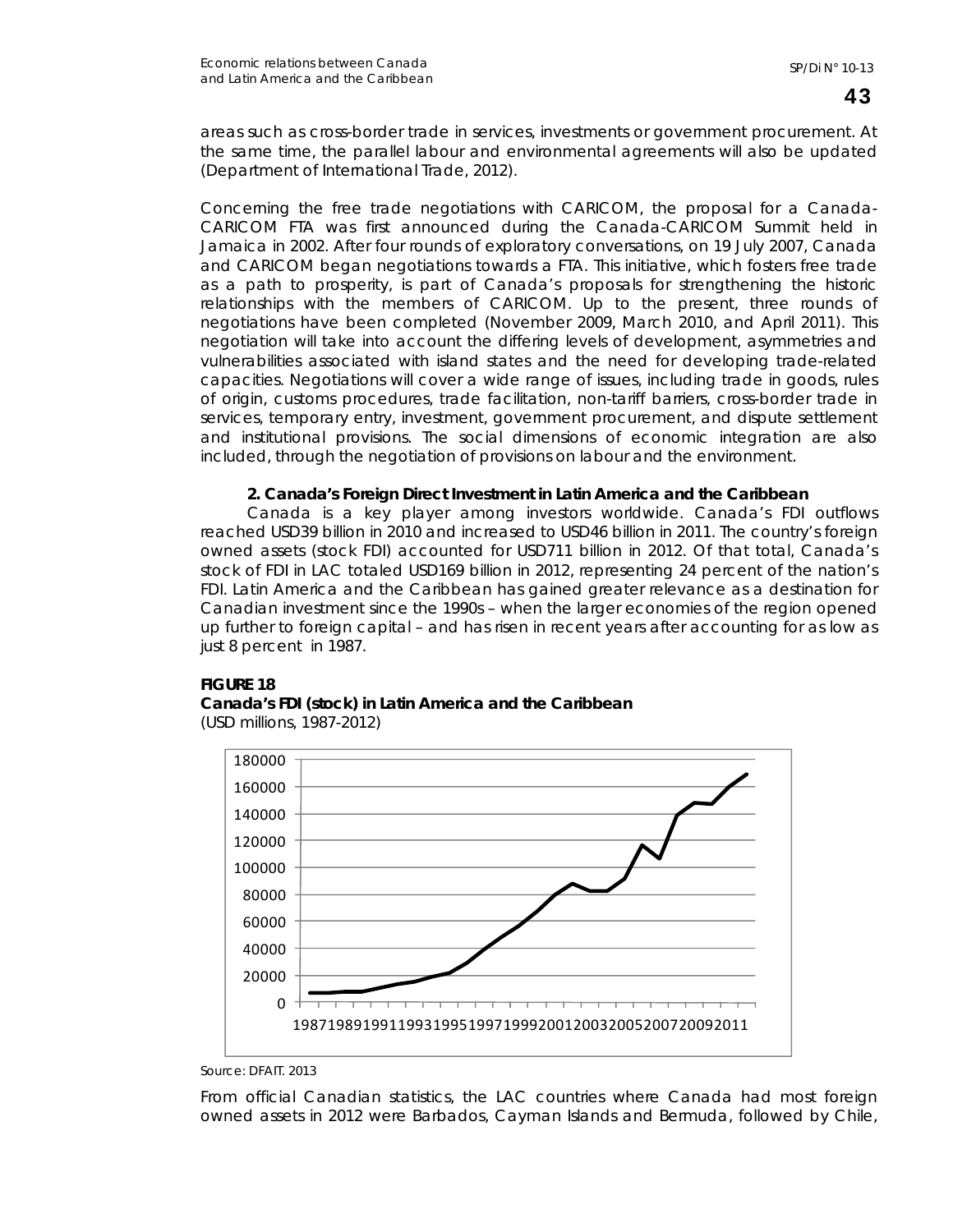areas such as cross-border trade in services, investments or government procurement. At the same time, the parallel labour and environmental agreements will also be updated (Department of International Trade, 2012).

Concerning the free trade negotiations with CARICOM, the proposal for a Canada-CARICOM FTA was first announced during the Canada-CARICOM Summit held in Jamaica in 2002. After four rounds of exploratory conversations, on 19 July 2007, Canada and CARICOM began negotiations towards a FTA. This initiative, which fosters free trade as a path to prosperity, is part of Canada's proposals for strengthening the historic relationships with the members of CARICOM. Up to the present, three rounds of negotiations have been completed (November 2009, March 2010, and April 2011). This negotiation will take into account the differing levels of development, asymmetries and vulnerabilities associated with island states and the need for developing trade-related capacities. Negotiations will cover a wide range of issues, including trade in goods, rules of origin, customs procedures, trade facilitation, non-tariff barriers, cross-border trade in services, temporary entry, investment, government procurement, and dispute settlement and institutional provisions. The social dimensions of economic integration are also included, through the negotiation of provisions on labour and the environment.

### 2. Canada's Foreign Direct Investment in Latin America and the Caribbean

Canada is a key player among investors worldwide. Canada's FDI outflows reached USD39 billion in 2010 and increased to USD46 billion in 2011. The country's foreign owned assets (stock FDI) accounted for USD711 billion in 2012. Of that total, Canada's stock of FDI in LAC totaled USD169 billion in 2012, representing 24 percent of the nation's FDI. Latin America and the Caribbean has gained greater relevance as a destination for Canadian investment since the 1990s – when the larger economies of the region opened up further to foreign capital – and has risen in recent years after accounting for as low as just 8 percent in 1987.

**FIGURE 18**
**Canada's FDI (stock) in Latin America and the Caribbean**
(USD millions, 1987-2012)

Source: DFAIT. 2013

From official Canadian statistics, the LAC countries where Canada had most foreign owned assets in 2012 were Barbados, Cayman Islands and Bermuda, followed by Chile,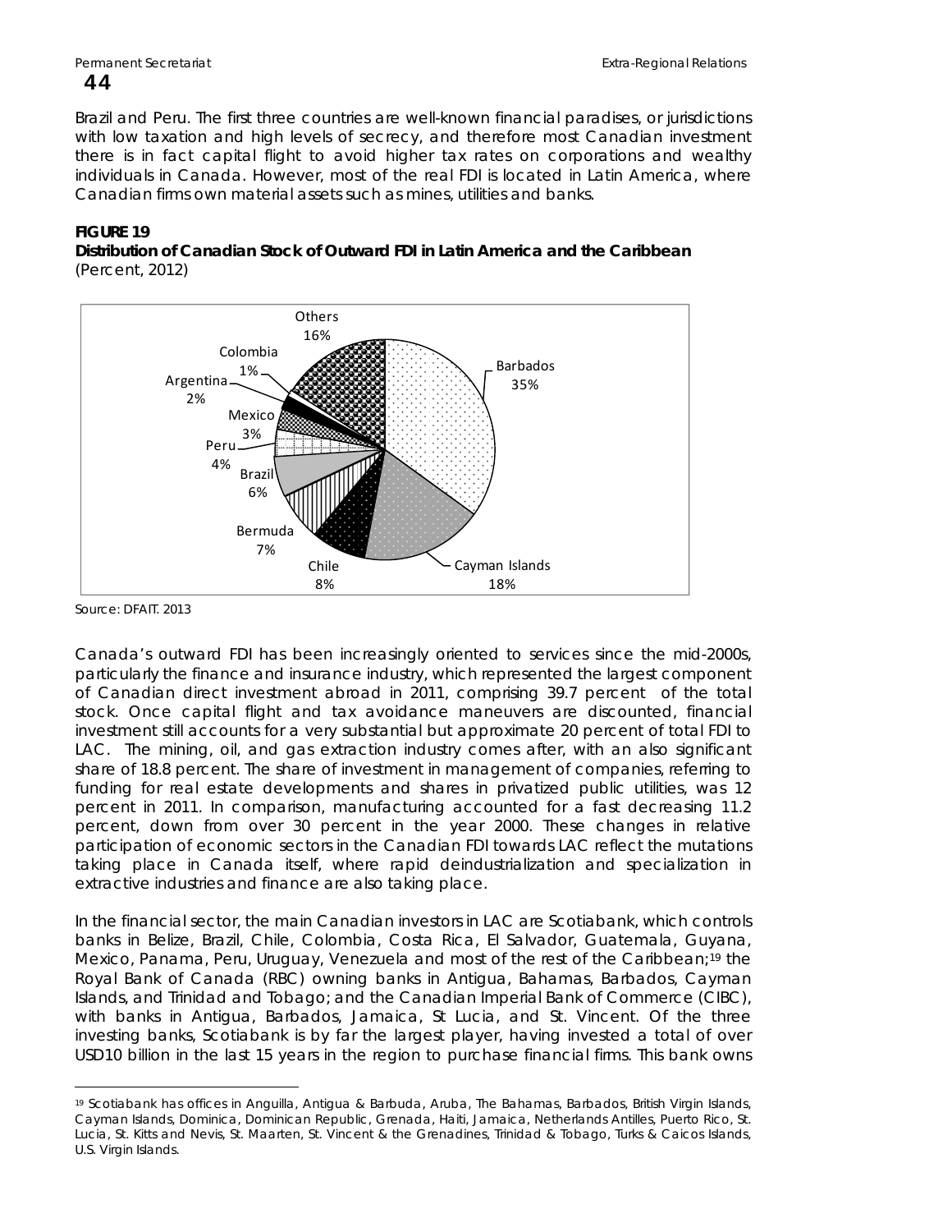Brazil and Peru. The first three countries are well-known financial paradises, or jurisdictions with low taxation and high levels of secrecy, and therefore most Canadian investment there is in fact capital flight to avoid higher tax rates on corporations and wealthy individuals in Canada. However, most of the real FDI is located in Latin America, where Canadian firms own material assets such as mines, utilities and banks.

**FIGURE 19**
**Distribution of Canadian Stock of Outward FDI in Latin America and the Caribbean**
*(Percent, 2012)*

| Country | Percent |
|---|---|
| Barbados | 35% |
| Cayman Islands | 18% |
| Chile | 8% |
| Bermuda | 7% |
| Brazil | 6% |
| Peru | 4% |
| Mexico | 3% |
| Argentina | 2% |
| Colombia | 1% |
| Others | 16% |

Source: DFAIT. 2013

Canada's outward FDI has been increasingly oriented to services since the mid-2000s, particularly the finance and insurance industry, which represented the largest component of Canadian direct investment abroad in 2011, comprising 39.7 percent of the total stock. Once capital flight and tax avoidance maneuvers are discounted, financial investment still accounts for a very substantial but approximate 20 percent of total FDI to LAC. The mining, oil, and gas extraction industry comes after, with an also significant share of 18.8 percent. The share of investment in management of companies, referring to funding for real estate developments and shares in privatized public utilities, was 12 percent in 2011. In comparison, manufacturing accounted for a fast decreasing 11.2 percent, down from over 30 percent in the year 2000. These changes in relative participation of economic sectors in the Canadian FDI towards LAC reflect the mutations taking place in Canada itself, where rapid deindustrialization and specialization in extractive industries and finance are also taking place.

In the financial sector, the main Canadian investors in LAC are Scotiabank, which controls banks in Belize, Brazil, Chile, Colombia, Costa Rica, El Salvador, Guatemala, Guyana, Mexico, Panama, Peru, Uruguay, Venezuela and most of the rest of the Caribbean;[19] the Royal Bank of Canada (RBC) owning banks in Antigua, Bahamas, Barbados, Cayman Islands, and Trinidad and Tobago; and the Canadian Imperial Bank of Commerce (CIBC), with banks in Antigua, Barbados, Jamaica, St Lucia, and St. Vincent. Of the three investing banks, Scotiabank is by far the largest player, having invested a total of over USD10 billion in the last 15 years in the region to purchase financial firms. This bank owns

[19] Scotiabank has offices in Anguilla, Antigua & Barbuda, Aruba, The Bahamas, Barbados, British Virgin Islands, Cayman Islands, Dominica, Dominican Republic, Grenada, Haiti, Jamaica, Netherlands Antilles, Puerto Rico, St. Lucia, St. Kitts and Nevis, St. Maarten, St. Vincent & the Grenadines, Trinidad & Tobago, Turks & Caicos Islands, U.S. Virgin Islands.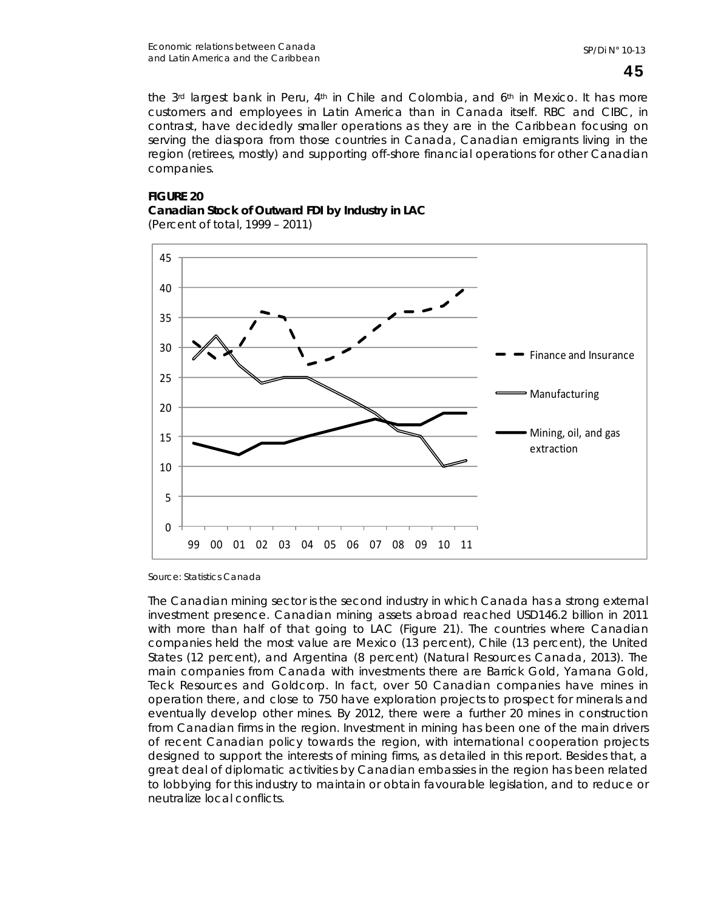the 3rd largest bank in Peru, 4th in Chile and Colombia, and 6th in Mexico. It has more customers and employees in Latin America than in Canada itself. RBC and CIBC, in contrast, have decidedly smaller operations as they are in the Caribbean focusing on serving the diaspora from those countries in Canada, Canadian emigrants living in the region (retirees, mostly) and supporting off-shore financial operations for other Canadian companies.

**FIGURE 20**
**Canadian Stock of Outward FDI by Industry in LAC**
(Percent of total, 1999 – 2011)

Source: Statistics Canada

The Canadian mining sector is the second industry in which Canada has a strong external investment presence. Canadian mining assets abroad reached USD146.2 billion in 2011 with more than half of that going to LAC (Figure 21). The countries where Canadian companies held the most value are Mexico (13 percent), Chile (13 percent), the United States (12 percent), and Argentina (8 percent) (Natural Resources Canada, 2013). The main companies from Canada with investments there are Barrick Gold, Yamana Gold, Teck Resources and Goldcorp. In fact, over 50 Canadian companies have mines in operation there, and close to 750 have exploration projects to prospect for minerals and eventually develop other mines. By 2012, there were a further 20 mines in construction from Canadian firms in the region. Investment in mining has been one of the main drivers of recent Canadian policy towards the region, with international cooperation projects designed to support the interests of mining firms, as detailed in this report. Besides that, a great deal of diplomatic activities by Canadian embassies in the region has been related to lobbying for this industry to maintain or obtain favourable legislation, and to reduce or neutralize local conflicts.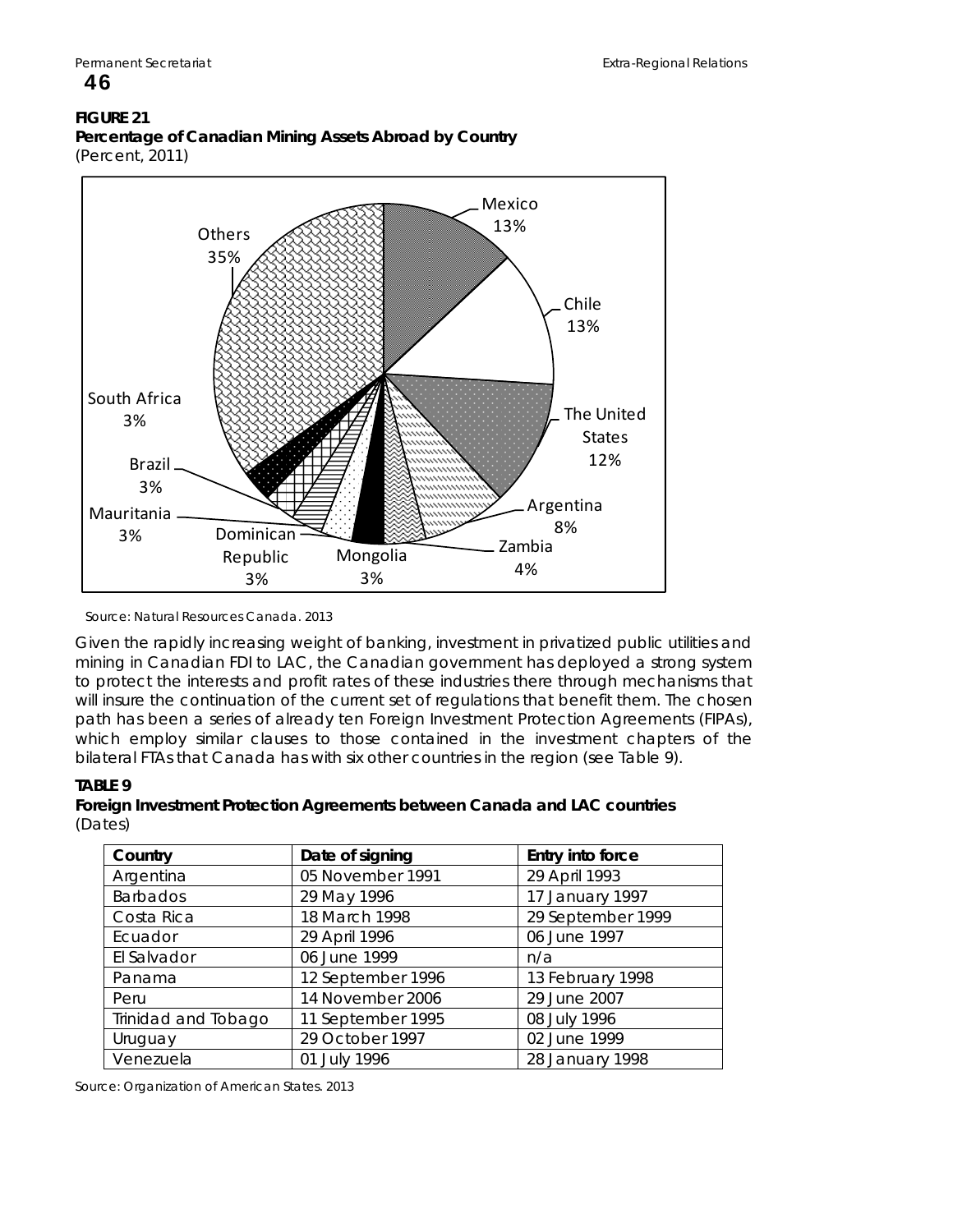**FIGURE 21**
**Percentage of Canadian Mining Assets Abroad by Country**
(Percent, 2011)

Mexico 13%, Chile 13%, The United States 12%, Argentina 8%, Zambia 4%, Mongolia 3%, Dominican Republic 3%, Mauritania 3%, Brazil 3%, South Africa 3%, Others 35%

Source: Natural Resources Canada. 2013

Given the rapidly increasing weight of banking, investment in privatized public utilities and mining in Canadian FDI to LAC, the Canadian government has deployed a strong system to protect the interests and profit rates of these industries there through mechanisms that will insure the continuation of the current set of regulations that benefit them. The chosen path has been a series of already ten Foreign Investment Protection Agreements (FIPAs), which employ similar clauses to those contained in the investment chapters of the bilateral FTAs that Canada has with six other countries in the region (see Table 9).

**TABLE 9**
**Foreign Investment Protection Agreements between Canada and LAC countries**
(Dates)

| Country | Date of signing | Entry into force |
|---|---|---|
| Argentina | 05 November 1991 | 29 April 1993 |
| Barbados | 29 May 1996 | 17 January 1997 |
| Costa Rica | 18 March 1998 | 29 September 1999 |
| Ecuador | 29 April 1996 | 06 June 1997 |
| El Salvador | 06 June 1999 | n/a |
| Panama | 12 September 1996 | 13 February 1998 |
| Peru | 14 November 2006 | 29 June 2007 |
| Trinidad and Tobago | 11 September 1995 | 08 July 1996 |
| Uruguay | 29 October 1997 | 02 June 1999 |
| Venezuela | 01 July 1996 | 28 January 1998 |

Source: Organization of American States. 2013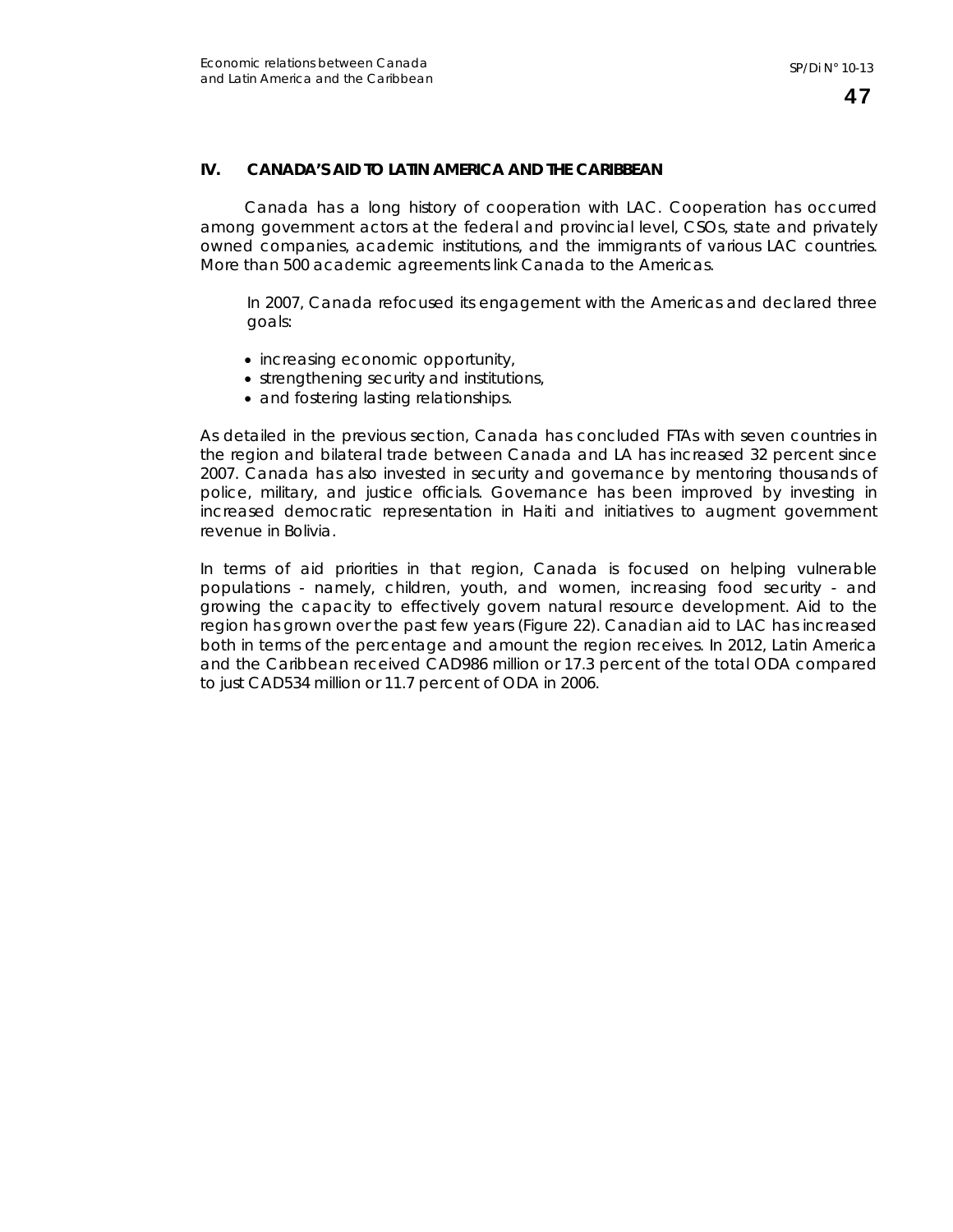## IV. CANADA'S AID TO LATIN AMERICA AND THE CARIBBEAN

Canada has a long history of cooperation with LAC. Cooperation has occurred among government actors at the federal and provincial level, CSOs, state and privately owned companies, academic institutions, and the immigrants of various LAC countries. More than 500 academic agreements link Canada to the Americas.

In 2007, Canada refocused its engagement with the Americas and declared three goals:

- increasing economic opportunity,
- strengthening security and institutions,
- and fostering lasting relationships.

As detailed in the previous section, Canada has concluded FTAs with seven countries in the region and bilateral trade between Canada and LA has increased 32 percent since 2007. Canada has also invested in security and governance by mentoring thousands of police, military, and justice officials. Governance has been improved by investing in increased democratic representation in Haiti and initiatives to augment government revenue in Bolivia.

In terms of aid priorities in that region, Canada is focused on helping vulnerable populations - namely, children, youth, and women, increasing food security - and growing the capacity to effectively govern natural resource development. Aid to the region has grown over the past few years (Figure 22). Canadian aid to LAC has increased both in terms of the percentage and amount the region receives. In 2012, Latin America and the Caribbean received CAD986 million or 17.3 percent of the total ODA compared to just CAD534 million or 11.7 percent of ODA in 2006.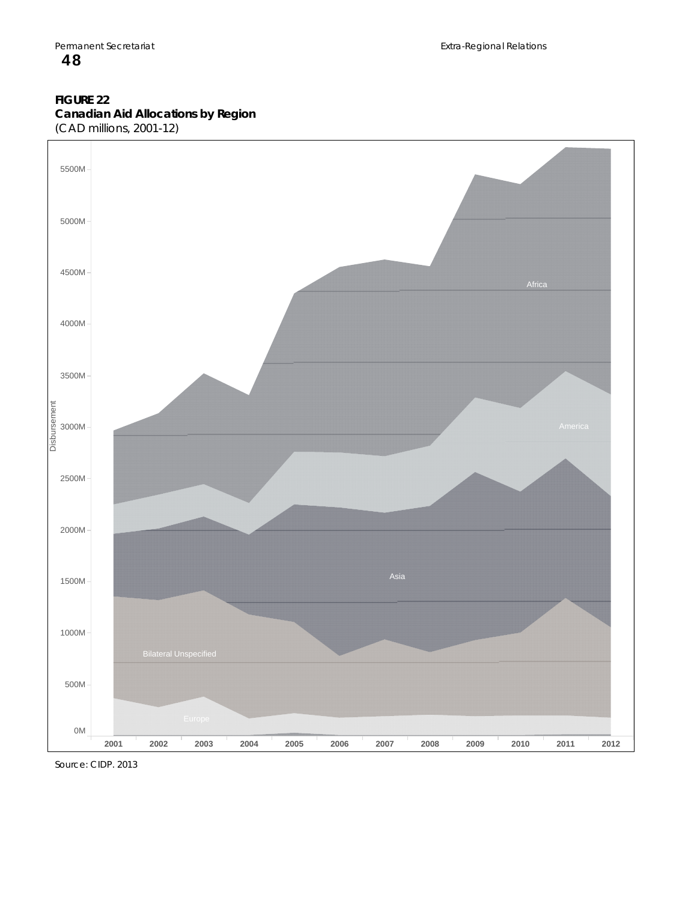**FIGURE 22**
**Canadian Aid Allocations by Region**
(CAD millions, 2001-12)

Source: CIDP. 2013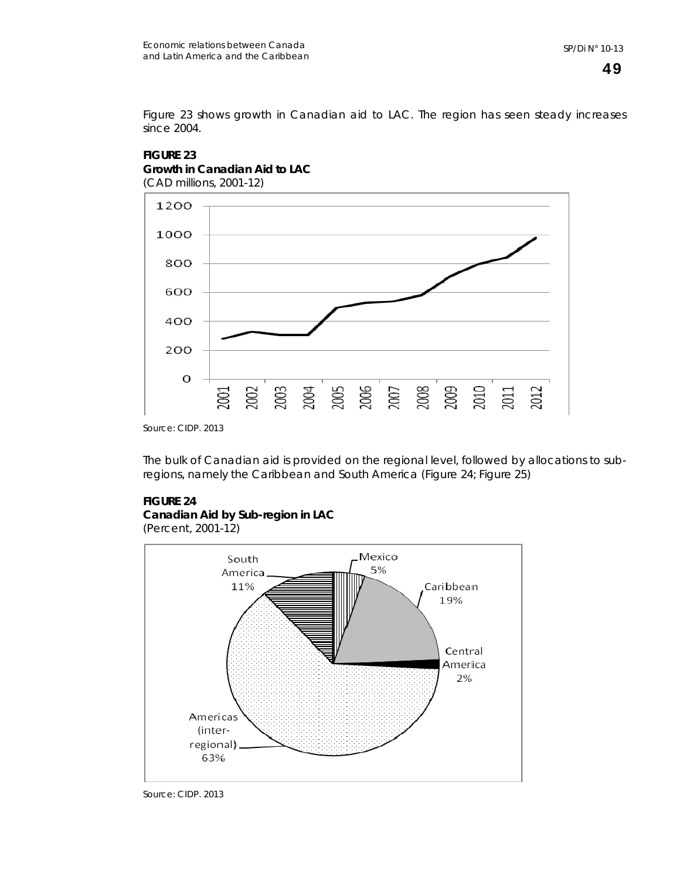Figure 23 shows growth in Canadian aid to LAC. The region has seen steady increases since 2004.

**FIGURE 23**
**Growth in Canadian Aid to LAC**
(CAD millions, 2001-12)

Source: CIDP. 2013

The bulk of Canadian aid is provided on the regional level, followed by allocations to sub-regions, namely the Caribbean and South America (Figure 24; Figure 25)

**FIGURE 24**
**Canadian Aid by Sub-region in LAC**
(Percent, 2001-12)

Source: CIDP. 2013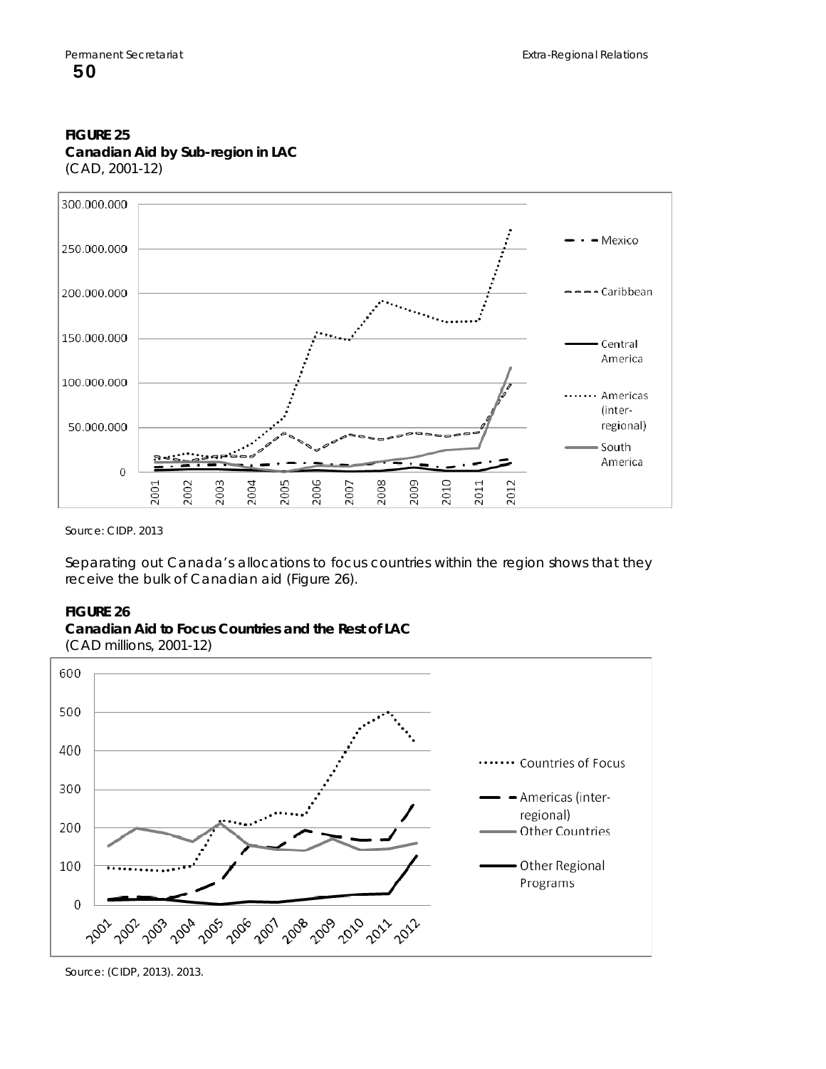**FIGURE 25**
**Canadian Aid by Sub-region in LAC**
(CAD, 2001-12)

Source: CIDP. 2013

Separating out Canada's allocations to focus countries within the region shows that they receive the bulk of Canadian aid (Figure 26).

**FIGURE 26**
**Canadian Aid to Focus Countries and the Rest of LAC**
(CAD millions, 2001-12)

Source: (CIDP, 2013). 2013.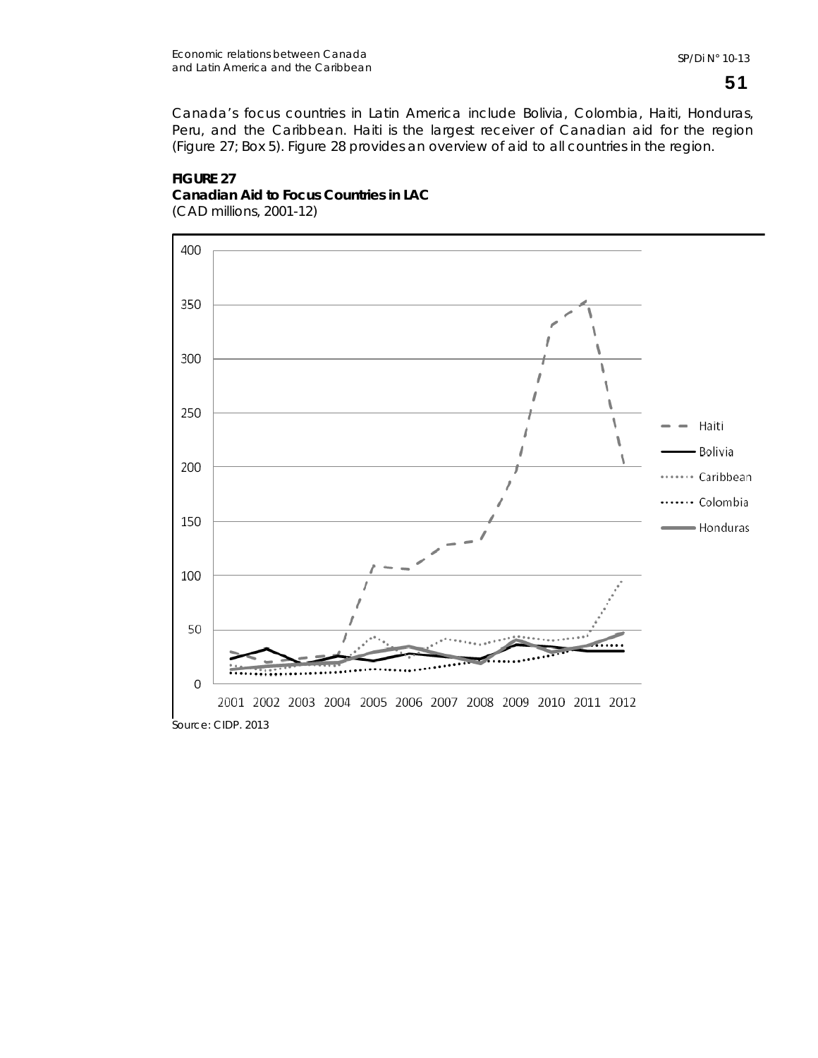Canada's focus countries in Latin America include Bolivia, Colombia, Haiti, Honduras, Peru, and the Caribbean. Haiti is the largest receiver of Canadian aid for the region (Figure 27; Box 5). Figure 28 provides an overview of aid to all countries in the region.

**FIGURE 27**
**Canadian Aid to Focus Countries in LAC**
(CAD millions, 2001-12)

Source: CIDP. 2013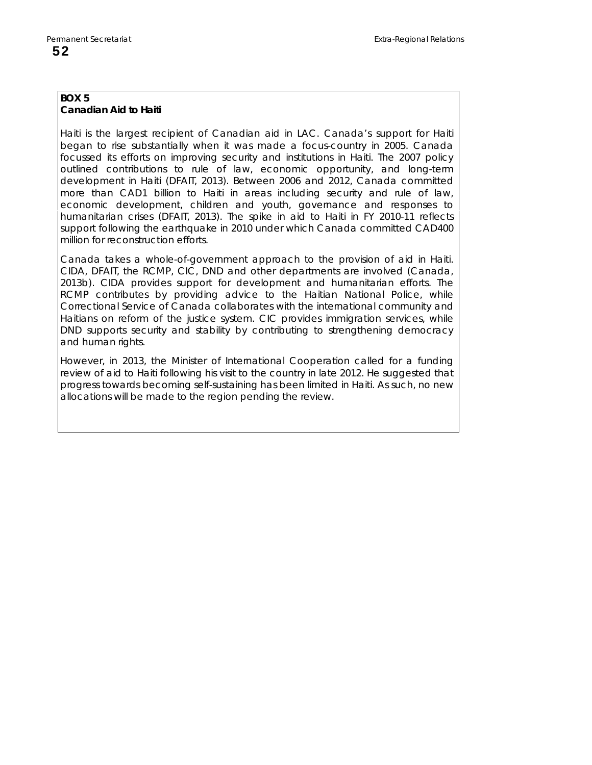**BOX 5**
**Canadian Aid to Haiti**

Haiti is the largest recipient of Canadian aid in LAC. Canada's support for Haiti began to rise substantially when it was made a focus-country in 2005. Canada focussed its efforts on improving security and institutions in Haiti. The 2007 policy outlined contributions to rule of law, economic opportunity, and long-term development in Haiti (DFAIT, 2013). Between 2006 and 2012, Canada committed more than CAD1 billion to Haiti in areas including security and rule of law, economic development, children and youth, governance and responses to humanitarian crises (DFAIT, 2013). The spike in aid to Haiti in FY 2010-11 reflects support following the earthquake in 2010 under which Canada committed CAD400 million for reconstruction efforts.

Canada takes a whole-of-government approach to the provision of aid in Haiti. CIDA, DFAIT, the RCMP, CIC, DND and other departments are involved (Canada, 2013b). CIDA provides support for development and humanitarian efforts. The RCMP contributes by providing advice to the Haitian National Police, while Correctional Service of Canada collaborates with the international community and Haitians on reform of the justice system. CIC provides immigration services, while DND supports security and stability by contributing to strengthening democracy and human rights.

However, in 2013, the Minister of International Cooperation called for a funding review of aid to Haiti following his visit to the country in late 2012. He suggested that progress towards becoming self-sustaining has been limited in Haiti. As such, no new allocations will be made to the region pending the review.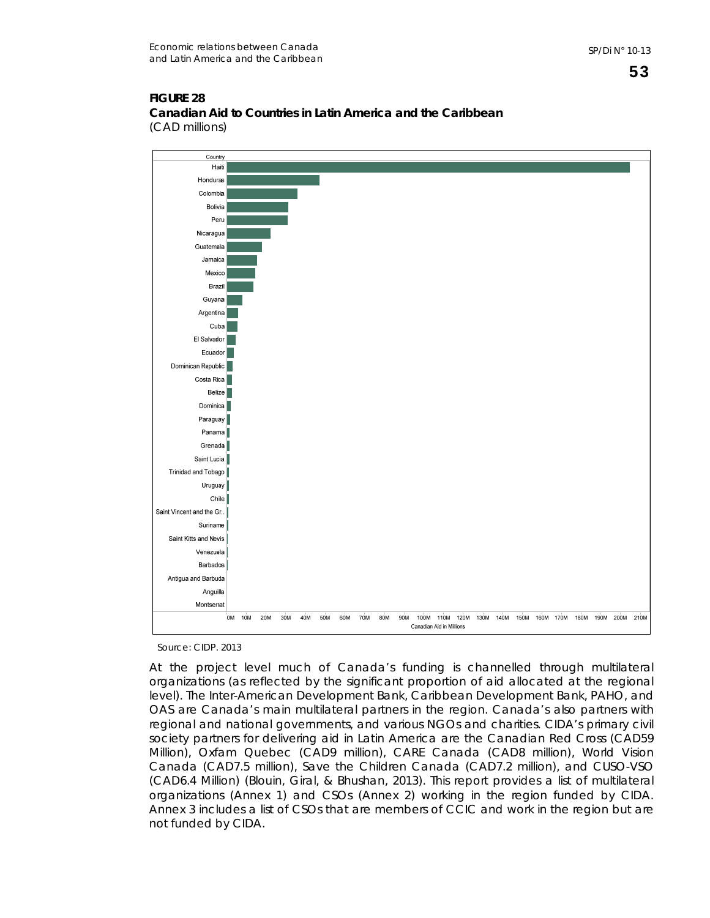**FIGURE 28**
**Canadian Aid to Countries in Latin America and the Caribbean**
(CAD millions)

Source: CIDP. 2013

At the project level much of Canada's funding is channelled through multilateral organizations (as reflected by the significant proportion of aid allocated at the regional level). The Inter-American Development Bank, Caribbean Development Bank, PAHO, and OAS are Canada's main multilateral partners in the region. Canada's also partners with regional and national governments, and various NGOs and charities. CIDA's primary civil society partners for delivering aid in Latin America are the Canadian Red Cross (CAD59 Million), Oxfam Quebec (CAD9 million), CARE Canada (CAD8 million), World Vision Canada (CAD7.5 million), Save the Children Canada (CAD7.2 million), and CUSO-VSO (CAD6.4 Million) (Blouin, Giral, & Bhushan, 2013). This report provides a list of multilateral organizations (Annex 1) and CSOs (Annex 2) working in the region funded by CIDA. Annex 3 includes a list of CSOs that are members of CCIC and work in the region but are not funded by CIDA.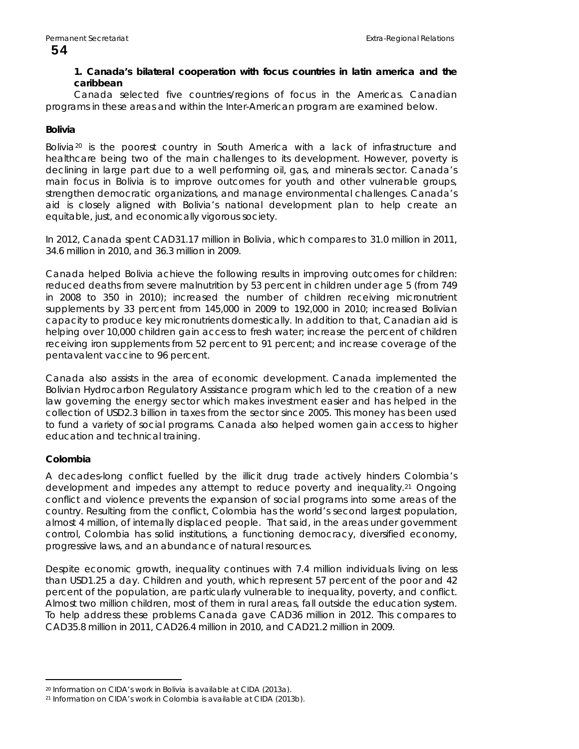### 1. Canada's bilateral cooperation with focus countries in latin america and the caribbean

Canada selected five countries/regions of focus in the Americas. Canadian programs in these areas and within the Inter-American program are examined below.

#### Bolivia

Bolivia[20] is the poorest country in South America with a lack of infrastructure and healthcare being two of the main challenges to its development. However, poverty is declining in large part due to a well performing oil, gas, and minerals sector. Canada's main focus in Bolivia is to improve outcomes for youth and other vulnerable groups, strengthen democratic organizations, and manage environmental challenges. Canada's aid is closely aligned with Bolivia's national development plan to help create an equitable, just, and economically vigorous society.

In 2012, Canada spent CAD31.17 million in Bolivia, which compares to 31.0 million in 2011, 34.6 million in 2010, and 36.3 million in 2009.

Canada helped Bolivia achieve the following results in improving outcomes for children: reduced deaths from severe malnutrition by 53 percent in children under age 5 (from 749 in 2008 to 350 in 2010); increased the number of children receiving micronutrient supplements by 33 percent from 145,000 in 2009 to 192,000 in 2010; increased Bolivian capacity to produce key micronutrients domestically. In addition to that, Canadian aid is helping over 10,000 children gain access to fresh water; increase the percent of children receiving iron supplements from 52 percent to 91 percent; and increase coverage of the pentavalent vaccine to 96 percent.

Canada also assists in the area of economic development. Canada implemented the Bolivian Hydrocarbon Regulatory Assistance program which led to the creation of a new law governing the energy sector which makes investment easier and has helped in the collection of USD2.3 billion in taxes from the sector since 2005. This money has been used to fund a variety of social programs. Canada also helped women gain access to higher education and technical training.

#### Colombia

A decades-long conflict fuelled by the illicit drug trade actively hinders Colombia's development and impedes any attempt to reduce poverty and inequality.[21] Ongoing conflict and violence prevents the expansion of social programs into some areas of the country. Resulting from the conflict, Colombia has the world's second largest population, almost 4 million, of internally displaced people. That said, in the areas under government control, Colombia has solid institutions, a functioning democracy, diversified economy, progressive laws, and an abundance of natural resources.

Despite economic growth, inequality continues with 7.4 million individuals living on less than USD1.25 a day. Children and youth, which represent 57 percent of the poor and 42 percent of the population, are particularly vulnerable to inequality, poverty, and conflict. Almost two million children, most of them in rural areas, fall outside the education system. To help address these problems Canada gave CAD36 million in 2012. This compares to CAD35.8 million in 2011, CAD26.4 million in 2010, and CAD21.2 million in 2009.

---

[20] Information on CIDA's work in Bolivia is available at CIDA (2013a).

[21] Information on CIDA's work in Colombia is available at CIDA (2013b).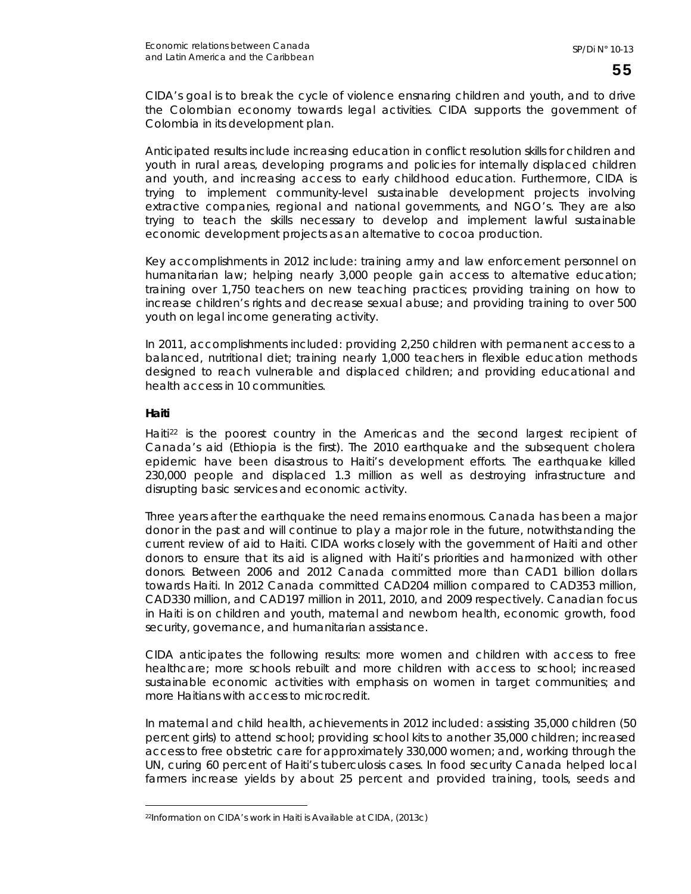CIDA's goal is to break the cycle of violence ensnaring children and youth, and to drive the Colombian economy towards legal activities. CIDA supports the government of Colombia in its development plan.

Anticipated results include increasing education in conflict resolution skills for children and youth in rural areas, developing programs and policies for internally displaced children and youth, and increasing access to early childhood education. Furthermore, CIDA is trying to implement community-level sustainable development projects involving extractive companies, regional and national governments, and NGO's. They are also trying to teach the skills necessary to develop and implement lawful sustainable economic development projects as an alternative to cocoa production.

Key accomplishments in 2012 include: training army and law enforcement personnel on humanitarian law; helping nearly 3,000 people gain access to alternative education; training over 1,750 teachers on new teaching practices; providing training on how to increase children's rights and decrease sexual abuse; and providing training to over 500 youth on legal income generating activity.

In 2011, accomplishments included: providing 2,250 children with permanent access to a balanced, nutritional diet; training nearly 1,000 teachers in flexible education methods designed to reach vulnerable and displaced children; and providing educational and health access in 10 communities.

**Haiti**

Haiti[22] is the poorest country in the Americas and the second largest recipient of Canada's aid (Ethiopia is the first). The 2010 earthquake and the subsequent cholera epidemic have been disastrous to Haiti's development efforts. The earthquake killed 230,000 people and displaced 1.3 million as well as destroying infrastructure and disrupting basic services and economic activity.

Three years after the earthquake the need remains enormous. Canada has been a major donor in the past and will continue to play a major role in the future, notwithstanding the current review of aid to Haiti. CIDA works closely with the government of Haiti and other donors to ensure that its aid is aligned with Haiti's priorities and harmonized with other donors. Between 2006 and 2012 Canada committed more than CAD1 billion dollars towards Haiti. In 2012 Canada committed CAD204 million compared to CAD353 million, CAD330 million, and CAD197 million in 2011, 2010, and 2009 respectively. Canadian focus in Haiti is on children and youth, maternal and newborn health, economic growth, food security, governance, and humanitarian assistance.

CIDA anticipates the following results: more women and children with access to free healthcare; more schools rebuilt and more children with access to school; increased sustainable economic activities with emphasis on women in target communities; and more Haitians with access to microcredit.

In maternal and child health, achievements in 2012 included: assisting 35,000 children (50 percent girls) to attend school; providing school kits to another 35,000 children; increased access to free obstetric care for approximately 330,000 women; and, working through the UN, curing 60 percent of Haiti's tuberculosis cases. In food security Canada helped local farmers increase yields by about 25 percent and provided training, tools, seeds and

[22]Information on CIDA's work in Haiti is Available at CIDA, (2013c)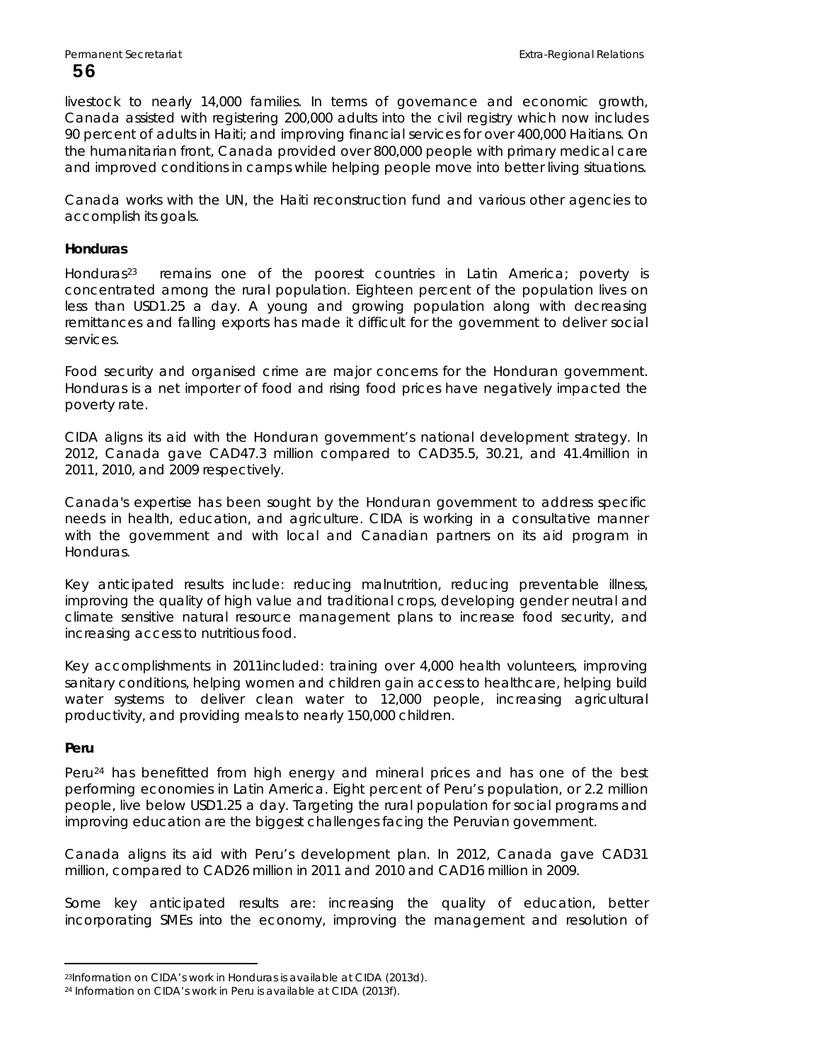livestock to nearly 14,000 families. In terms of governance and economic growth, Canada assisted with registering 200,000 adults into the civil registry which now includes 90 percent of adults in Haiti; and improving financial services for over 400,000 Haitians. On the humanitarian front, Canada provided over 800,000 people with primary medical care and improved conditions in camps while helping people move into better living situations.

Canada works with the UN, the Haiti reconstruction fund and various other agencies to accomplish its goals.

### Honduras

Honduras[23] remains one of the poorest countries in Latin America; poverty is concentrated among the rural population. Eighteen percent of the population lives on less than USD1.25 a day. A young and growing population along with decreasing remittances and falling exports has made it difficult for the government to deliver social services.

Food security and organised crime are major concerns for the Honduran government. Honduras is a net importer of food and rising food prices have negatively impacted the poverty rate.

CIDA aligns its aid with the Honduran government's national development strategy. In 2012, Canada gave CAD47.3 million compared to CAD35.5, 30.21, and 41.4million in 2011, 2010, and 2009 respectively.

Canada's expertise has been sought by the Honduran government to address specific needs in health, education, and agriculture. CIDA is working in a consultative manner with the government and with local and Canadian partners on its aid program in Honduras.

Key anticipated results include: reducing malnutrition, reducing preventable illness, improving the quality of high value and traditional crops, developing gender neutral and climate sensitive natural resource management plans to increase food security, and increasing access to nutritious food.

Key accomplishments in 2011included: training over 4,000 health volunteers, improving sanitary conditions, helping women and children gain access to healthcare, helping build water systems to deliver clean water to 12,000 people, increasing agricultural productivity, and providing meals to nearly 150,000 children.

### Peru

Peru[24] has benefitted from high energy and mineral prices and has one of the best performing economies in Latin America. Eight percent of Peru's population, or 2.2 million people, live below USD1.25 a day. Targeting the rural population for social programs and improving education are the biggest challenges facing the Peruvian government.

Canada aligns its aid with Peru's development plan. In 2012, Canada gave CAD31 million, compared to CAD26 million in 2011 and 2010 and CAD16 million in 2009.

Some key anticipated results are: increasing the quality of education, better incorporating SMEs into the economy, improving the management and resolution of

---

[23] Information on CIDA's work in Honduras is available at CIDA (2013d).

[24] Information on CIDA's work in Peru is available at CIDA (2013f).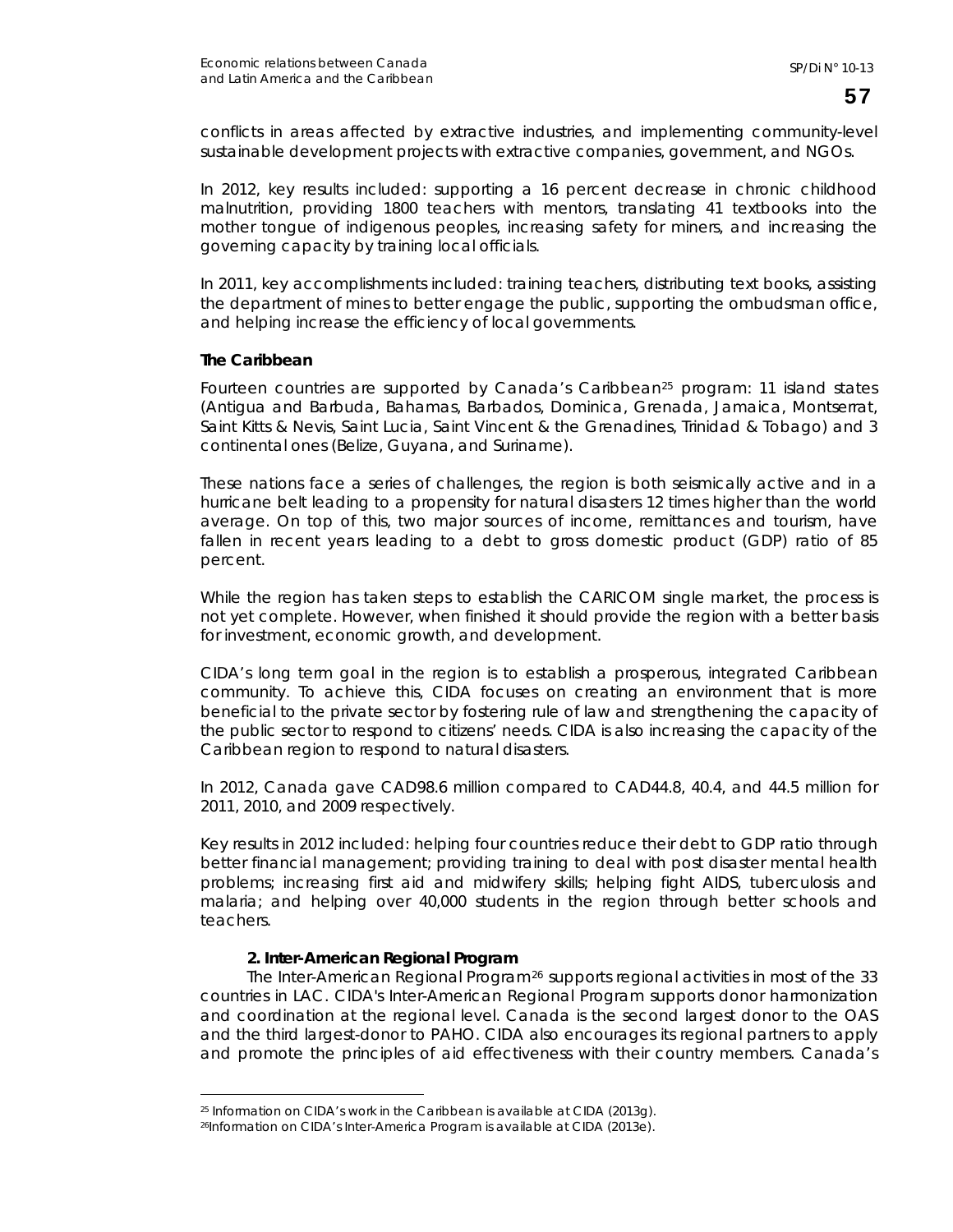conflicts in areas affected by extractive industries, and implementing community-level sustainable development projects with extractive companies, government, and NGOs.

In 2012, key results included: supporting a 16 percent decrease in chronic childhood malnutrition, providing 1800 teachers with mentors, translating 41 textbooks into the mother tongue of indigenous peoples, increasing safety for miners, and increasing the governing capacity by training local officials.

In 2011, key accomplishments included: training teachers, distributing text books, assisting the department of mines to better engage the public, supporting the ombudsman office, and helping increase the efficiency of local governments.

**The Caribbean**

Fourteen countries are supported by Canada's Caribbean[25] program: 11 island states (Antigua and Barbuda, Bahamas, Barbados, Dominica, Grenada, Jamaica, Montserrat, Saint Kitts & Nevis, Saint Lucia, Saint Vincent & the Grenadines, Trinidad & Tobago) and 3 continental ones (Belize, Guyana, and Suriname).

These nations face a series of challenges, the region is both seismically active and in a hurricane belt leading to a propensity for natural disasters 12 times higher than the world average. On top of this, two major sources of income, remittances and tourism, have fallen in recent years leading to a debt to gross domestic product (GDP) ratio of 85 percent.

While the region has taken steps to establish the CARICOM single market, the process is not yet complete. However, when finished it should provide the region with a better basis for investment, economic growth, and development.

CIDA's long term goal in the region is to establish a prosperous, integrated Caribbean community. To achieve this, CIDA focuses on creating an environment that is more beneficial to the private sector by fostering rule of law and strengthening the capacity of the public sector to respond to citizens' needs. CIDA is also increasing the capacity of the Caribbean region to respond to natural disasters.

In 2012, Canada gave CAD98.6 million compared to CAD44.8, 40.4, and 44.5 million for 2011, 2010, and 2009 respectively.

Key results in 2012 included: helping four countries reduce their debt to GDP ratio through better financial management; providing training to deal with post disaster mental health problems; increasing first aid and midwifery skills; helping fight AIDS, tuberculosis and malaria; and helping over 40,000 students in the region through better schools and teachers.

**2. Inter-American Regional Program**

The Inter-American Regional Program[26] supports regional activities in most of the 33 countries in LAC. CIDA's Inter-American Regional Program supports donor harmonization and coordination at the regional level. Canada is the second largest donor to the OAS and the third largest-donor to PAHO. CIDA also encourages its regional partners to apply and promote the principles of aid effectiveness with their country members. Canada's

[25] Information on CIDA's work in the Caribbean is available at CIDA (2013g).

[26] Information on CIDA's Inter-America Program is available at CIDA (2013e).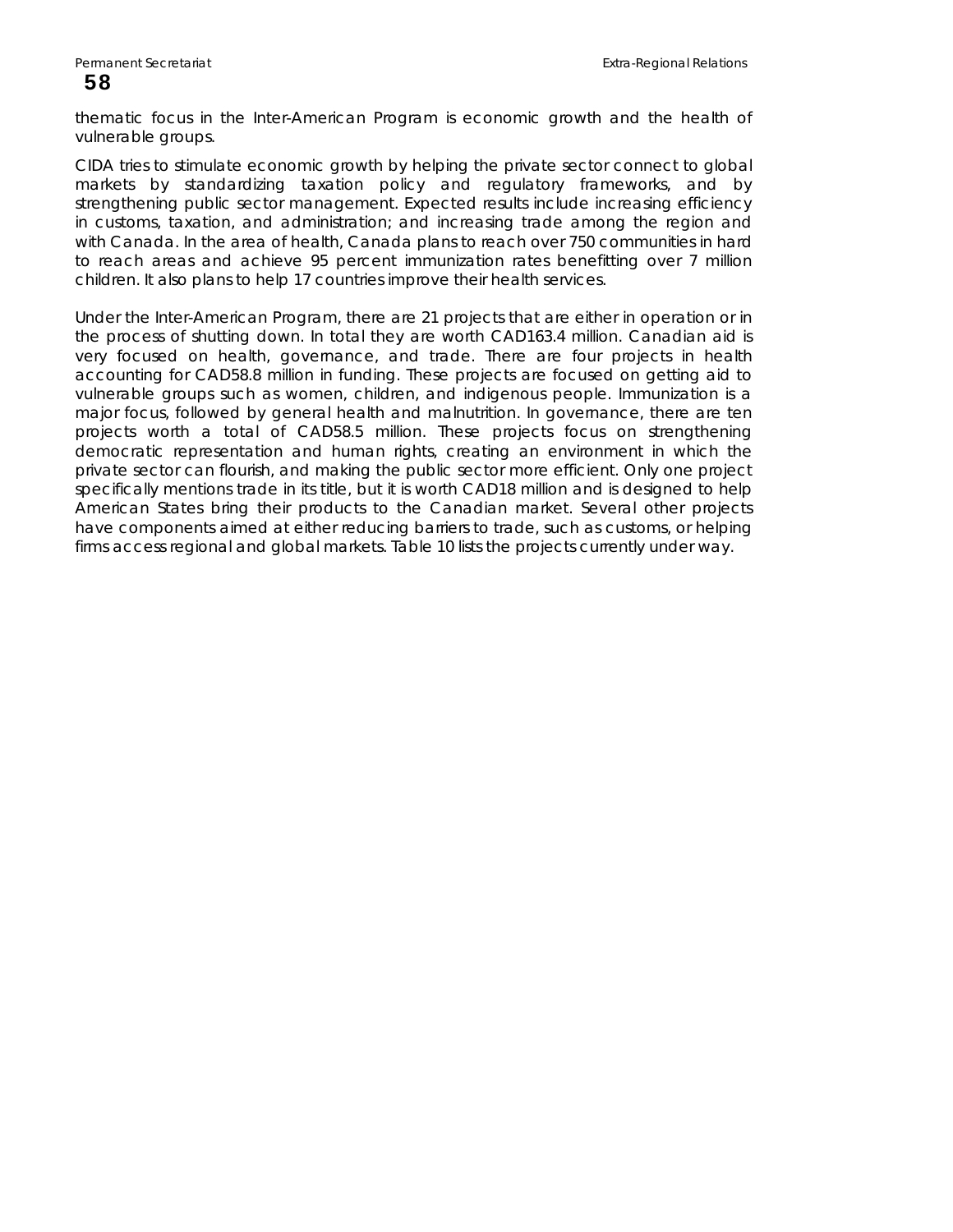thematic focus in the Inter-American Program is economic growth and the health of vulnerable groups.

CIDA tries to stimulate economic growth by helping the private sector connect to global markets by standardizing taxation policy and regulatory frameworks, and by strengthening public sector management. Expected results include increasing efficiency in customs, taxation, and administration; and increasing trade among the region and with Canada. In the area of health, Canada plans to reach over 750 communities in hard to reach areas and achieve 95 percent immunization rates benefitting over 7 million children. It also plans to help 17 countries improve their health services.

Under the Inter-American Program, there are 21 projects that are either in operation or in the process of shutting down. In total they are worth CAD163.4 million. Canadian aid is very focused on health, governance, and trade. There are four projects in health accounting for CAD58.8 million in funding. These projects are focused on getting aid to vulnerable groups such as women, children, and indigenous people. Immunization is a major focus, followed by general health and malnutrition. In governance, there are ten projects worth a total of CAD58.5 million. These projects focus on strengthening democratic representation and human rights, creating an environment in which the private sector can flourish, and making the public sector more efficient. Only one project specifically mentions trade in its title, but it is worth CAD18 million and is designed to help American States bring their products to the Canadian market. Several other projects have components aimed at either reducing barriers to trade, such as customs, or helping firms access regional and global markets. Table 10 lists the projects currently under way.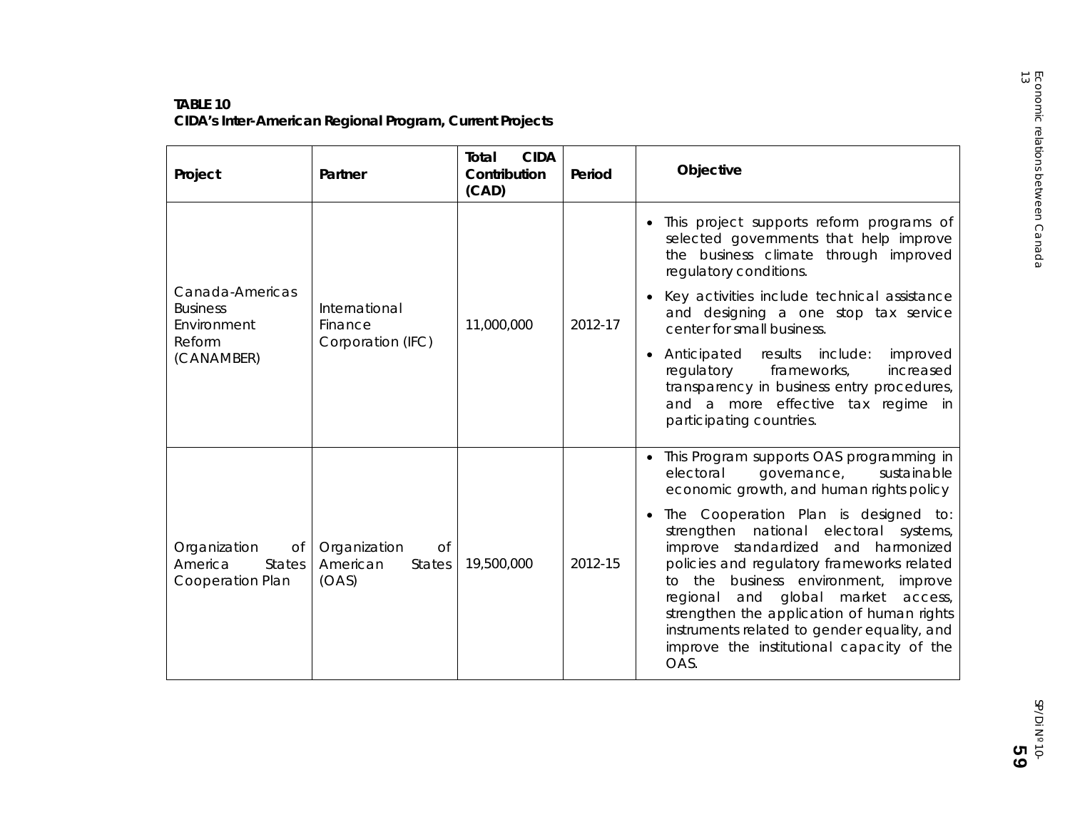**TABLE 10**
**CIDA's Inter-American Regional Program, Current Projects**

| Project | Partner | Total CIDA Contribution (CAD) | Period | Objective |
|---|---|---|---|---|
| Canada-Americas Business Environment Reform (CANAMBER) | International Finance Corporation (IFC) | 11,000,000 | 2012-17 | • This project supports reform programs of selected governments that help improve the business climate through improved regulatory conditions.<br>• Key activities include technical assistance and designing a one stop tax service center for small business.<br>• Anticipated results include: improved regulatory frameworks, increased transparency in business entry procedures, and a more effective tax regime in participating countries. |
| Organization of America States Cooperation Plan | Organization of American States (OAS) | 19,500,000 | 2012-15 | • This Program supports OAS programming in electoral governance, sustainable economic growth, and human rights policy<br>• The Cooperation Plan is designed to: strengthen national electoral systems, improve standardized and harmonized policies and regulatory frameworks related to the business environment, improve regional and global market access, strengthen the application of human rights instruments related to gender equality, and improve the institutional capacity of the OAS. |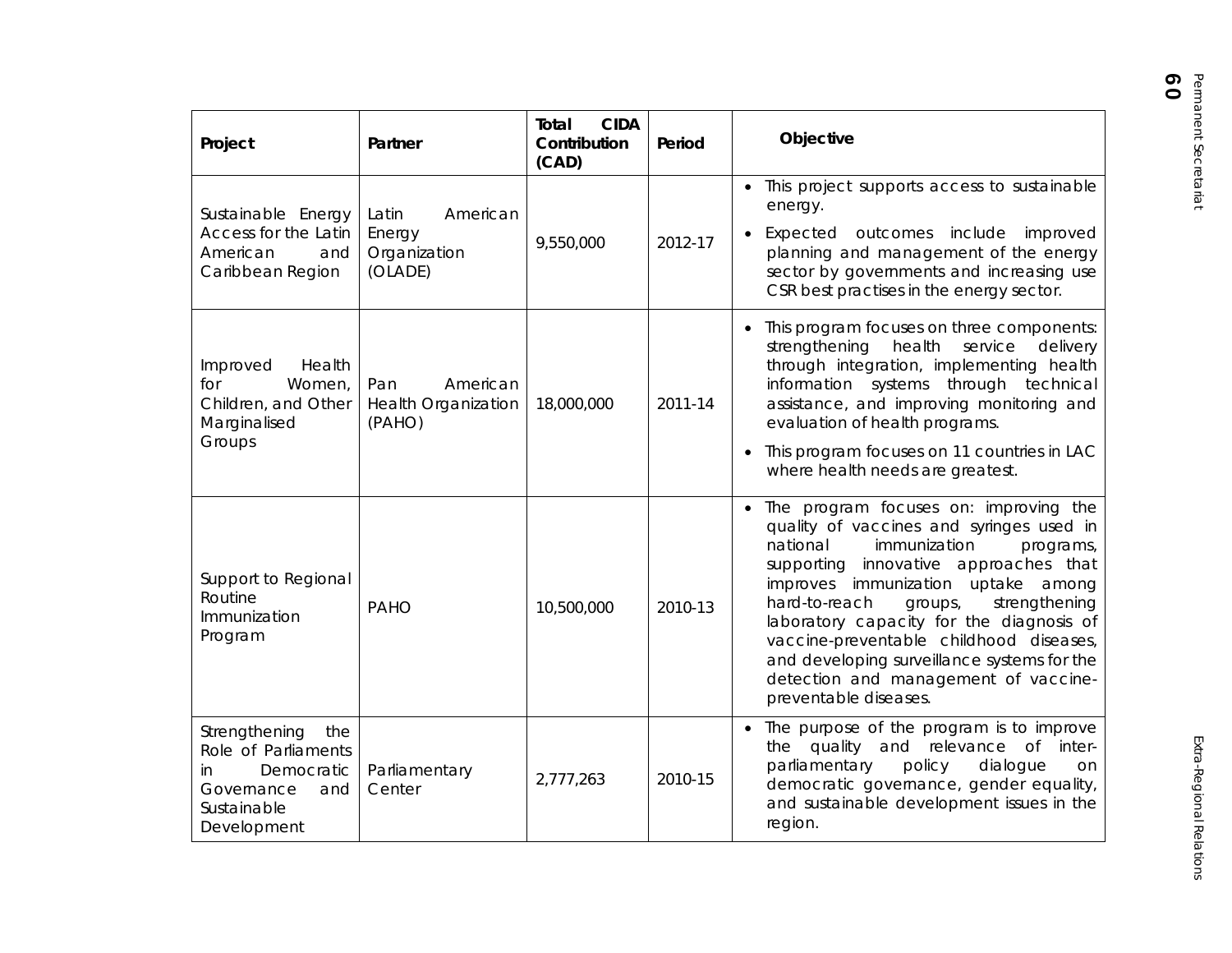| Project | Partner | Total CIDA Contribution (CAD) | Period | Objective |
|---|---|---|---|---|
| Sustainable Energy Access for the Latin American and Caribbean Region | Latin American Energy Organization (OLADE) | 9,550,000 | 2012-17 | • This project supports access to sustainable energy.<br>• Expected outcomes include improved planning and management of the energy sector by governments and increasing use CSR best practises in the energy sector. |
| Improved Health for Women, Children, and Other Marginalised Groups | Pan American Health Organization (PAHO) | 18,000,000 | 2011-14 | • This program focuses on three components: strengthening health service delivery through integration, implementing health information systems through technical assistance, and improving monitoring and evaluation of health programs.<br>• This program focuses on 11 countries in LAC where health needs are greatest. |
| Support to Regional Routine Immunization Program | PAHO | 10,500,000 | 2010-13 | • The program focuses on: improving the quality of vaccines and syringes used in national immunization programs, supporting innovative approaches that improves immunization uptake among hard-to-reach groups, strengthening laboratory capacity for the diagnosis of vaccine-preventable childhood diseases, and developing surveillance systems for the detection and management of vaccine-preventable diseases. |
| Strengthening the Role of Parliaments in Democratic Governance and Sustainable Development | Parliamentary Center | 2,777,263 | 2010-15 | • The purpose of the program is to improve the quality and relevance of inter-parliamentary policy dialogue on democratic governance, gender equality, and sustainable development issues in the region. |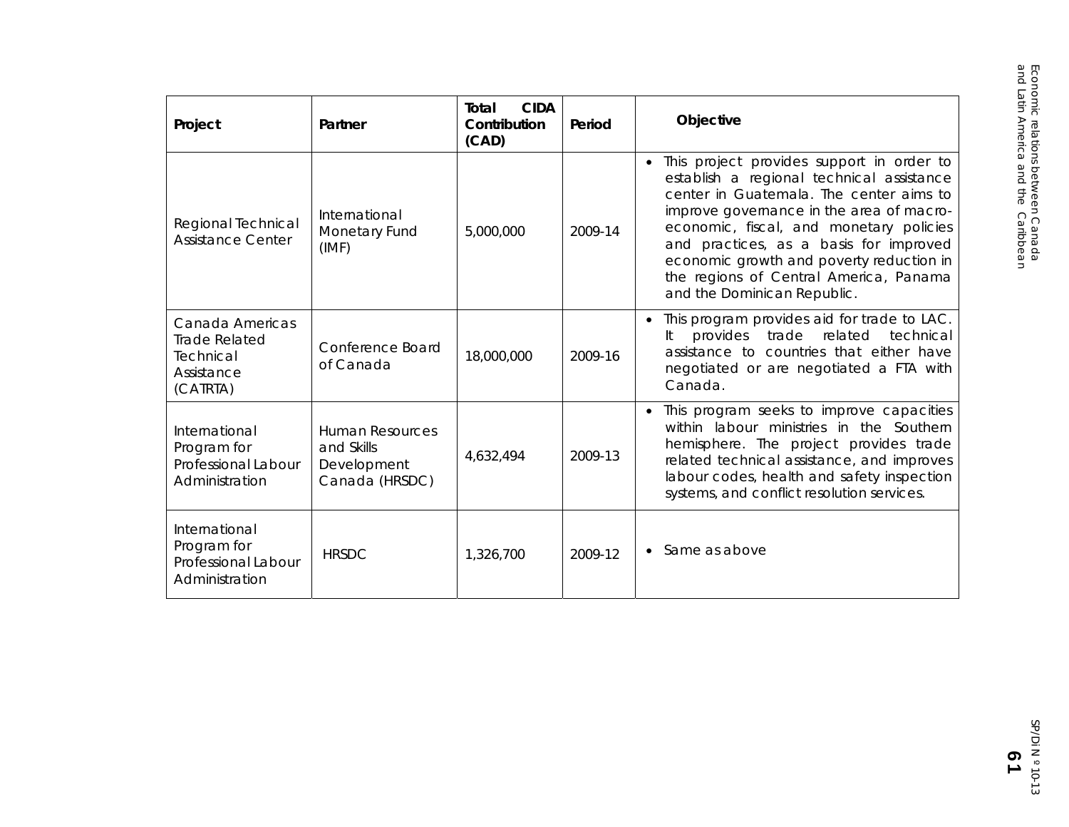| Project | Partner | Total CIDA Contribution (CAD) | Period | Objective |
|---|---|---|---|---|
| Regional Technical Assistance Center | International Monetary Fund (IMF) | 5,000,000 | 2009-14 | • This project provides support in order to establish a regional technical assistance center in Guatemala. The center aims to improve governance in the area of macro-economic, fiscal, and monetary policies and practices, as a basis for improved economic growth and poverty reduction in the regions of Central America, Panama and the Dominican Republic. |
| Canada Americas Trade Related Technical Assistance (CATRTA) | Conference Board of Canada | 18,000,000 | 2009-16 | • This program provides aid for trade to LAC. It provides trade related technical assistance to countries that either have negotiated or are negotiated a FTA with Canada. |
| International Program for Professional Labour Administration | Human Resources and Skills Development Canada (HRSDC) | 4,632,494 | 2009-13 | • This program seeks to improve capacities within labour ministries in the Southern hemisphere. The project provides trade related technical assistance, and improves labour codes, health and safety inspection systems, and conflict resolution services. |
| International Program for Professional Labour Administration | HRSDC | 1,326,700 | 2009-12 | • Same as above |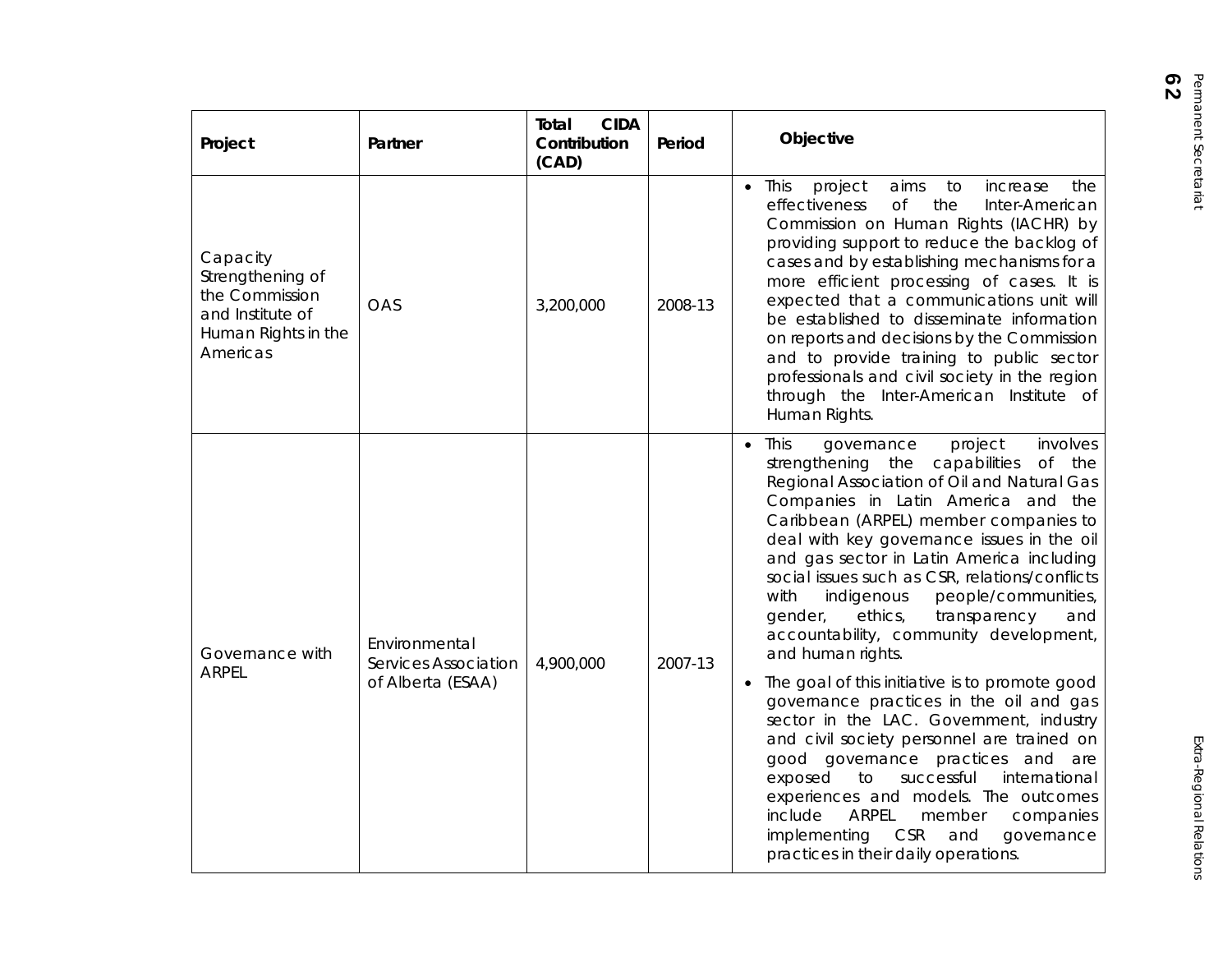| Project | Partner | Total CIDA Contribution (CAD) | Period | Objective |
|---|---|---|---|---|
| Capacity Strengthening of the Commission and Institute of Human Rights in the Americas | OAS | 3,200,000 | 2008-13 | • This project aims to increase the effectiveness of the Inter-American Commission on Human Rights (IACHR) by providing support to reduce the backlog of cases and by establishing mechanisms for a more efficient processing of cases. It is expected that a communications unit will be established to disseminate information on reports and decisions by the Commission and to provide training to public sector professionals and civil society in the region through the Inter-American Institute of Human Rights. |
| Governance with ARPEL | Environmental Services Association of Alberta (ESAA) | 4,900,000 | 2007-13 | • This governance project involves strengthening the capabilities of the Regional Association of Oil and Natural Gas Companies in Latin America and the Caribbean (ARPEL) member companies to deal with key governance issues in the oil and gas sector in Latin America including social issues such as CSR, relations/conflicts with indigenous people/communities, gender, ethics, transparency and accountability, community development, and human rights.<br>• The goal of this initiative is to promote good governance practices in the oil and gas sector in the LAC. Government, industry and civil society personnel are trained on good governance practices and are exposed to successful international experiences and models. The outcomes include ARPEL member companies implementing CSR and governance practices in their daily operations. |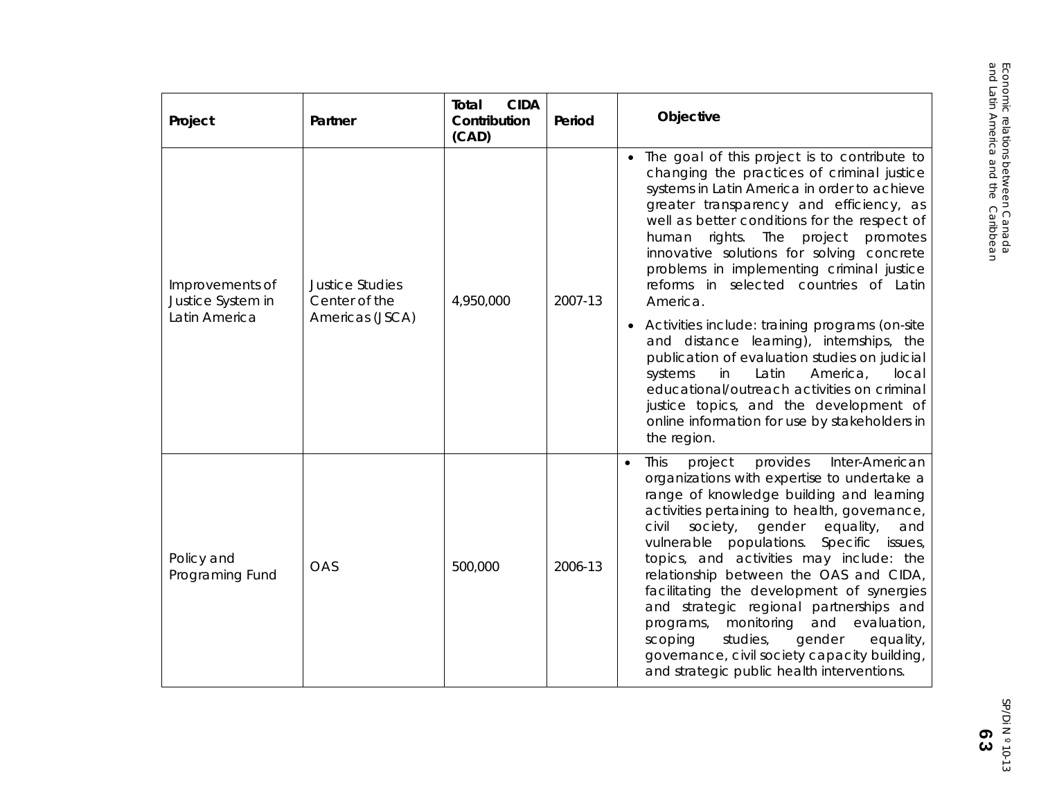| Project | Partner | Total CIDA Contribution (CAD) | Period | Objective |
|---|---|---|---|---|
| Improvements of Justice System in Latin America | Justice Studies Center of the Americas (JSCA) | 4,950,000 | 2007-13 | • The goal of this project is to contribute to changing the practices of criminal justice systems in Latin America in order to achieve greater transparency and efficiency, as well as better conditions for the respect of human rights. The project promotes innovative solutions for solving concrete problems in implementing criminal justice reforms in selected countries of Latin America. <br> • Activities include: training programs (on-site and distance learning), internships, the publication of evaluation studies on judicial systems in Latin America, local educational/outreach activities on criminal justice topics, and the development of online information for use by stakeholders in the region. |
| Policy and Programing Fund | OAS | 500,000 | 2006-13 | • This project provides Inter-American organizations with expertise to undertake a range of knowledge building and learning activities pertaining to health, governance, civil society, gender equality, and vulnerable populations. Specific issues, topics, and activities may include: the relationship between the OAS and CIDA, facilitating the development of synergies and strategic regional partnerships and programs, monitoring and evaluation, scoping studies, gender equality, governance, civil society capacity building, and strategic public health interventions. |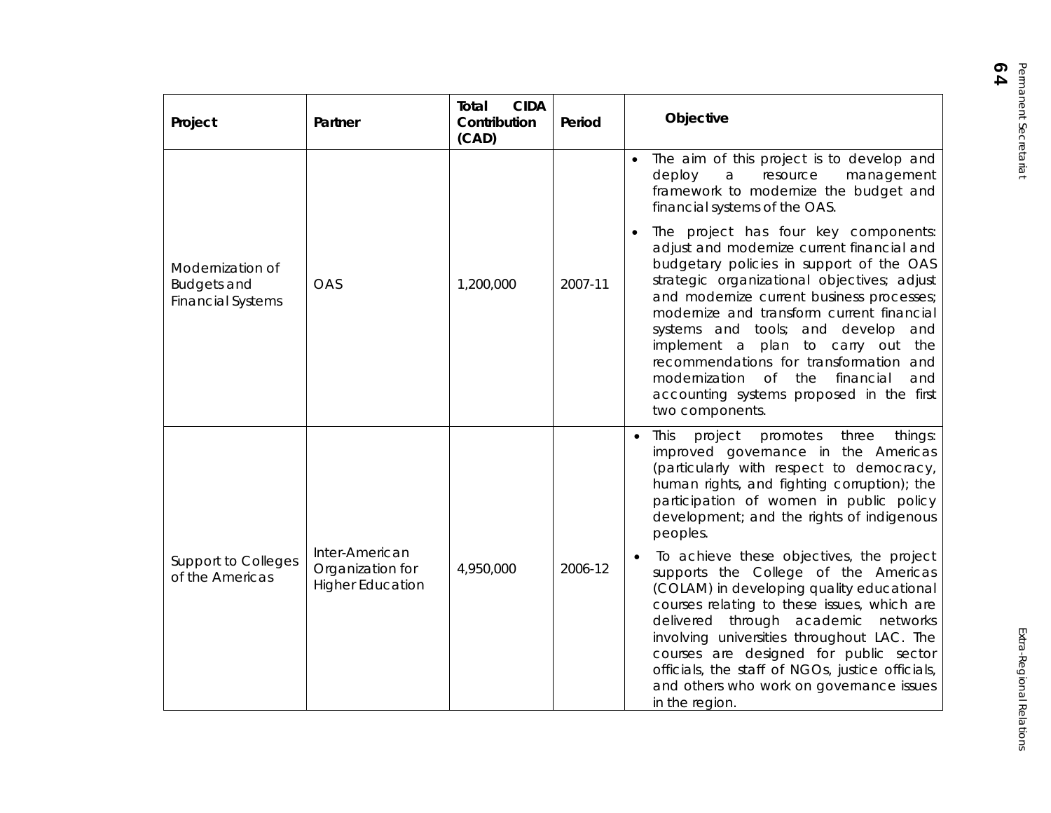| Project | Partner | Total CIDA Contribution (CAD) | Period | Objective |
| --- | --- | --- | --- | --- |
| Modernization of Budgets and Financial Systems | OAS | 1,200,000 | 2007-11 | • The aim of this project is to develop and deploy a resource management framework to modernize the budget and financial systems of the OAS.<br>• The project has four key components: adjust and modernize current financial and budgetary policies in support of the OAS strategic organizational objectives; adjust and modernize current business processes; modernize and transform current financial systems and tools; and develop and implement a plan to carry out the recommendations for transformation and modernization of the financial and accounting systems proposed in the first two components. |
| Support to Colleges of the Americas | Inter-American Organization for Higher Education | 4,950,000 | 2006-12 | • This project promotes three things: improved governance in the Americas (particularly with respect to democracy, human rights, and fighting corruption); the participation of women in public policy development; and the rights of indigenous peoples.<br>• To achieve these objectives, the project supports the College of the Americas (COLAM) in developing quality educational courses relating to these issues, which are delivered through academic networks involving universities throughout LAC. The courses are designed for public sector officials, the staff of NGOs, justice officials, and others who work on governance issues in the region. |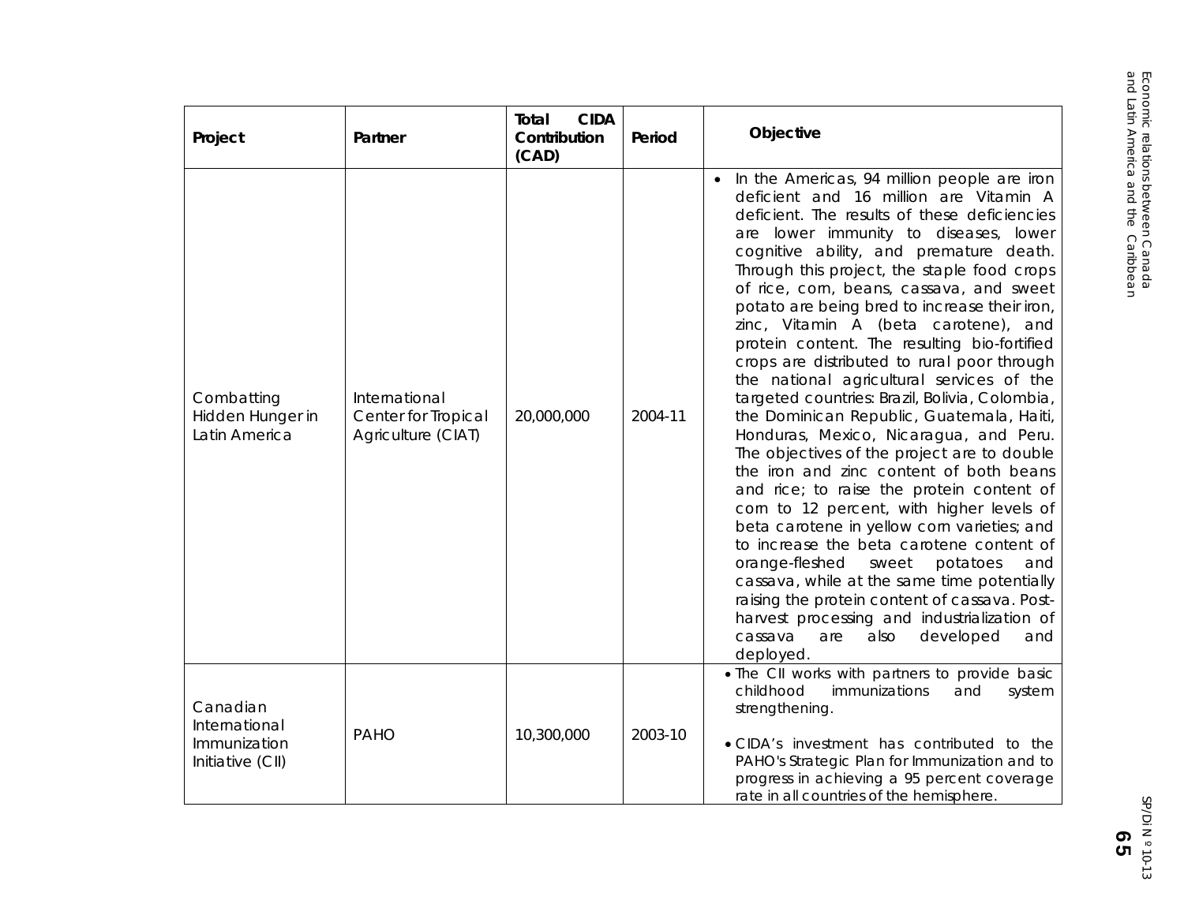| Project | Partner | Total CIDA Contribution (CAD) | Period | Objective |
|---|---|---|---|---|
| Combatting Hidden Hunger in Latin America | International Center for Tropical Agriculture (CIAT) | 20,000,000 | 2004-11 | • In the Americas, 94 million people are iron deficient and 16 million are Vitamin A deficient. The results of these deficiencies are lower immunity to diseases, lower cognitive ability, and premature death. Through this project, the staple food crops of rice, corn, beans, cassava, and sweet potato are being bred to increase their iron, zinc, Vitamin A (beta carotene), and protein content. The resulting bio-fortified crops are distributed to rural poor through the national agricultural services of the targeted countries: Brazil, Bolivia, Colombia, the Dominican Republic, Guatemala, Haiti, Honduras, Mexico, Nicaragua, and Peru. The objectives of the project are to double the iron and zinc content of both beans and rice; to raise the protein content of corn to 12 percent, with higher levels of beta carotene in yellow corn varieties; and to increase the beta carotene content of orange-fleshed sweet potatoes and cassava, while at the same time potentially raising the protein content of cassava. Post-harvest processing and industrialization of cassava are also developed and deployed. |
| Canadian International Immunization Initiative (CII) | PAHO | 10,300,000 | 2003-10 | • The CII works with partners to provide basic childhood immunizations and system strengthening.<br>• CIDA's investment has contributed to the PAHO's Strategic Plan for Immunization and to progress in achieving a 95 percent coverage rate in all countries of the hemisphere. |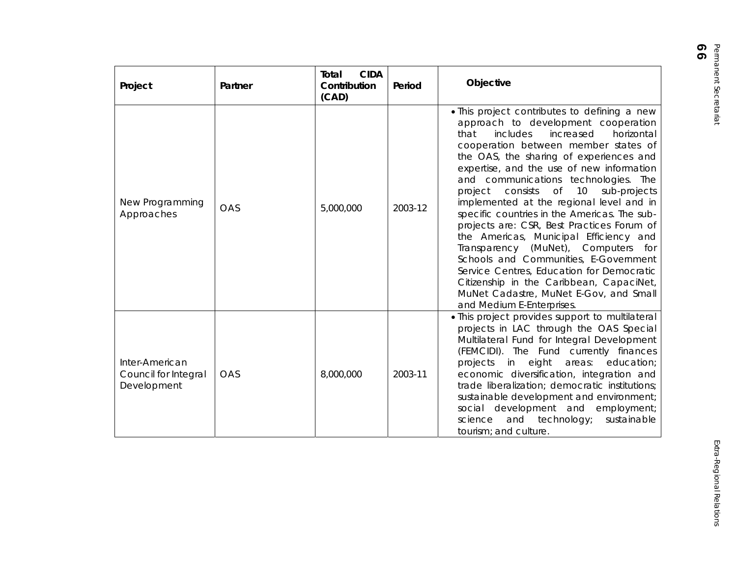| Project | Partner | Total CIDA Contribution (CAD) | Period | Objective |
|---|---|---|---|---|
| New Programming Approaches | OAS | 5,000,000 | 2003-12 | • This project contributes to defining a new approach to development cooperation that includes increased horizontal cooperation between member states of the OAS, the sharing of experiences and expertise, and the use of new information and communications technologies. The project consists of 10 sub-projects implemented at the regional level and in specific countries in the Americas. The sub-projects are: CSR, Best Practices Forum of the Americas, Municipal Efficiency and Transparency (MuNet), Computers for Schools and Communities, E-Government Service Centres, Education for Democratic Citizenship in the Caribbean, CapaciNet, MuNet Cadastre, MuNet E-Gov, and Small and Medium E-Enterprises. |
| Inter-American Council for Integral Development | OAS | 8,000,000 | 2003-11 | • This project provides support to multilateral projects in LAC through the OAS Special Multilateral Fund for Integral Development (FEMCIDI). The Fund currently finances projects in eight areas: education; economic diversification, integration and trade liberalization; democratic institutions; sustainable development and environment; social development and employment; science and technology; sustainable tourism; and culture. |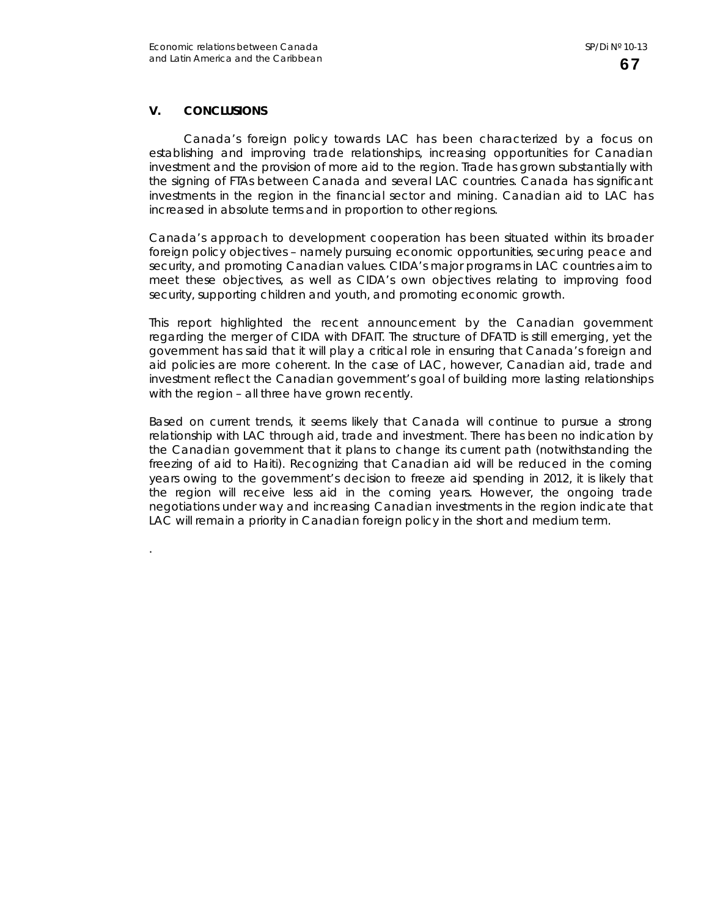## V. CONCLUSIONS

Canada's foreign policy towards LAC has been characterized by a focus on establishing and improving trade relationships, increasing opportunities for Canadian investment and the provision of more aid to the region. Trade has grown substantially with the signing of FTAs between Canada and several LAC countries. Canada has significant investments in the region in the financial sector and mining. Canadian aid to LAC has increased in absolute terms and in proportion to other regions.

Canada's approach to development cooperation has been situated within its broader foreign policy objectives – namely pursuing economic opportunities, securing peace and security, and promoting Canadian values. CIDA's major programs in LAC countries aim to meet these objectives, as well as CIDA's own objectives relating to improving food security, supporting children and youth, and promoting economic growth.

This report highlighted the recent announcement by the Canadian government regarding the merger of CIDA with DFAIT. The structure of DFATD is still emerging, yet the government has said that it will play a critical role in ensuring that Canada's foreign and aid policies are more coherent. In the case of LAC, however, Canadian aid, trade and investment reflect the Canadian government's goal of building more lasting relationships with the region – all three have grown recently.

Based on current trends, it seems likely that Canada will continue to pursue a strong relationship with LAC through aid, trade and investment. There has been no indication by the Canadian government that it plans to change its current path (notwithstanding the freezing of aid to Haiti). Recognizing that Canadian aid will be reduced in the coming years owing to the government's decision to freeze aid spending in 2012, it is likely that the region will receive less aid in the coming years. However, the ongoing trade negotiations under way and increasing Canadian investments in the region indicate that LAC will remain a priority in Canadian foreign policy in the short and medium term.

.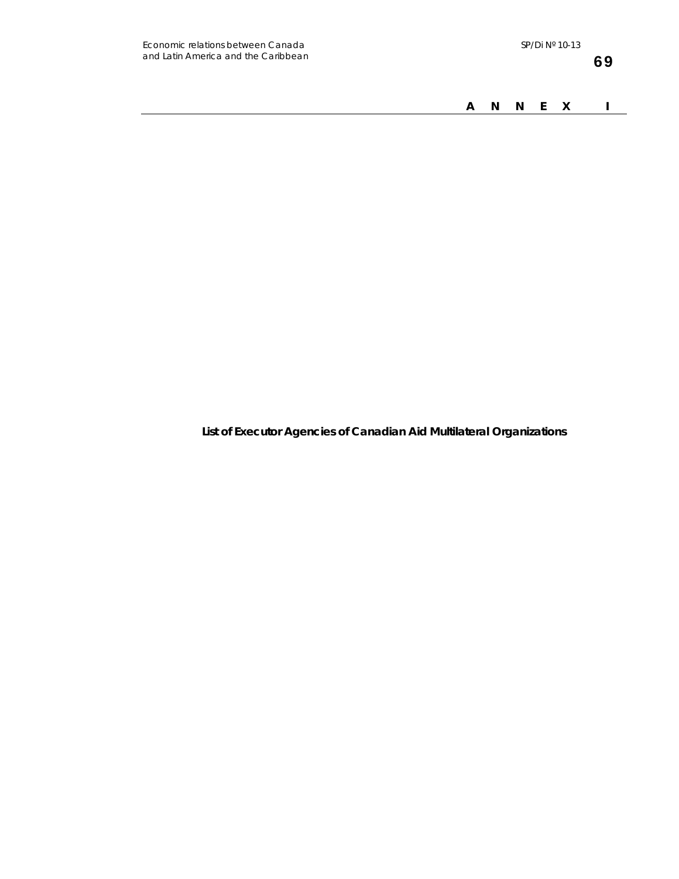# ANNEX I

**List of Executor Agencies of Canadian Aid Multilateral Organizations**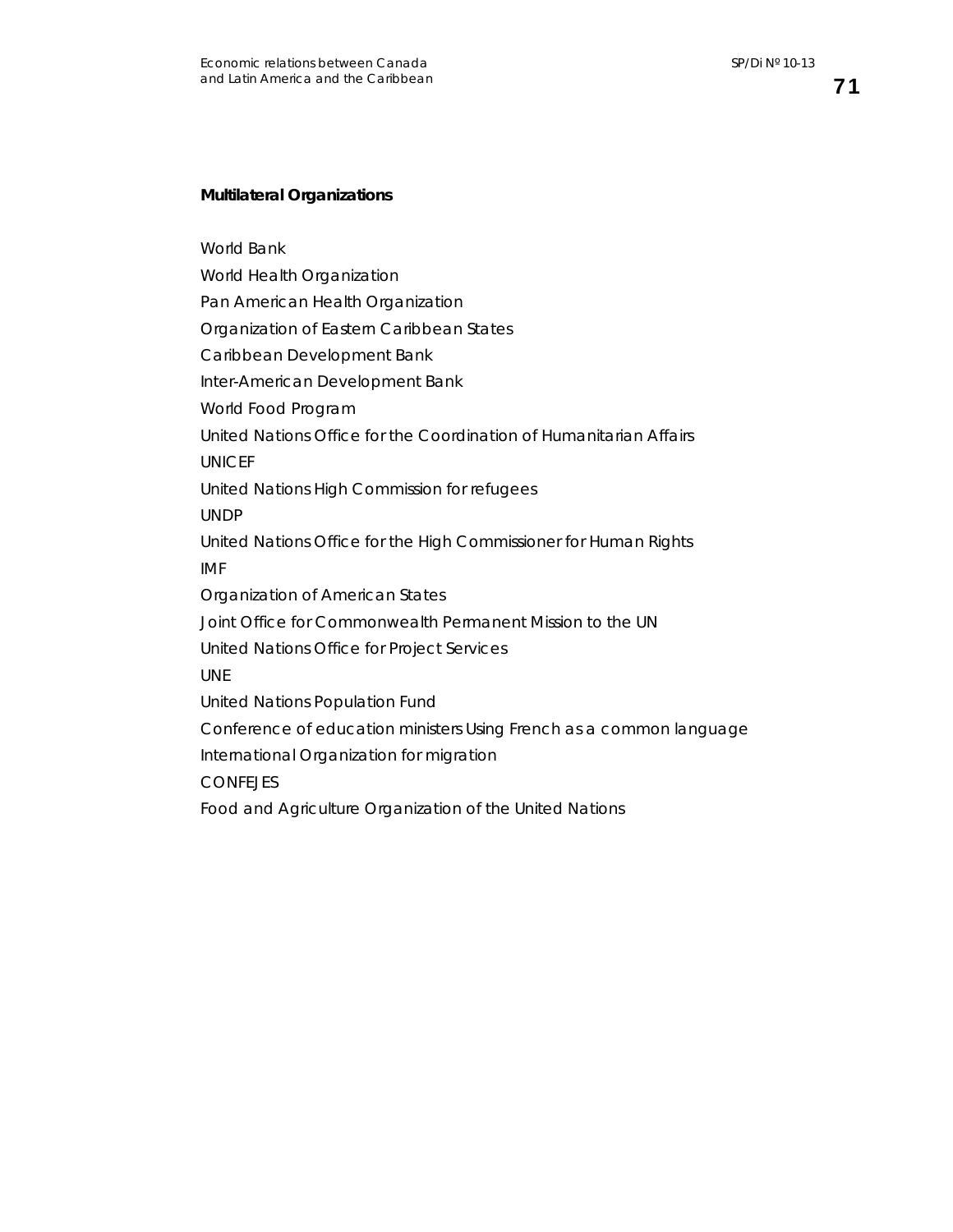**Multilateral Organizations**

World Bank

World Health Organization

Pan American Health Organization

Organization of Eastern Caribbean States

Caribbean Development Bank

Inter-American Development Bank

World Food Program

United Nations Office for the Coordination of Humanitarian Affairs

UNICEF

United Nations High Commission for refugees

UNDP

United Nations Office for the High Commissioner for Human Rights

IMF

Organization of American States

Joint Office for Commonwealth Permanent Mission to the UN

United Nations Office for Project Services

UNE

United Nations Population Fund

Conference of education ministers Using French as a common language

International Organization for migration

CONFEJES

Food and Agriculture Organization of the United Nations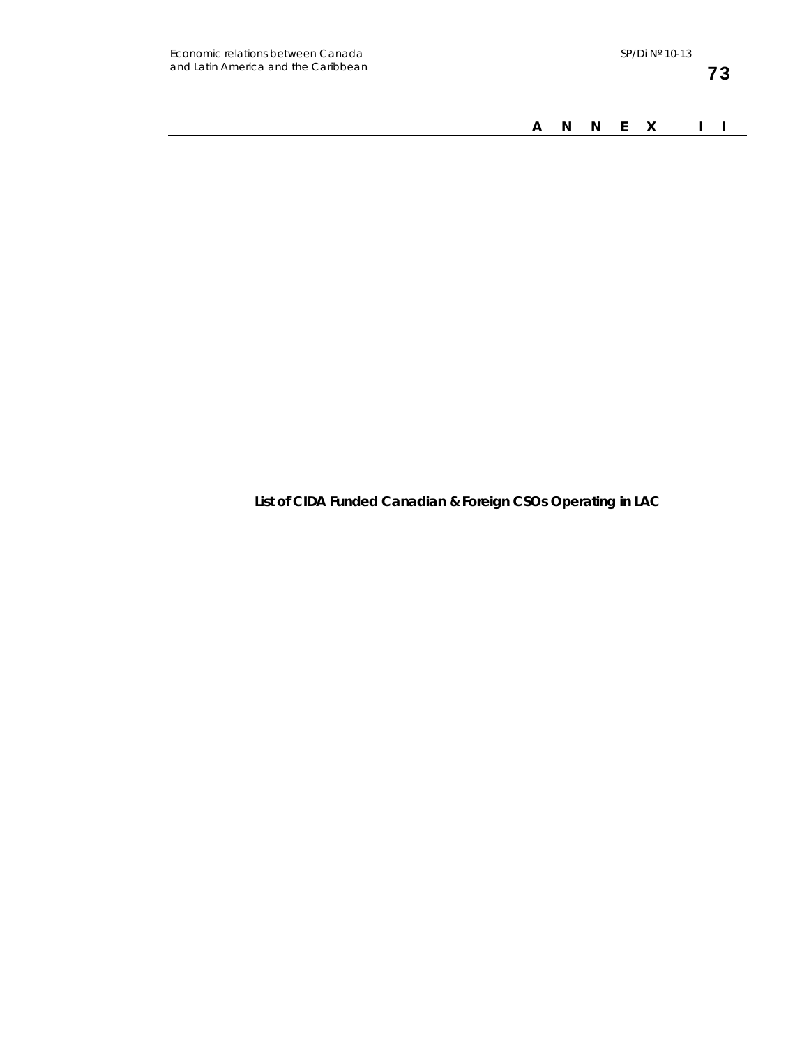# ANNEX II

**List of CIDA Funded Canadian & Foreign CSOs Operating in LAC**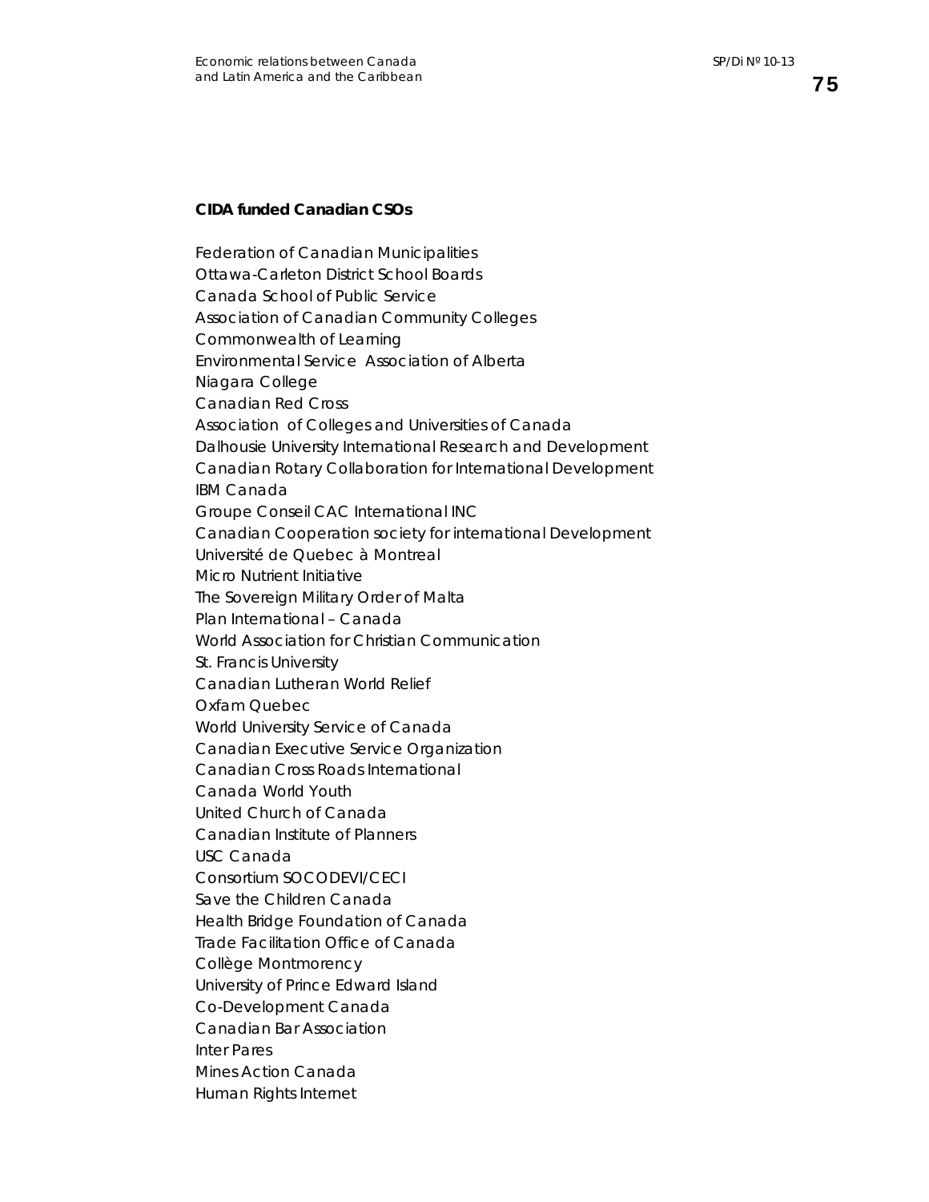**CIDA funded Canadian CSOs**

Federation of Canadian Municipalities
Ottawa-Carleton District School Boards
Canada School of Public Service
Association of Canadian Community Colleges
Commonwealth of Learning
Environmental Service  Association of Alberta
Niagara College
Canadian Red Cross
Association  of Colleges and Universities of Canada
Dalhousie University International Research and Development
Canadian Rotary Collaboration for International Development
IBM Canada
Groupe Conseil CAC International INC
Canadian Cooperation society for international Development
Université de Quebec à Montreal
Micro Nutrient Initiative
The Sovereign Military Order of Malta
Plan International – Canada
World Association for Christian Communication
St. Francis University
Canadian Lutheran World Relief
Oxfam Quebec
World University Service of Canada
Canadian Executive Service Organization
Canadian Cross Roads International
Canada World Youth
United Church of Canada
Canadian Institute of Planners
USC Canada
Consortium SOCODEVI/CECI
Save the Children Canada
Health Bridge Foundation of Canada
Trade Facilitation Office of Canada
Collège Montmorency
University of Prince Edward Island
Co-Development Canada
Canadian Bar Association
Inter Pares
Mines Action Canada
Human Rights Internet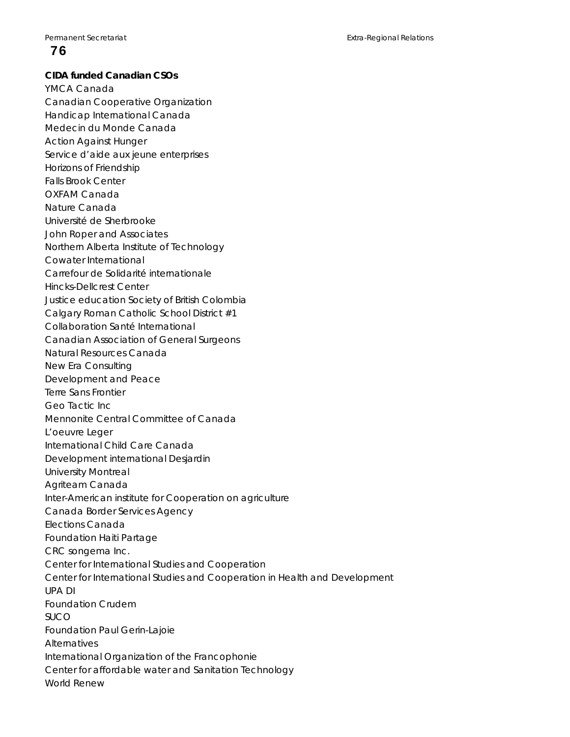**CIDA funded Canadian CSOs**

YMCA Canada
Canadian Cooperative Organization
Handicap International Canada
Medecin du Monde Canada
Action Against Hunger
Service d'aide aux jeune enterprises
Horizons of Friendship
Falls Brook Center
OXFAM Canada
Nature Canada
Université de Sherbrooke
John Roper and Associates
Northern Alberta Institute of Technology
Cowater International
Carrefour de Solidarité internationale
Hincks-Dellcrest Center
Justice education Society of British Colombia
Calgary Roman Catholic School District #1
Collaboration Santé International
Canadian Association of General Surgeons
Natural Resources Canada
New Era Consulting
Development and Peace
Terre Sans Frontier
Geo Tactic Inc
Mennonite Central Committee of Canada
L'oeuvre Leger
International Child Care Canada
Development international Desjardin
University Montreal
Agriteam Canada
Inter-American institute for Cooperation on agriculture
Canada Border Services Agency
Elections Canada
Foundation Haiti Partage
CRC songema Inc.
Center for International Studies and Cooperation
Center for International Studies and Cooperation in Health and Development
UPA DI
Foundation Crudem
SUCO
Foundation Paul Gerin-Lajoie
Alternatives
International Organization of the Francophonie
Center for affordable water and Sanitation Technology
World Renew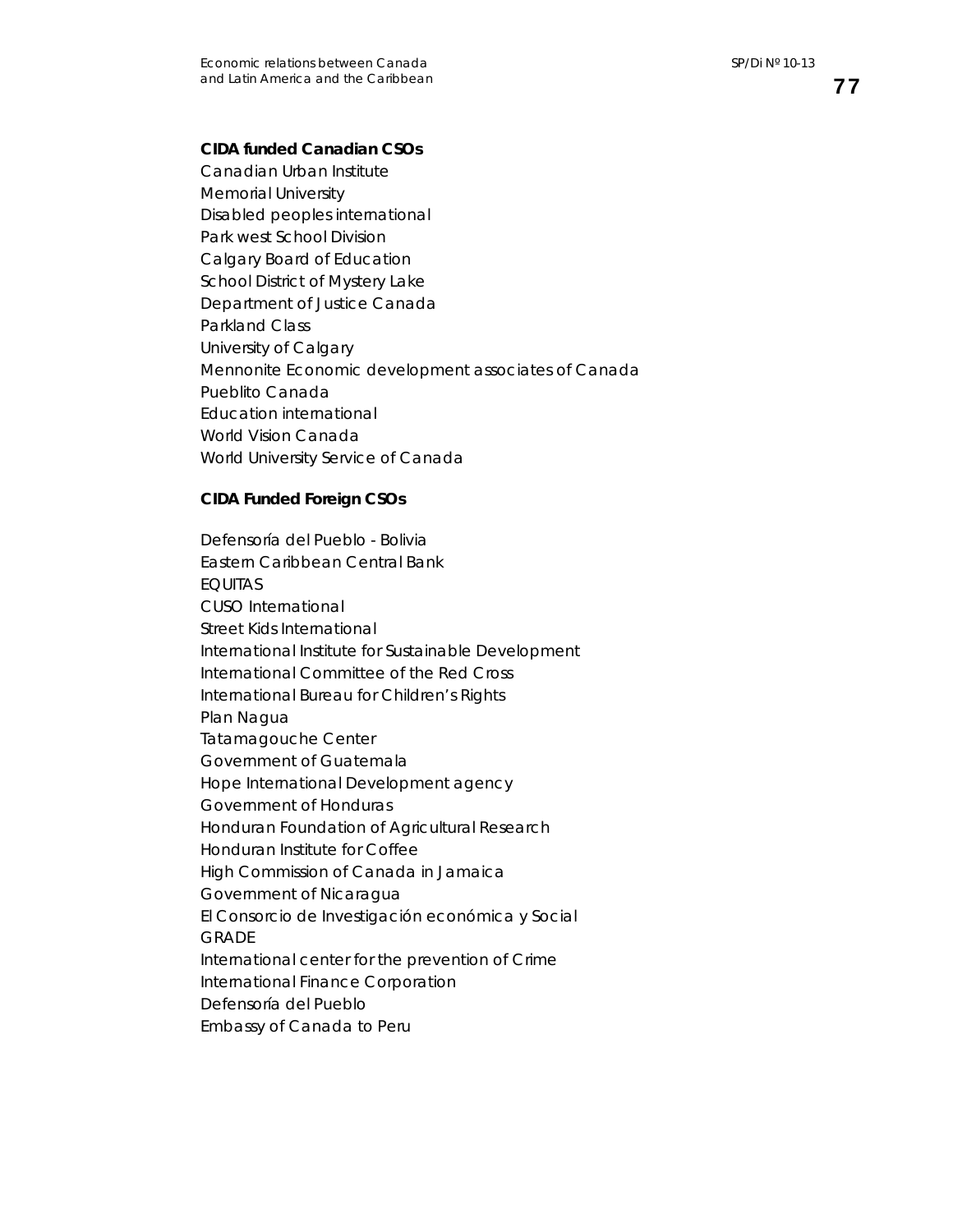**CIDA funded Canadian CSOs**

Canadian Urban Institute
Memorial University
Disabled peoples international
Park west School Division
Calgary Board of Education
School District of Mystery Lake
Department of Justice Canada
Parkland Class
University of Calgary
Mennonite Economic development associates of Canada
Pueblito Canada
Education international
World Vision Canada
World University Service of Canada

**CIDA Funded Foreign CSOs**

Defensoría del Pueblo - Bolivia
Eastern Caribbean Central Bank
EQUITAS
CUSO International
Street Kids International
International Institute for Sustainable Development
International Committee of the Red Cross
International Bureau for Children's Rights
Plan Nagua
Tatamagouche Center
Government of Guatemala
Hope International Development agency
Government of Honduras
Honduran Foundation of Agricultural Research
Honduran Institute for Coffee
High Commission of Canada in Jamaica
Government of Nicaragua
El Consorcio de Investigación económica y Social
GRADE
International center for the prevention of Crime
International Finance Corporation
Defensoría del Pueblo
Embassy of Canada to Peru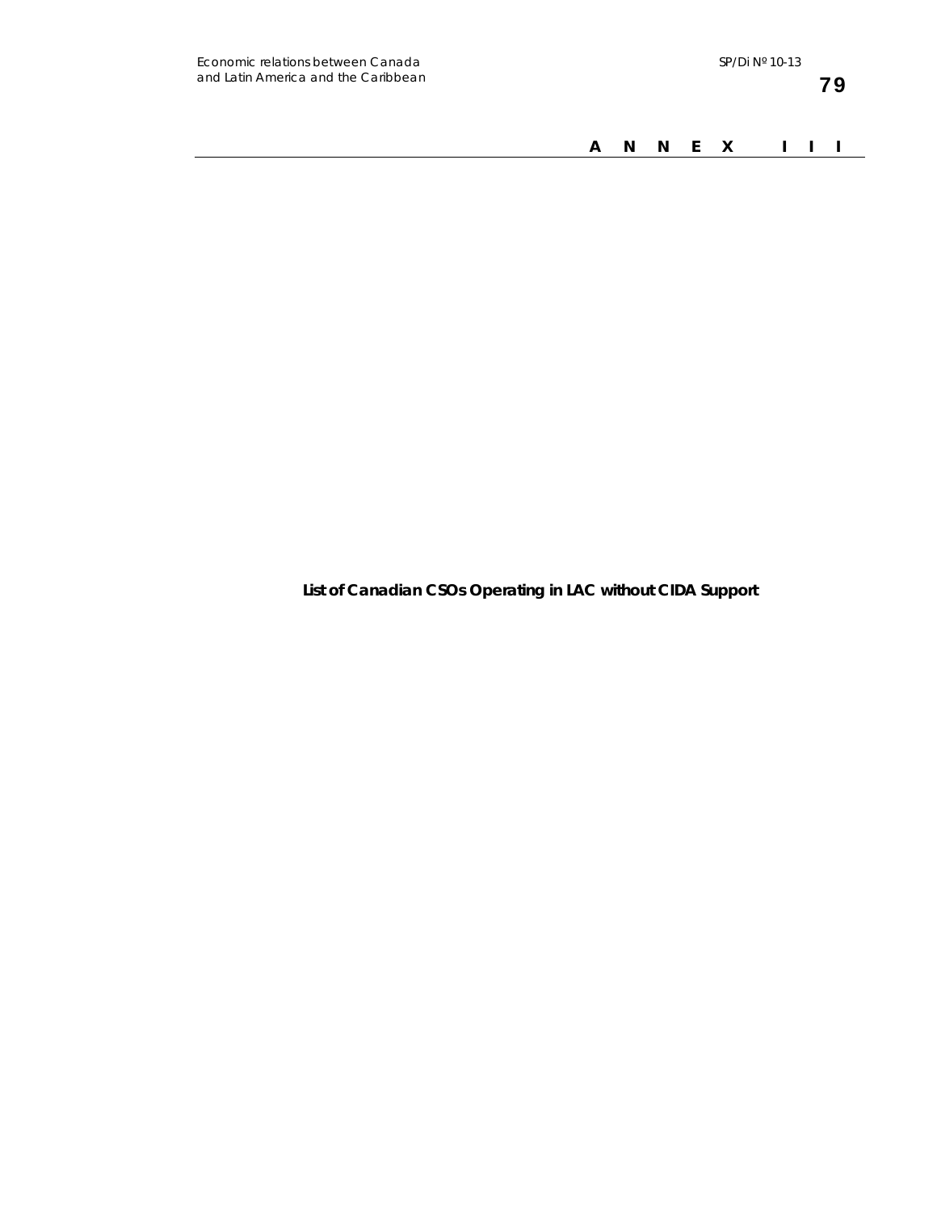# ANNEX III

**List of Canadian CSOs Operating in LAC without CIDA Support**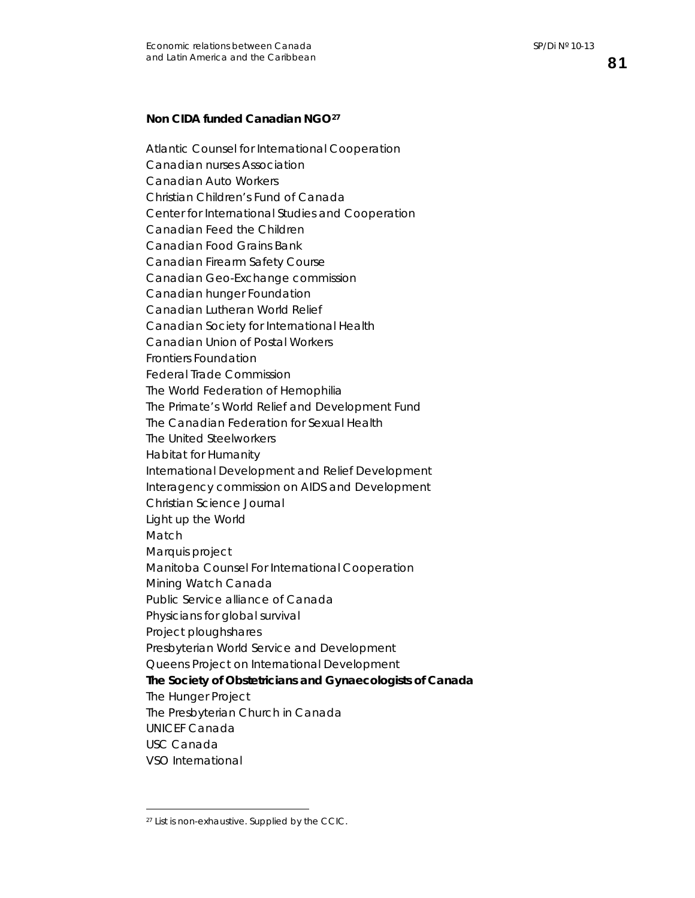**Non CIDA funded Canadian NGO**[27]

Atlantic Counsel for International Cooperation
Canadian nurses Association
Canadian Auto Workers
Christian Children's Fund of Canada
Center for International Studies and Cooperation
Canadian Feed the Children
Canadian Food Grains Bank
Canadian Firearm Safety Course
Canadian Geo-Exchange commission
Canadian hunger Foundation
Canadian Lutheran World Relief
Canadian Society for International Health
Canadian Union of Postal Workers
Frontiers Foundation
Federal Trade Commission
The World Federation of Hemophilia
The Primate's World Relief and Development Fund
The Canadian Federation for Sexual Health
The United Steelworkers
Habitat for Humanity
International Development and Relief Development
Interagency commission on AIDS and Development
Christian Science Journal
Light up the World
Match
Marquis project
Manitoba Counsel For International Cooperation
Mining Watch Canada
Public Service alliance of Canada
Physicians for global survival
Project ploughshares
Presbyterian World Service and Development
Queens Project on International Development
**The Society of Obstetricians and Gynaecologists of Canada**
The Hunger Project
The Presbyterian Church in Canada
UNICEF Canada
USC Canada
VSO International

[27] List is non-exhaustive. Supplied by the CCIC.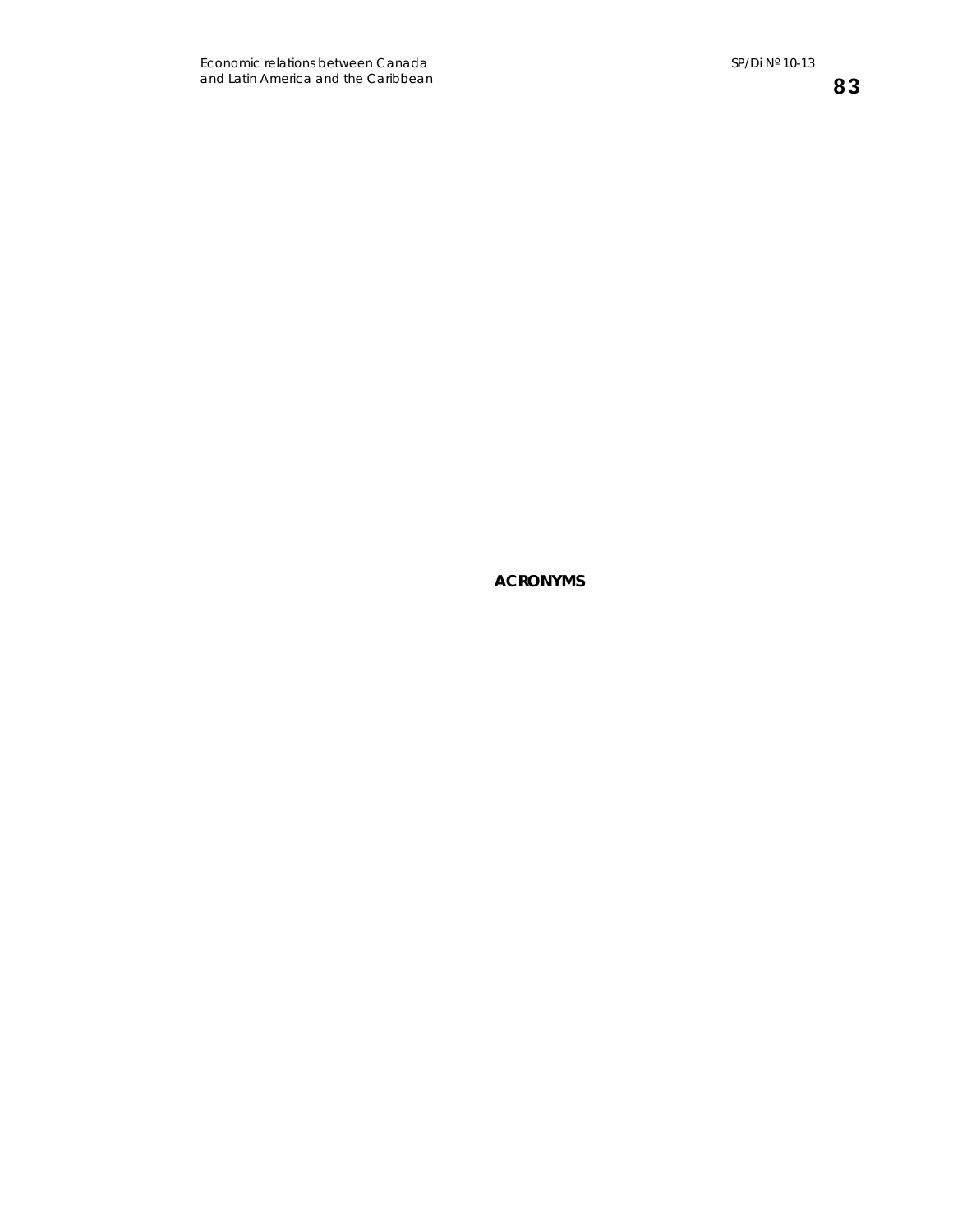# ACRONYMS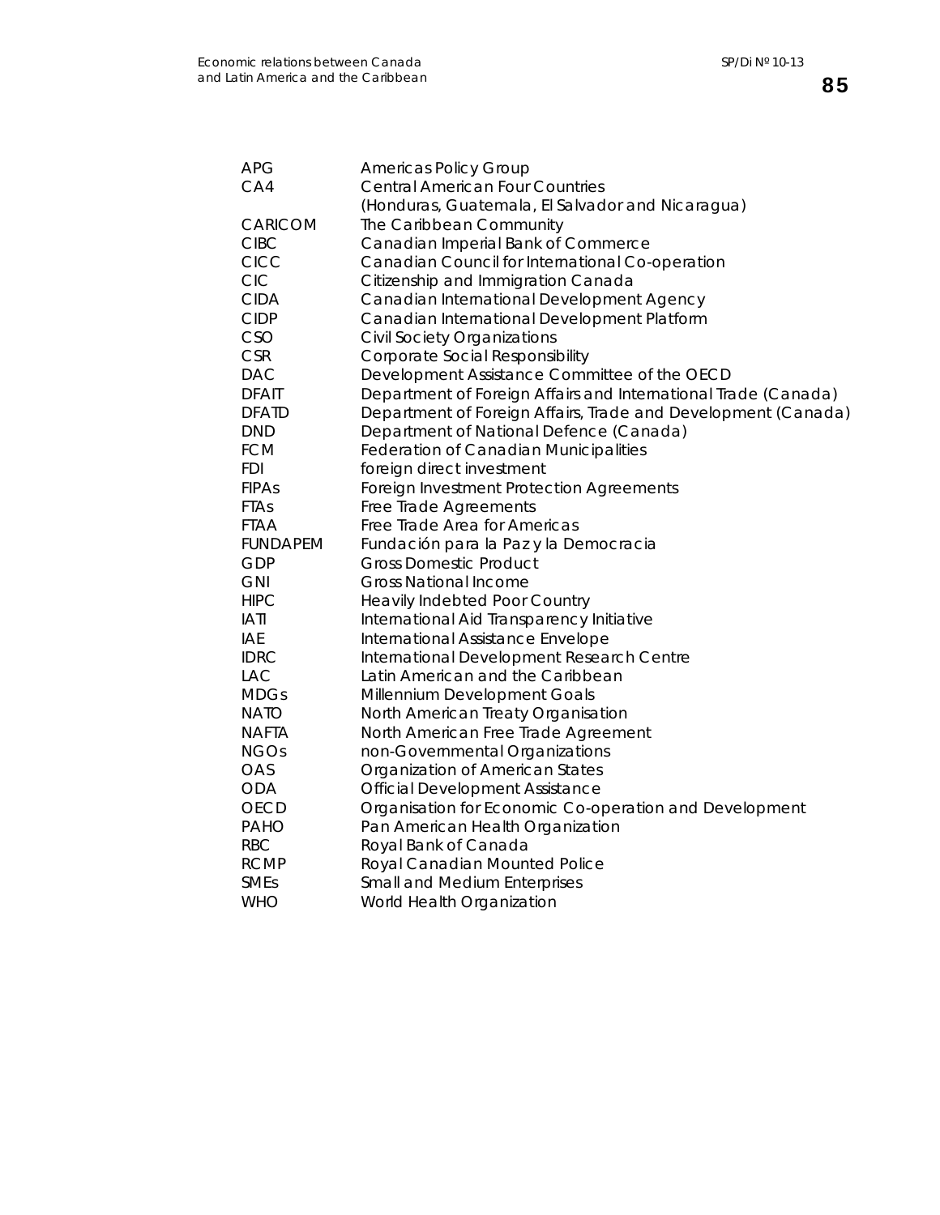| | |
|---|---|
| APG | Americas Policy Group |
| CA4 | Central American Four Countries (Honduras, Guatemala, El Salvador and Nicaragua) |
| CARICOM | The Caribbean Community |
| CIBC | Canadian Imperial Bank of Commerce |
| CICC | Canadian Council for International Co-operation |
| CIC | Citizenship and Immigration Canada |
| CIDA | Canadian International Development Agency |
| CIDP | Canadian International Development Platform |
| CSO | Civil Society Organizations |
| CSR | Corporate Social Responsibility |
| DAC | Development Assistance Committee of the OECD |
| DFAIT | Department of Foreign Affairs and International Trade (Canada) |
| DFATD | Department of Foreign Affairs, Trade and Development (Canada) |
| DND | Department of National Defence (Canada) |
| FCM | Federation of Canadian Municipalities |
| FDI | foreign direct investment |
| FIPAs | Foreign Investment Protection Agreements |
| FTAs | Free Trade Agreements |
| FTAA | Free Trade Area for Americas |
| FUNDAPEM | Fundación para la Paz y la Democracia |
| GDP | Gross Domestic Product |
| GNI | Gross National Income |
| HIPC | Heavily Indebted Poor Country |
| IATI | International Aid Transparency Initiative |
| IAE | International Assistance Envelope |
| IDRC | International Development Research Centre |
| LAC | Latin American and the Caribbean |
| MDGs | Millennium Development Goals |
| NATO | North American Treaty Organisation |
| NAFTA | North American Free Trade Agreement |
| NGOs | non-Governmental Organizations |
| OAS | Organization of American States |
| ODA | Official Development Assistance |
| OECD | Organisation for Economic Co-operation and Development |
| PAHO | Pan American Health Organization |
| RBC | Royal Bank of Canada |
| RCMP | Royal Canadian Mounted Police |
| SMEs | Small and Medium Enterprises |
| WHO | World Health Organization |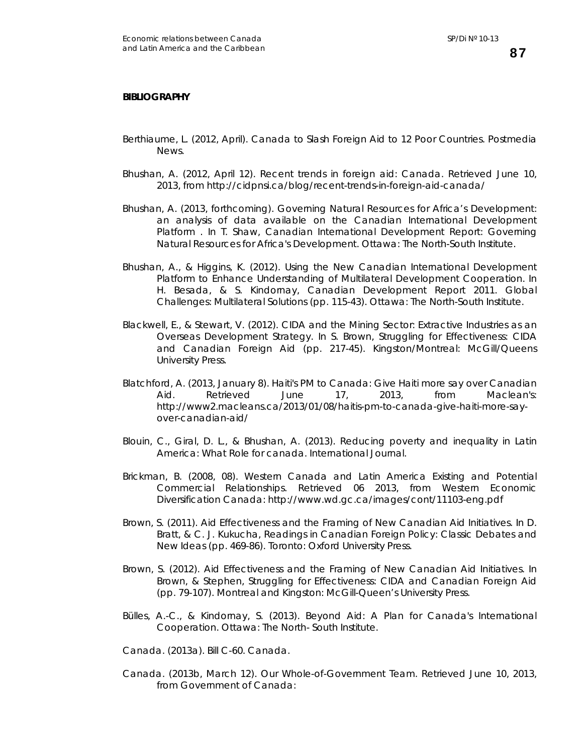**BIBLIOGRAPHY**

Berthiaume, L. (2012, April). Canada to Slash Foreign Aid to 12 Poor Countries. Postmedia News.

Bhushan, A. (2012, April 12). Recent trends in foreign aid: Canada. Retrieved June 10, 2013, from http://cidpnsi.ca/blog/recent-trends-in-foreign-aid-canada/

Bhushan, A. (2013, forthcoming). Governing Natural Resources for Africa's Development: an analysis of data available on the Canadian International Development Platform . In T. Shaw, Canadian International Development Report: Governing Natural Resources for Africa's Development. Ottawa: The North-South Institute.

Bhushan, A., & Higgins, K. (2012). Using the New Canadian International Development Platform to Enhance Understanding of Multilateral Development Cooperation. In H. Besada, & S. Kindornay, Canadian Development Report 2011. Global Challenges: Multilateral Solutions (pp. 115-43). Ottawa: The North-South Institute.

Blackwell, E., & Stewart, V. (2012). CIDA and the Mining Sector: Extractive Industries as an Overseas Development Strategy. In S. Brown, Struggling for Effectiveness: CIDA and Canadian Foreign Aid (pp. 217-45). Kingston/Montreal: McGill/Queens University Press.

Blatchford, A. (2013, January 8). Haiti's PM to Canada: Give Haiti more say over Canadian Aid. Retrieved June 17, 2013, from Maclean's: http://www2.macleans.ca/2013/01/08/haitis-pm-to-canada-give-haiti-more-say-over-canadian-aid/

Blouin, C., Giral, D. L., & Bhushan, A. (2013). Reducing poverty and inequality in Latin America: What Role for canada. International Journal.

Brickman, B. (2008, 08). Western Canada and Latin America Existing and Potential Commercial Relationships. Retrieved 06 2013, from Western Economic Diversification Canada: http://www.wd.gc.ca/images/cont/11103-eng.pdf

Brown, S. (2011). Aid Effectiveness and the Framing of New Canadian Aid Initiatives. In D. Bratt, & C. J. Kukucha, Readings in Canadian Foreign Policy: Classic Debates and New Ideas (pp. 469-86). Toronto: Oxford University Press.

Brown, S. (2012). Aid Effectiveness and the Framing of New Canadian Aid Initiatives. In Brown, & Stephen, Struggling for Effectiveness: CIDA and Canadian Foreign Aid (pp. 79-107). Montreal and Kingston: McGill-Queen's University Press.

Bülles, A.-C., & Kindornay, S. (2013). Beyond Aid: A Plan for Canada's International Cooperation. Ottawa: The North- South Institute.

Canada. (2013a). Bill C-60. Canada.

Canada. (2013b, March 12). Our Whole-of-Government Team. Retrieved June 10, 2013, from Government of Canada: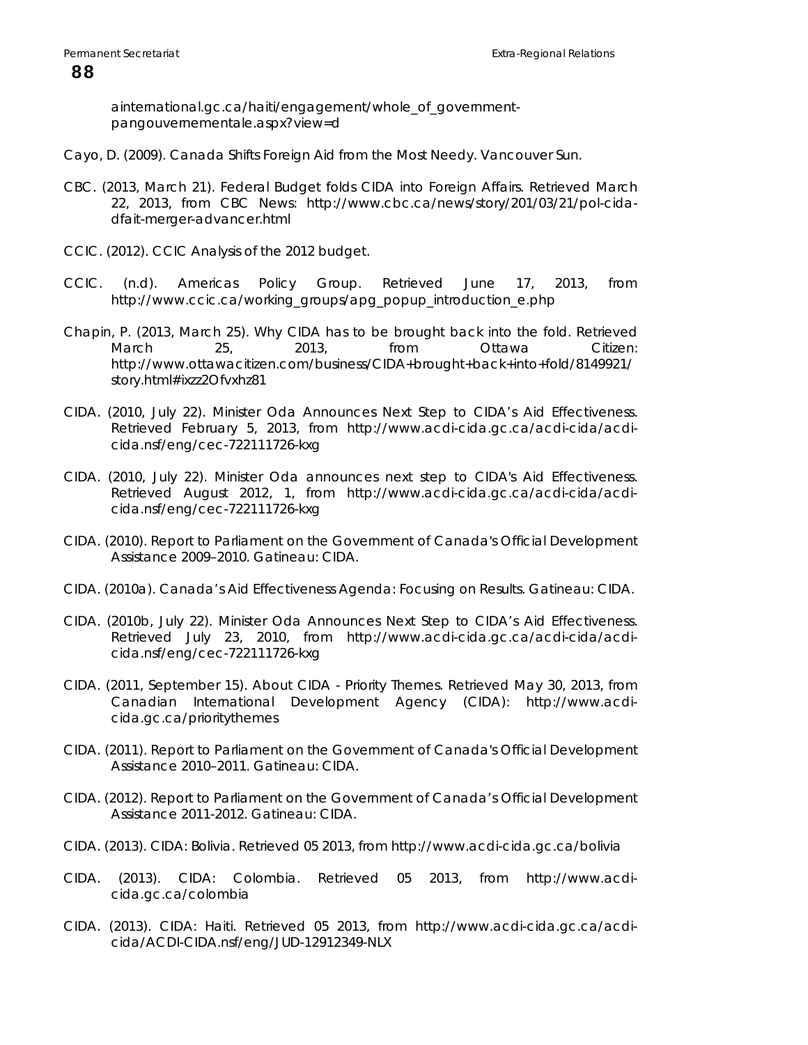ainternational.gc.ca/haiti/engagement/whole_of_government-pangouvernementale.aspx?view=d

Cayo, D. (2009). Canada Shifts Foreign Aid from the Most Needy. Vancouver Sun.

CBC. (2013, March 21). Federal Budget folds CIDA into Foreign Affairs. Retrieved March 22, 2013, from CBC News: http://www.cbc.ca/news/story/201/03/21/pol-cida-dfait-merger-advancer.html

CCIC. (2012). CCIC Analysis of the 2012 budget.

CCIC. (n.d). Americas Policy Group. Retrieved June 17, 2013, from http://www.ccic.ca/working_groups/apg_popup_introduction_e.php

Chapin, P. (2013, March 25). Why CIDA has to be brought back into the fold. Retrieved March 25, 2013, from Ottawa Citizen: http://www.ottawacitizen.com/business/CIDA+brought+back+into+fold/8149921/story.html#ixzz2Ofvxhz81

CIDA. (2010, July 22). Minister Oda Announces Next Step to CIDA's Aid Effectiveness. Retrieved February 5, 2013, from http://www.acdi-cida.gc.ca/acdi-cida/acdi-cida.nsf/eng/cec-722111726-kxg

CIDA. (2010, July 22). Minister Oda announces next step to CIDA's Aid Effectiveness. Retrieved August 2012, 1, from http://www.acdi-cida.gc.ca/acdi-cida/acdi-cida.nsf/eng/cec-722111726-kxg

CIDA. (2010). Report to Parliament on the Government of Canada's Official Development Assistance 2009–2010. Gatineau: CIDA.

CIDA. (2010a). Canada's Aid Effectiveness Agenda: Focusing on Results. Gatineau: CIDA.

CIDA. (2010b, July 22). Minister Oda Announces Next Step to CIDA's Aid Effectiveness. Retrieved July 23, 2010, from http://www.acdi-cida.gc.ca/acdi-cida/acdi-cida.nsf/eng/cec-722111726-kxg

CIDA. (2011, September 15). About CIDA - Priority Themes. Retrieved May 30, 2013, from Canadian International Development Agency (CIDA): http://www.acdi-cida.gc.ca/prioritythemes

CIDA. (2011). Report to Parliament on the Government of Canada's Official Development Assistance 2010–2011. Gatineau: CIDA.

CIDA. (2012). Report to Parliament on the Government of Canada's Official Development Assistance 2011-2012. Gatineau: CIDA.

CIDA. (2013). CIDA: Bolivia. Retrieved 05 2013, from http://www.acdi-cida.gc.ca/bolivia

CIDA. (2013). CIDA: Colombia. Retrieved 05 2013, from http://www.acdi-cida.gc.ca/colombia

CIDA. (2013). CIDA: Haiti. Retrieved 05 2013, from http://www.acdi-cida.gc.ca/acdi-cida/ACDI-CIDA.nsf/eng/JUD-12912349-NLX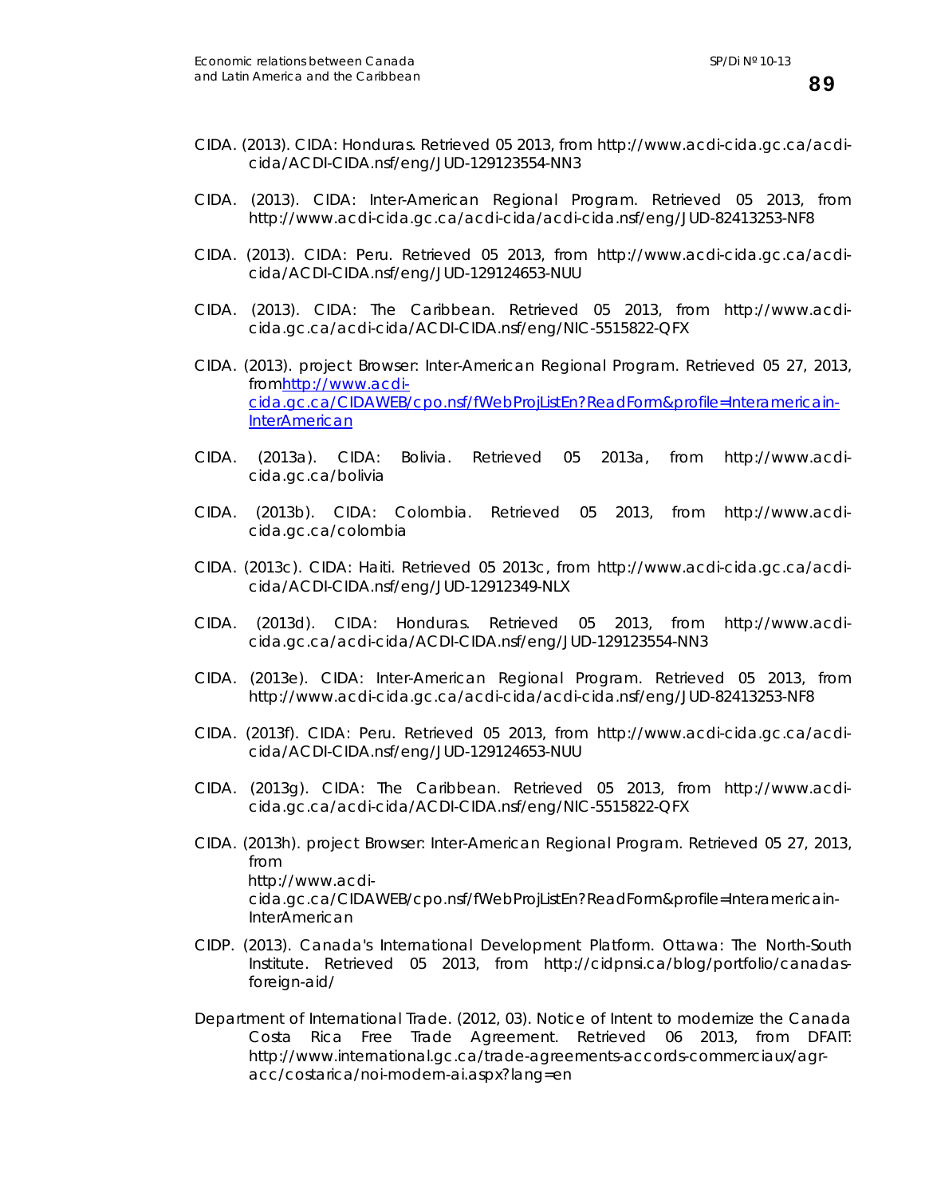CIDA. (2013). CIDA: Honduras. Retrieved 05 2013, from http://www.acdi-cida.gc.ca/acdi-cida/ACDI-CIDA.nsf/eng/JUD-129123554-NN3

CIDA. (2013). CIDA: Inter-American Regional Program. Retrieved 05 2013, from http://www.acdi-cida.gc.ca/acdi-cida/acdi-cida.nsf/eng/JUD-82413253-NF8

CIDA. (2013). CIDA: Peru. Retrieved 05 2013, from http://www.acdi-cida.gc.ca/acdi-cida/ACDI-CIDA.nsf/eng/JUD-129124653-NUU

CIDA. (2013). CIDA: The Caribbean. Retrieved 05 2013, from http://www.acdi-cida.gc.ca/acdi-cida/ACDI-CIDA.nsf/eng/NIC-5515822-QFX

CIDA. (2013). project Browser: Inter-American Regional Program. Retrieved 05 27, 2013, from[http://www.acdi-cida.gc.ca/CIDAWEB/cpo.nsf/fWebProjListEn?ReadForm&profile=Interamericain-InterAmerican](http://www.acdi-cida.gc.ca/CIDAWEB/cpo.nsf/fWebProjListEn?ReadForm&profile=Interamericain-InterAmerican)

CIDA. (2013a). CIDA: Bolivia. Retrieved 05 2013a, from http://www.acdi-cida.gc.ca/bolivia

CIDA. (2013b). CIDA: Colombia. Retrieved 05 2013, from http://www.acdi-cida.gc.ca/colombia

CIDA. (2013c). CIDA: Haiti. Retrieved 05 2013c, from http://www.acdi-cida.gc.ca/acdi-cida/ACDI-CIDA.nsf/eng/JUD-12912349-NLX

CIDA. (2013d). CIDA: Honduras. Retrieved 05 2013, from http://www.acdi-cida.gc.ca/acdi-cida/ACDI-CIDA.nsf/eng/JUD-129123554-NN3

CIDA. (2013e). CIDA: Inter-American Regional Program. Retrieved 05 2013, from http://www.acdi-cida.gc.ca/acdi-cida/acdi-cida.nsf/eng/JUD-82413253-NF8

CIDA. (2013f). CIDA: Peru. Retrieved 05 2013, from http://www.acdi-cida.gc.ca/acdi-cida/ACDI-CIDA.nsf/eng/JUD-129124653-NUU

CIDA. (2013g). CIDA: The Caribbean. Retrieved 05 2013, from http://www.acdi-cida.gc.ca/acdi-cida/ACDI-CIDA.nsf/eng/NIC-5515822-QFX

CIDA. (2013h). project Browser: Inter-American Regional Program. Retrieved 05 27, 2013, from http://www.acdi-cida.gc.ca/CIDAWEB/cpo.nsf/fWebProjListEn?ReadForm&profile=Interamericain-InterAmerican

CIDP. (2013). Canada's International Development Platform. Ottawa: The North-South Institute. Retrieved 05 2013, from http://cidpnsi.ca/blog/portfolio/canadas-foreign-aid/

Department of International Trade. (2012, 03). Notice of Intent to modernize the Canada Costa Rica Free Trade Agreement. Retrieved 06 2013, from DFAIT: http://www.international.gc.ca/trade-agreements-accords-commerciaux/agr-acc/costarica/noi-modern-ai.aspx?lang=en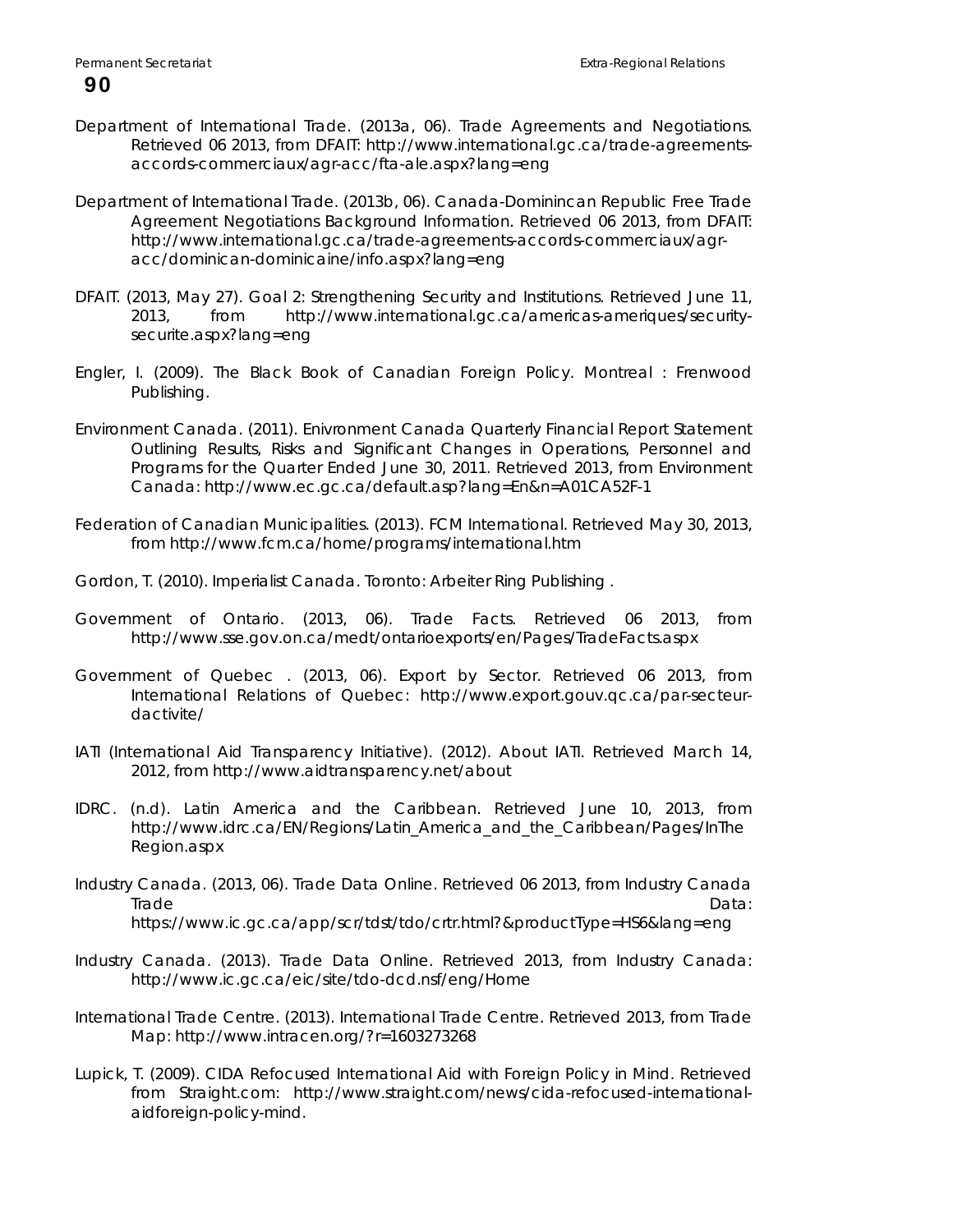Department of International Trade. (2013a, 06). Trade Agreements and Negotiations. Retrieved 06 2013, from DFAIT: http://www.international.gc.ca/trade-agreements-accords-commerciaux/agr-acc/fta-ale.aspx?lang=eng

Department of International Trade. (2013b, 06). Canada-Domınincan Republic Free Trade Agreement Negotiations Background Information. Retrieved 06 2013, from DFAIT: http://www.international.gc.ca/trade-agreements-accords-commerciaux/agr-acc/dominican-dominicaine/info.aspx?lang=eng

DFAIT. (2013, May 27). Goal 2: Strengthening Security and Institutions. Retrieved June 11, 2013, from http://www.international.gc.ca/americas-ameriques/security-securite.aspx?lang=eng

Engler, I. (2009). The Black Book of Canadian Foreign Policy. Montreal : Frenwood Publishing.

Environment Canada. (2011). Enivronment Canada Quarterly Financial Report Statement Outlining Results, Risks and Significant Changes in Operations, Personnel and Programs for the Quarter Ended June 30, 2011. Retrieved 2013, from Environment Canada: http://www.ec.gc.ca/default.asp?lang=En&n=A01CA52F-1

Federation of Canadian Municipalities. (2013). FCM International. Retrieved May 30, 2013, from http://www.fcm.ca/home/programs/international.htm

Gordon, T. (2010). Imperialist Canada. Toronto: Arbeiter Ring Publishing .

Government of Ontario. (2013, 06). Trade Facts. Retrieved 06 2013, from http://www.sse.gov.on.ca/medt/ontarioexports/en/Pages/TradeFacts.aspx

Government of Quebec . (2013, 06). Export by Sector. Retrieved 06 2013, from International Relations of Quebec: http://www.export.gouv.qc.ca/par-secteur-dactivite/

IATI (International Aid Transparency Initiative). (2012). About IATI. Retrieved March 14, 2012, from http://www.aidtransparency.net/about

IDRC. (n.d). Latin America and the Caribbean. Retrieved June 10, 2013, from http://www.idrc.ca/EN/Regions/Latin_America_and_the_Caribbean/Pages/InTheRegion.aspx

Industry Canada. (2013, 06). Trade Data Online. Retrieved 06 2013, from Industry Canada Trade Data: https://www.ic.gc.ca/app/scr/tdst/tdo/crtr.html?&productType=HS6&lang=eng

Industry Canada. (2013). Trade Data Online. Retrieved 2013, from Industry Canada: http://www.ic.gc.ca/eic/site/tdo-dcd.nsf/eng/Home

International Trade Centre. (2013). International Trade Centre. Retrieved 2013, from Trade Map: http://www.intracen.org/?r=1603273268

Lupick, T. (2009). CIDA Refocused International Aid with Foreign Policy in Mind. Retrieved from Straight.com: http://www.straight.com/news/cida-refocused-international-aidforeign-policy-mind.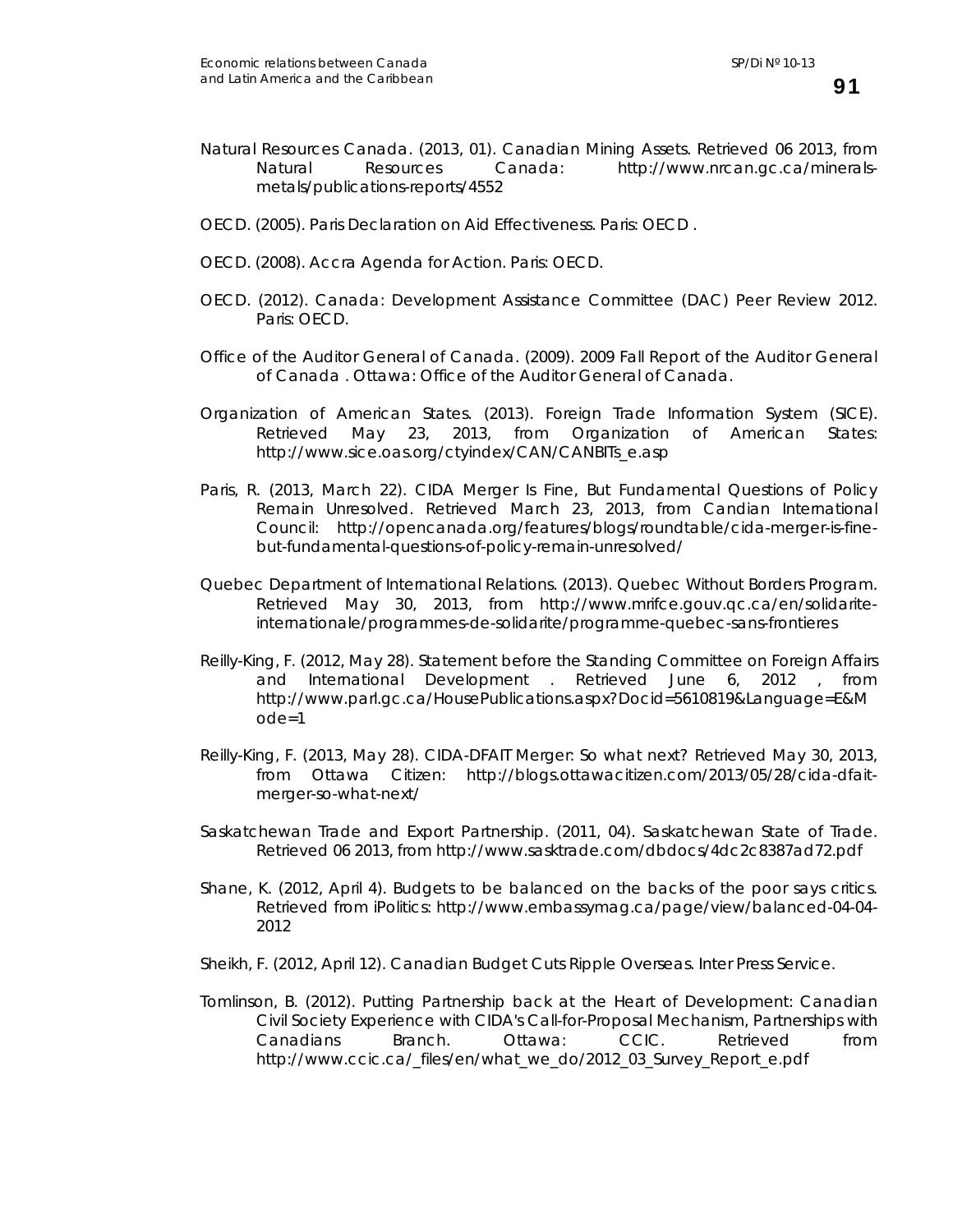Natural Resources Canada. (2013, 01). Canadian Mining Assets. Retrieved 06 2013, from Natural Resources Canada: http://www.nrcan.gc.ca/minerals-metals/publications-reports/4552

OECD. (2005). Paris Declaration on Aid Effectiveness. Paris: OECD .

OECD. (2008). Accra Agenda for Action. Paris: OECD.

OECD. (2012). Canada: Development Assistance Committee (DAC) Peer Review 2012. Paris: OECD.

Office of the Auditor General of Canada. (2009). 2009 Fall Report of the Auditor General of Canada . Ottawa: Office of the Auditor General of Canada.

Organization of American States. (2013). Foreign Trade Information System (SICE). Retrieved May 23, 2013, from Organization of American States: http://www.sice.oas.org/ctyindex/CAN/CANBITs_e.asp

Paris, R. (2013, March 22). CIDA Merger Is Fine, But Fundamental Questions of Policy Remain Unresolved. Retrieved March 23, 2013, from Candian International Council: http://opencanada.org/features/blogs/roundtable/cida-merger-is-fine-but-fundamental-questions-of-policy-remain-unresolved/

Quebec Department of International Relations. (2013). Quebec Without Borders Program. Retrieved May 30, 2013, from http://www.mrifce.gouv.qc.ca/en/solidarite-internationale/programmes-de-solidarite/programme-quebec-sans-frontieres

Reilly-King, F. (2012, May 28). Statement before the Standing Committee on Foreign Affairs and International Development . Retrieved June 6, 2012 , from http://www.parl.gc.ca/HousePublications.aspx?Docid=5610819&Language=E&Mode=1

Reilly-King, F. (2013, May 28). CIDA-DFAIT Merger: So what next? Retrieved May 30, 2013, from Ottawa Citizen: http://blogs.ottawacitizen.com/2013/05/28/cida-dfait-merger-so-what-next/

Saskatchewan Trade and Export Partnership. (2011, 04). Saskatchewan State of Trade. Retrieved 06 2013, from http://www.sasktrade.com/dbdocs/4dc2c8387ad72.pdf

Shane, K. (2012, April 4). Budgets to be balanced on the backs of the poor says critics. Retrieved from iPolitics: http://www.embassymag.ca/page/view/balanced-04-04-2012

Sheikh, F. (2012, April 12). Canadian Budget Cuts Ripple Overseas. Inter Press Service.

Tomlinson, B. (2012). Putting Partnership back at the Heart of Development: Canadian Civil Society Experience with CIDA's Call-for-Proposal Mechanism, Partnerships with Canadians Branch. Ottawa: CCIC. Retrieved from http://www.ccic.ca/_files/en/what_we_do/2012_03_Survey_Report_e.pdf